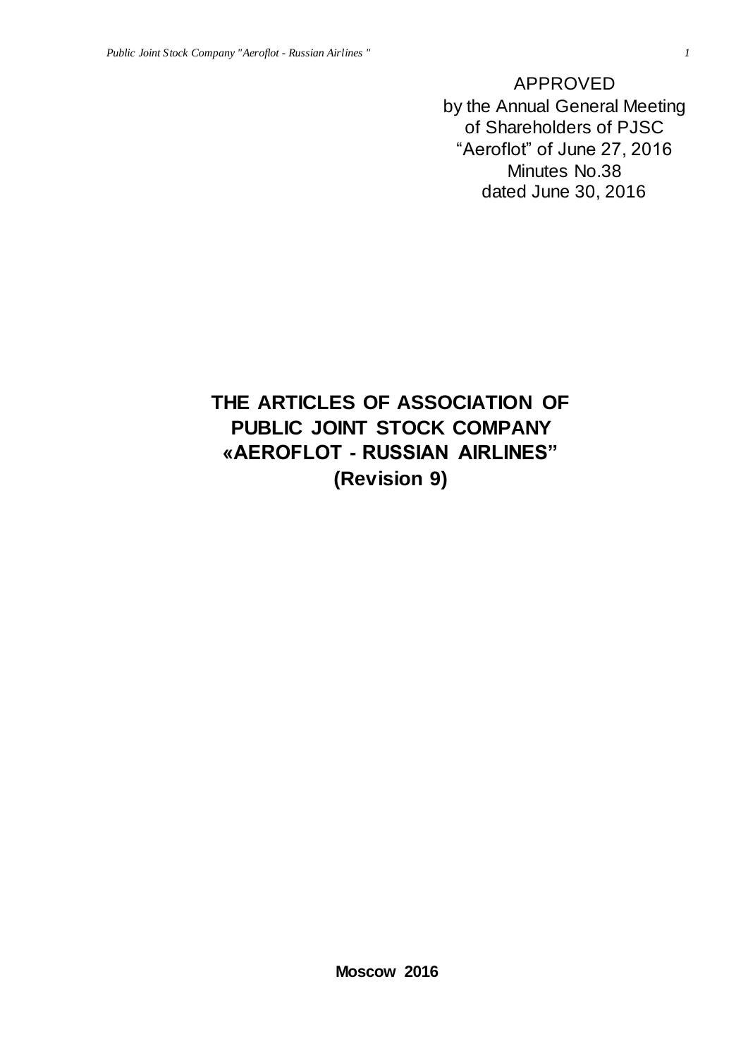APPROVED
by the Annual General Meeting
of Shareholders of PJSC
“Aeroflot” of June 27, 2016
Minutes No.38
dated June 30, 2016

# THE ARTICLES OF ASSOCIATION OF PUBLIC JOINT STOCK COMPANY «AEROFLOT - RUSSIAN AIRLINES” (Revision 9)

**Moscow 2016**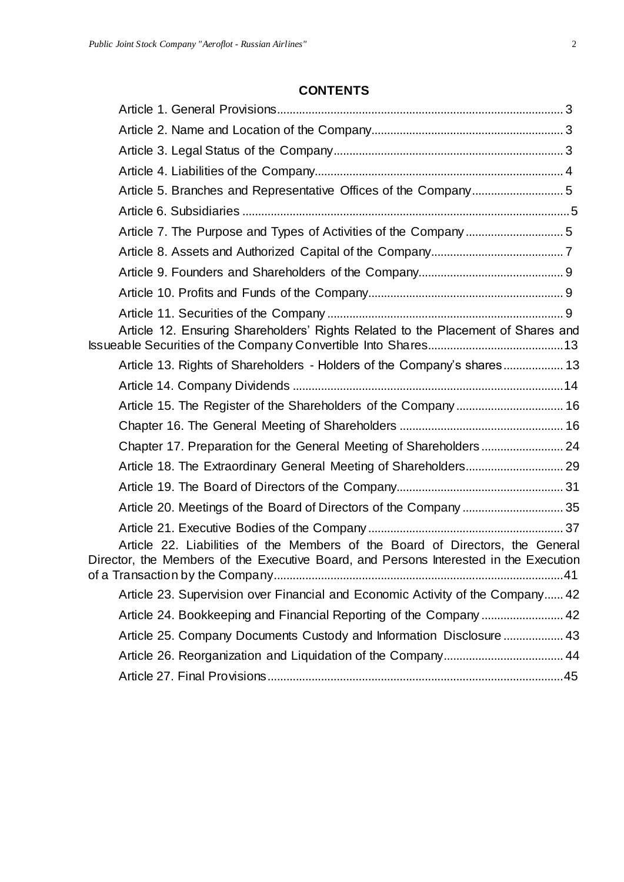## CONTENTS

Article 1. General Provisions........................................................................................ 3

Article 2. Name and Location of the Company........................................................... 3

Article 3. Legal Status of the Company....................................................................... 3

Article 4. Liabilities of the Company............................................................................ 4

Article 5. Branches and Representative Offices of the Company............................ 5

Article 6. Subsidiaries ..................................................................................................5

Article 7. The Purpose and Types of Activities of the Company .............................. 5

Article 8. Assets and Authorized Capital of the Company......................................... 7

Article 9. Founders and Shareholders of the Company............................................. 9

Article 10. Profits and Funds of the Company............................................................ 9

Article 11. Securities of the Company ......................................................................... 9

Article 12. Ensuring Shareholders' Rights Related to the Placement of Shares and Issueable Securities of the Company Convertible Into Shares..........................................13

Article 13. Rights of Shareholders - Holders of the Company's shares.................. 13

Article 14. Company Dividends ....................................................................................14

Article 15. The Register of the Shareholders of the Company ................................. 16

Chapter 16. The General Meeting of Shareholders .................................................. 16

Chapter 17. Preparation for the General Meeting of Shareholders ......................... 24

Article 18. The Extraordinary General Meeting of Shareholders............................... 29

Article 19. The Board of Directors of the Company.................................................... 31

Article 20. Meetings of the Board of Directors of the Company ............................... 35

Article 21. Executive Bodies of the Company ............................................................ 37

Article 22. Liabilities of the Members of the Board of Directors, the General Director, the Members of the Executive Board, and Persons Interested in the Execution of a Transaction by the Company..........................................................................................41

Article 23. Supervision over Financial and Economic Activity of the Company...... 42

Article 24. Bookkeeping and Financial Reporting of the Company .......................... 42

Article 25. Company Documents Custody and Information Disclosure ................... 43

Article 26. Reorganization and Liquidation of the Company...................................... 44

Article 27. Final Provisions............................................................................................45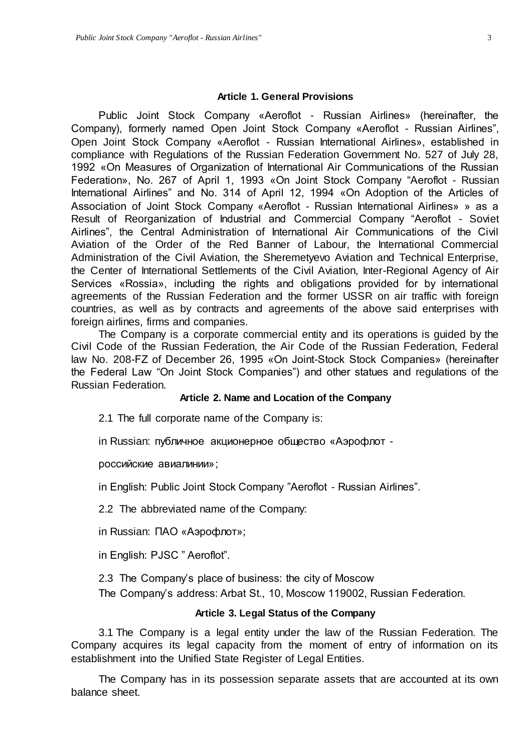### Article 1. General Provisions

Public Joint Stock Company «Aeroflot - Russian Airlines» (hereinafter, the Company), formerly named Open Joint Stock Company «Aeroflot - Russian Airlines", Open Joint Stock Company «Aeroflot - Russian International Airlines», established in compliance with Regulations of the Russian Federation Government No. 527 of July 28, 1992 «On Measures of Organization of International Air Communications of the Russian Federation», No. 267 of April 1, 1993 «On Joint Stock Company "Aeroflot - Russian International Airlines" and No. 314 of April 12, 1994 «On Adoption of the Articles of Association of Joint Stock Company «Aeroflot - Russian International Airlines» » as a Result of Reorganization of Industrial and Commercial Company "Aeroflot - Soviet Airlines", the Central Administration of International Air Communications of the Civil Aviation of the Order of the Red Banner of Labour, the International Commercial Administration of the Civil Aviation, the Sheremetyevo Aviation and Technical Enterprise, the Center of International Settlements of the Civil Aviation, Inter-Regional Agency of Air Services «Rossia», including the rights and obligations provided for by international agreements of the Russian Federation and the former USSR on air traffic with foreign countries, as well as by contracts and agreements of the above said enterprises with foreign airlines, firms and companies.

The Company is a corporate commercial entity and its operations is guided by the Civil Code of the Russian Federation, the Air Code of the Russian Federation, Federal law No. 208-FZ of December 26, 1995 «On Joint-Stock Stock Companies» (hereinafter the Federal Law "On Joint Stock Companies") and other statues and regulations of the Russian Federation.

### Article 2. Name and Location of the Company

2.1 The full corporate name of the Company is:

in Russian: публичное акционерное общество «Аэрофлот - российские авиалинии»;

in English: Public Joint Stock Company "Aeroflot - Russian Airlines".

2.2 The abbreviated name of the Company:

in Russian: ПАО «Аэрофлот»;

in English: PJSC " Aeroflot".

2.3 The Company's place of business: the city of Moscow

The Company's address: Arbat St., 10, Moscow 119002, Russian Federation.

### Article 3. Legal Status of the Company

3.1 The Company is a legal entity under the law of the Russian Federation. The Company acquires its legal capacity from the moment of entry of information on its establishment into the Unified State Register of Legal Entities.

The Company has in its possession separate assets that are accounted at its own balance sheet.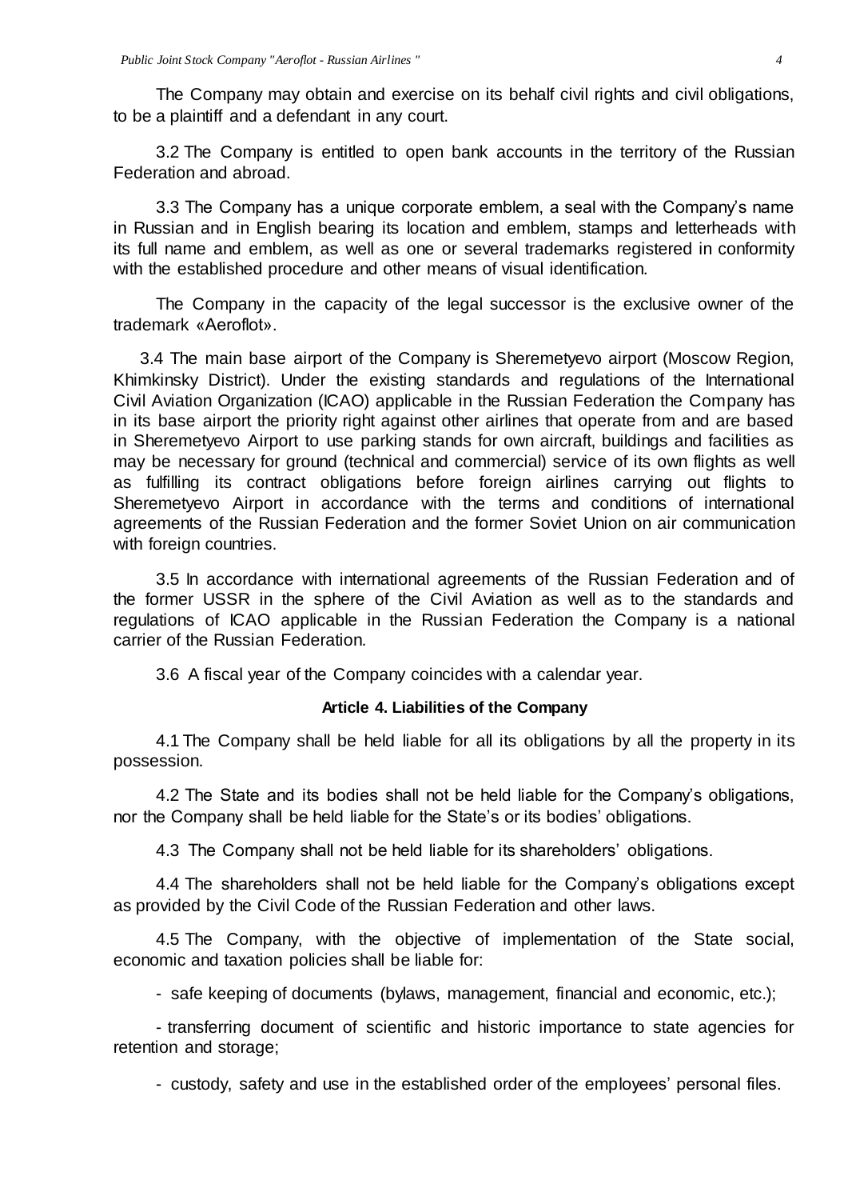The Company may obtain and exercise on its behalf civil rights and civil obligations, to be a plaintiff and a defendant in any court.

3.2 The Company is entitled to open bank accounts in the territory of the Russian Federation and abroad.

3.3 The Company has a unique corporate emblem, a seal with the Company's name in Russian and in English bearing its location and emblem, stamps and letterheads with its full name and emblem, as well as one or several trademarks registered in conformity with the established procedure and other means of visual identification.

The Company in the capacity of the legal successor is the exclusive owner of the trademark «Aeroflot».

3.4 The main base airport of the Company is Sheremetyevo airport (Moscow Region, Khimkinsky District). Under the existing standards and regulations of the International Civil Aviation Organization (ICAO) applicable in the Russian Federation the Company has in its base airport the priority right against other airlines that operate from and are based in Sheremetyevo Airport to use parking stands for own aircraft, buildings and facilities as may be necessary for ground (technical and commercial) service of its own flights as well as fulfilling its contract obligations before foreign airlines carrying out flights to Sheremetyevo Airport in accordance with the terms and conditions of international agreements of the Russian Federation and the former Soviet Union on air communication with foreign countries.

3.5 In accordance with international agreements of the Russian Federation and of the former USSR in the sphere of the Civil Aviation as well as to the standards and regulations of ICAO applicable in the Russian Federation the Company is a national carrier of the Russian Federation.

3.6 A fiscal year of the Company coincides with a calendar year.

#### Article 4. Liabilities of the Company

4.1 The Company shall be held liable for all its obligations by all the property in its possession.

4.2 The State and its bodies shall not be held liable for the Company's obligations, nor the Company shall be held liable for the State's or its bodies' obligations.

4.3 The Company shall not be held liable for its shareholders' obligations.

4.4 The shareholders shall not be held liable for the Company's obligations except as provided by the Civil Code of the Russian Federation and other laws.

4.5 The Company, with the objective of implementation of the State social, economic and taxation policies shall be liable for:

- safe keeping of documents (bylaws, management, financial and economic, etc.);
- transferring document of scientific and historic importance to state agencies for retention and storage;
- custody, safety and use in the established order of the employees' personal files.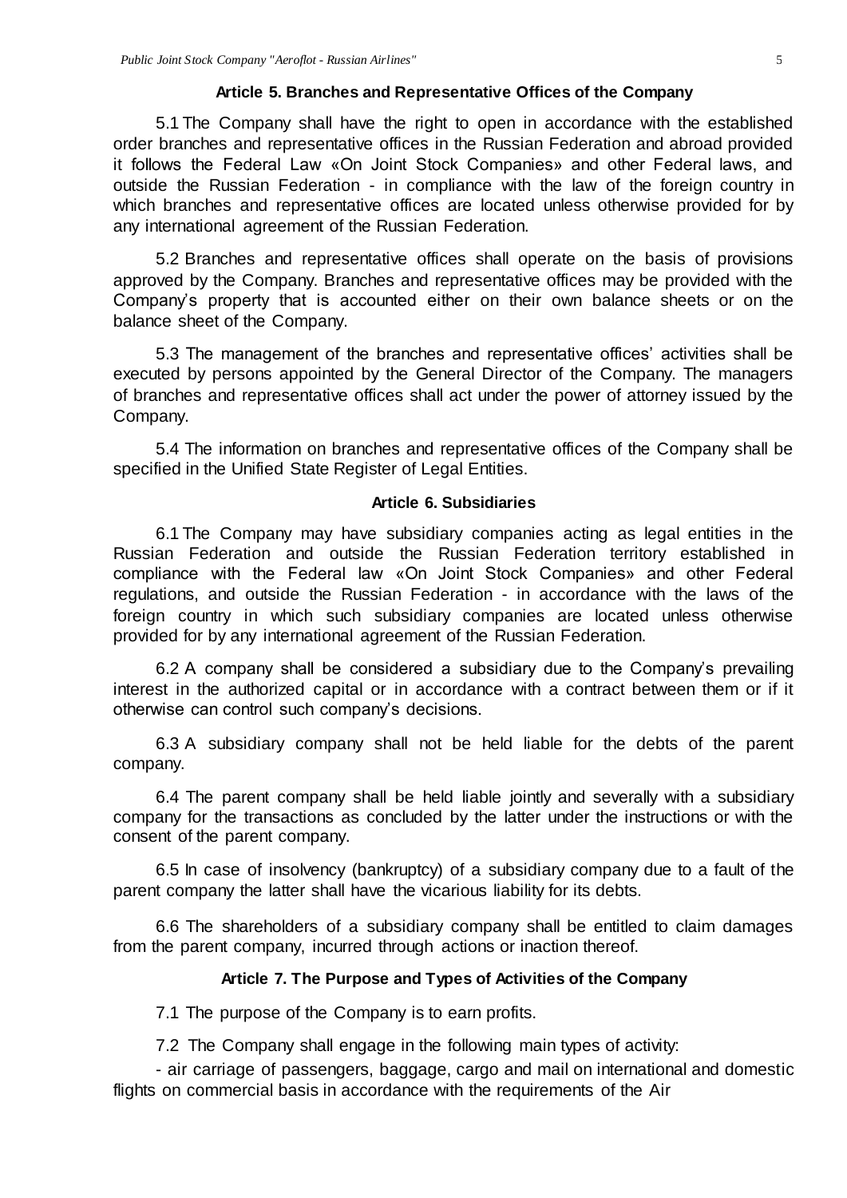### Article 5. Branches and Representative Offices of the Company

5.1 The Company shall have the right to open in accordance with the established order branches and representative offices in the Russian Federation and abroad provided it follows the Federal Law «On Joint Stock Companies» and other Federal laws, and outside the Russian Federation - in compliance with the law of the foreign country in which branches and representative offices are located unless otherwise provided for by any international agreement of the Russian Federation.

5.2 Branches and representative offices shall operate on the basis of provisions approved by the Company. Branches and representative offices may be provided with the Company's property that is accounted either on their own balance sheets or on the balance sheet of the Company.

5.3 The management of the branches and representative offices' activities shall be executed by persons appointed by the General Director of the Company. The managers of branches and representative offices shall act under the power of attorney issued by the Company.

5.4 The information on branches and representative offices of the Company shall be specified in the Unified State Register of Legal Entities.

### Article 6. Subsidiaries

6.1 The Company may have subsidiary companies acting as legal entities in the Russian Federation and outside the Russian Federation territory established in compliance with the Federal law «On Joint Stock Companies» and other Federal regulations, and outside the Russian Federation - in accordance with the laws of the foreign country in which such subsidiary companies are located unless otherwise provided for by any international agreement of the Russian Federation.

6.2 A company shall be considered a subsidiary due to the Company's prevailing interest in the authorized capital or in accordance with a contract between them or if it otherwise can control such company's decisions.

6.3 A subsidiary company shall not be held liable for the debts of the parent company.

6.4 The parent company shall be held liable jointly and severally with a subsidiary company for the transactions as concluded by the latter under the instructions or with the consent of the parent company.

6.5 In case of insolvency (bankruptcy) of a subsidiary company due to a fault of the parent company the latter shall have the vicarious liability for its debts.

6.6 The shareholders of a subsidiary company shall be entitled to claim damages from the parent company, incurred through actions or inaction thereof.

### Article 7. The Purpose and Types of Activities of the Company

7.1 The purpose of the Company is to earn profits.

7.2 The Company shall engage in the following main types of activity:

- air carriage of passengers, baggage, cargo and mail on international and domestic flights on commercial basis in accordance with the requirements of the Air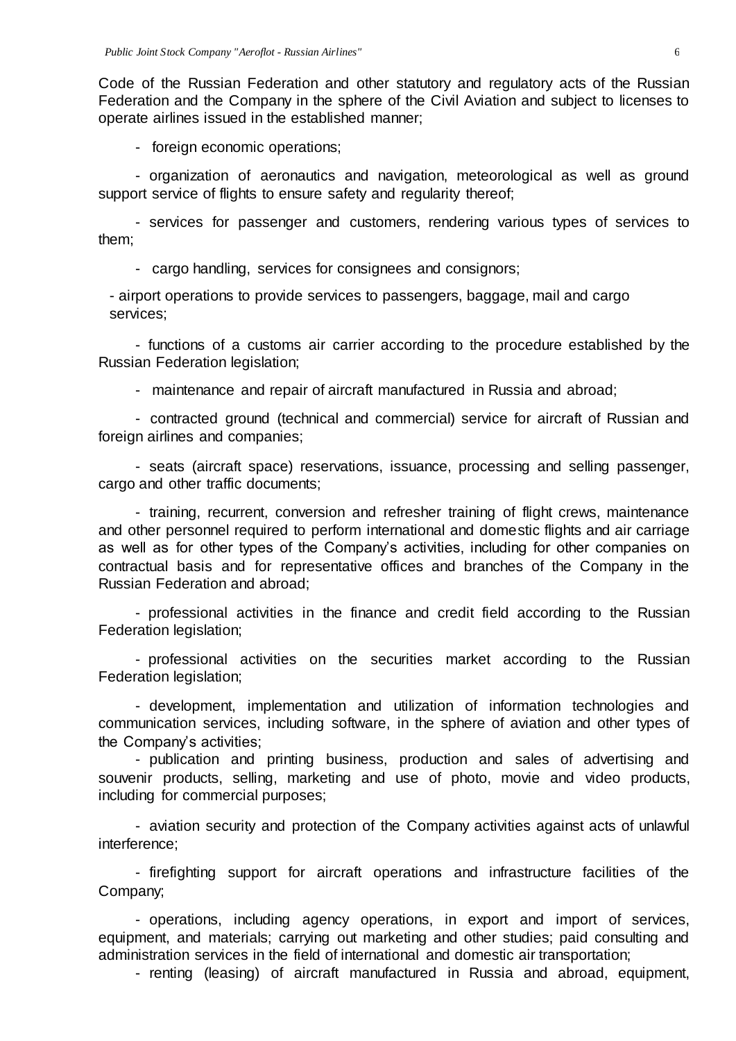Code of the Russian Federation and other statutory and regulatory acts of the Russian Federation and the Company in the sphere of the Civil Aviation and subject to licenses to operate airlines issued in the established manner;

- foreign economic operations;

- organization of aeronautics and navigation, meteorological as well as ground support service of flights to ensure safety and regularity thereof;

- services for passenger and customers, rendering various types of services to them;

- cargo handling, services for consignees and consignors;

- airport operations to provide services to passengers, baggage, mail and cargo services;

- functions of a customs air carrier according to the procedure established by the Russian Federation legislation;

- maintenance and repair of aircraft manufactured in Russia and abroad;

- contracted ground (technical and commercial) service for aircraft of Russian and foreign airlines and companies;

- seats (aircraft space) reservations, issuance, processing and selling passenger, cargo and other traffic documents;

- training, recurrent, conversion and refresher training of flight crews, maintenance and other personnel required to perform international and domestic flights and air carriage as well as for other types of the Company's activities, including for other companies on contractual basis and for representative offices and branches of the Company in the Russian Federation and abroad;

- professional activities in the finance and credit field according to the Russian Federation legislation;

- professional activities on the securities market according to the Russian Federation legislation;

- development, implementation and utilization of information technologies and communication services, including software, in the sphere of aviation and other types of the Company's activities;

- publication and printing business, production and sales of advertising and souvenir products, selling, marketing and use of photo, movie and video products, including for commercial purposes;

- aviation security and protection of the Company activities against acts of unlawful interference;

- firefighting support for aircraft operations and infrastructure facilities of the Company;

- operations, including agency operations, in export and import of services, equipment, and materials; carrying out marketing and other studies; paid consulting and administration services in the field of international and domestic air transportation;

- renting (leasing) of aircraft manufactured in Russia and abroad, equipment,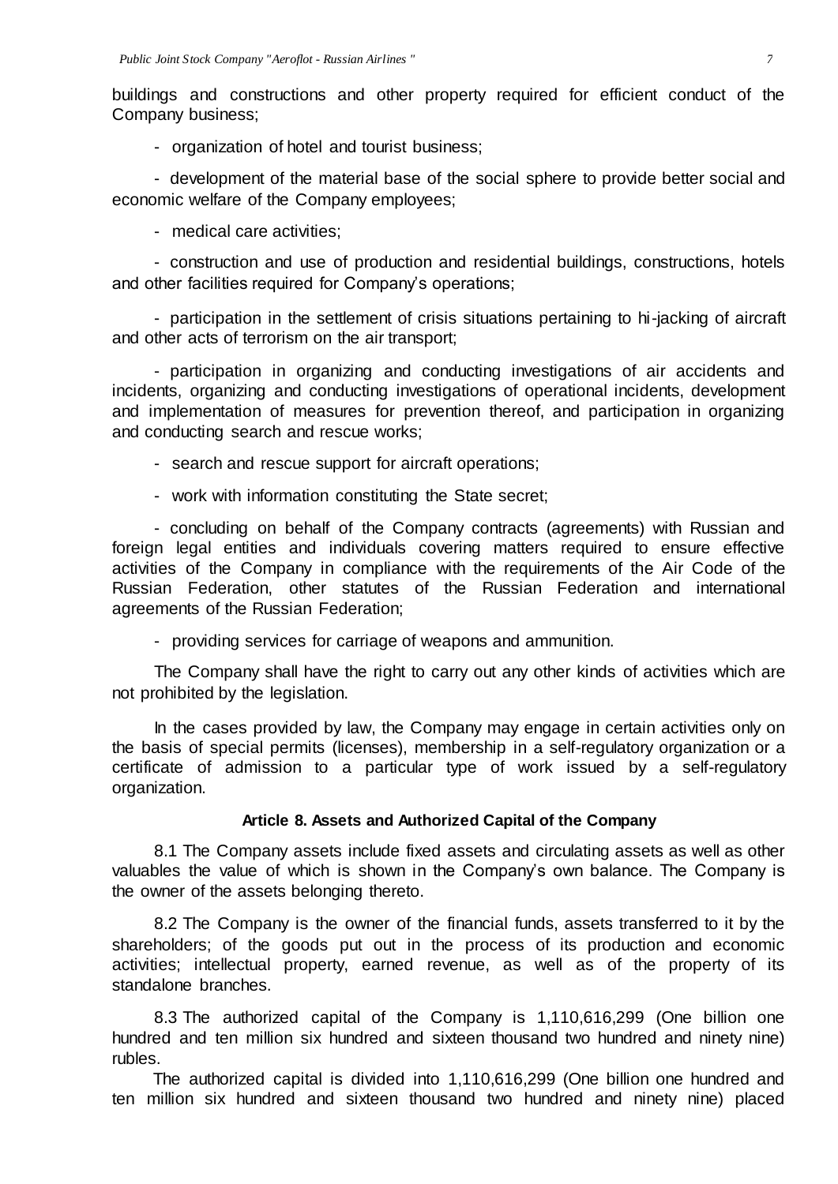buildings and constructions and other property required for efficient conduct of the Company business;

- organization of hotel and tourist business;

- development of the material base of the social sphere to provide better social and economic welfare of the Company employees;

- medical care activities;

- construction and use of production and residential buildings, constructions, hotels and other facilities required for Company's operations;

- participation in the settlement of crisis situations pertaining to hi-jacking of aircraft and other acts of terrorism on the air transport;

- participation in organizing and conducting investigations of air accidents and incidents, organizing and conducting investigations of operational incidents, development and implementation of measures for prevention thereof, and participation in organizing and conducting search and rescue works;

- search and rescue support for aircraft operations;

- work with information constituting the State secret;

- concluding on behalf of the Company contracts (agreements) with Russian and foreign legal entities and individuals covering matters required to ensure effective activities of the Company in compliance with the requirements of the Air Code of the Russian Federation, other statutes of the Russian Federation and international agreements of the Russian Federation;

- providing services for carriage of weapons and ammunition.

The Company shall have the right to carry out any other kinds of activities which are not prohibited by the legislation.

In the cases provided by law, the Company may engage in certain activities only on the basis of special permits (licenses), membership in a self-regulatory organization or a certificate of admission to a particular type of work issued by a self-regulatory organization.

**Article 8. Assets and Authorized Capital of the Company**

8.1 The Company assets include fixed assets and circulating assets as well as other valuables the value of which is shown in the Company's own balance. The Company is the owner of the assets belonging thereto.

8.2 The Company is the owner of the financial funds, assets transferred to it by the shareholders; of the goods put out in the process of its production and economic activities; intellectual property, earned revenue, as well as of the property of its standalone branches.

8.3 The authorized capital of the Company is 1,110,616,299 (One billion one hundred and ten million six hundred and sixteen thousand two hundred and ninety nine) rubles.

The authorized capital is divided into 1,110,616,299 (One billion one hundred and ten million six hundred and sixteen thousand two hundred and ninety nine) placed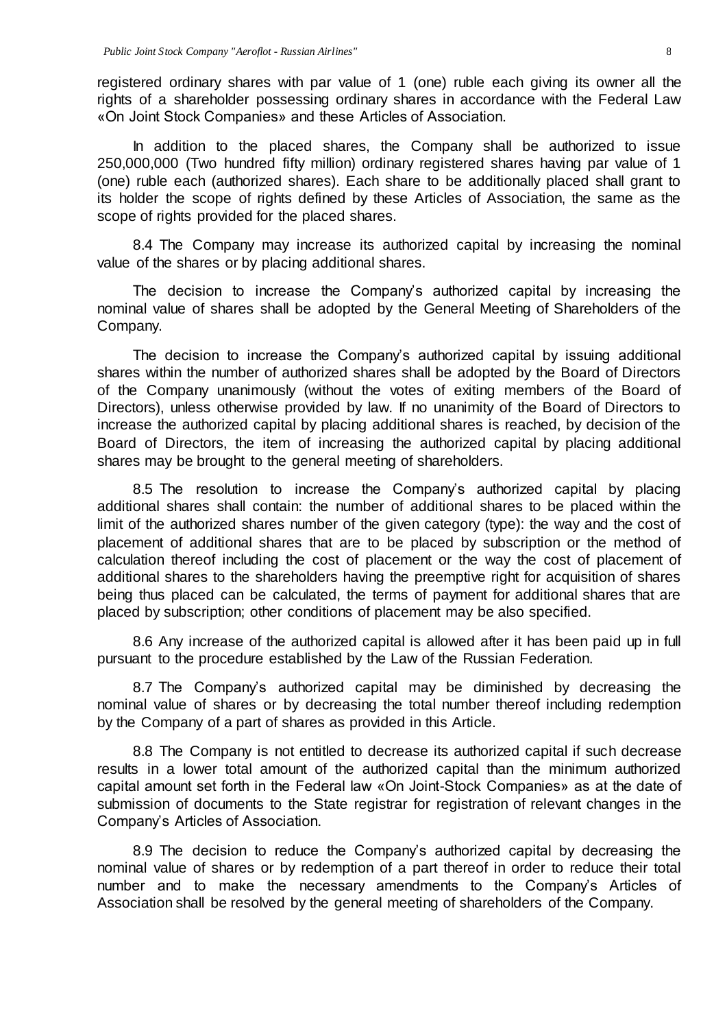registered ordinary shares with par value of 1 (one) ruble each giving its owner all the rights of a shareholder possessing ordinary shares in accordance with the Federal Law «On Joint Stock Companies» and these Articles of Association.

In addition to the placed shares, the Company shall be authorized to issue 250,000,000 (Two hundred fifty million) ordinary registered shares having par value of 1 (one) ruble each (authorized shares). Each share to be additionally placed shall grant to its holder the scope of rights defined by these Articles of Association, the same as the scope of rights provided for the placed shares.

8.4 The Company may increase its authorized capital by increasing the nominal value of the shares or by placing additional shares.

The decision to increase the Company's authorized capital by increasing the nominal value of shares shall be adopted by the General Meeting of Shareholders of the Company.

The decision to increase the Company's authorized capital by issuing additional shares within the number of authorized shares shall be adopted by the Board of Directors of the Company unanimously (without the votes of exiting members of the Board of Directors), unless otherwise provided by law. If no unanimity of the Board of Directors to increase the authorized capital by placing additional shares is reached, by decision of the Board of Directors, the item of increasing the authorized capital by placing additional shares may be brought to the general meeting of shareholders.

8.5 The resolution to increase the Company's authorized capital by placing additional shares shall contain: the number of additional shares to be placed within the limit of the authorized shares number of the given category (type): the way and the cost of placement of additional shares that are to be placed by subscription or the method of calculation thereof including the cost of placement or the way the cost of placement of additional shares to the shareholders having the preemptive right for acquisition of shares being thus placed can be calculated, the terms of payment for additional shares that are placed by subscription; other conditions of placement may be also specified.

8.6 Any increase of the authorized capital is allowed after it has been paid up in full pursuant to the procedure established by the Law of the Russian Federation.

8.7 The Company's authorized capital may be diminished by decreasing the nominal value of shares or by decreasing the total number thereof including redemption by the Company of a part of shares as provided in this Article.

8.8 The Company is not entitled to decrease its authorized capital if such decrease results in a lower total amount of the authorized capital than the minimum authorized capital amount set forth in the Federal law «On Joint-Stock Companies» as at the date of submission of documents to the State registrar for registration of relevant changes in the Company's Articles of Association.

8.9 The decision to reduce the Company's authorized capital by decreasing the nominal value of shares or by redemption of a part thereof in order to reduce their total number and to make the necessary amendments to the Company's Articles of Association shall be resolved by the general meeting of shareholders of the Company.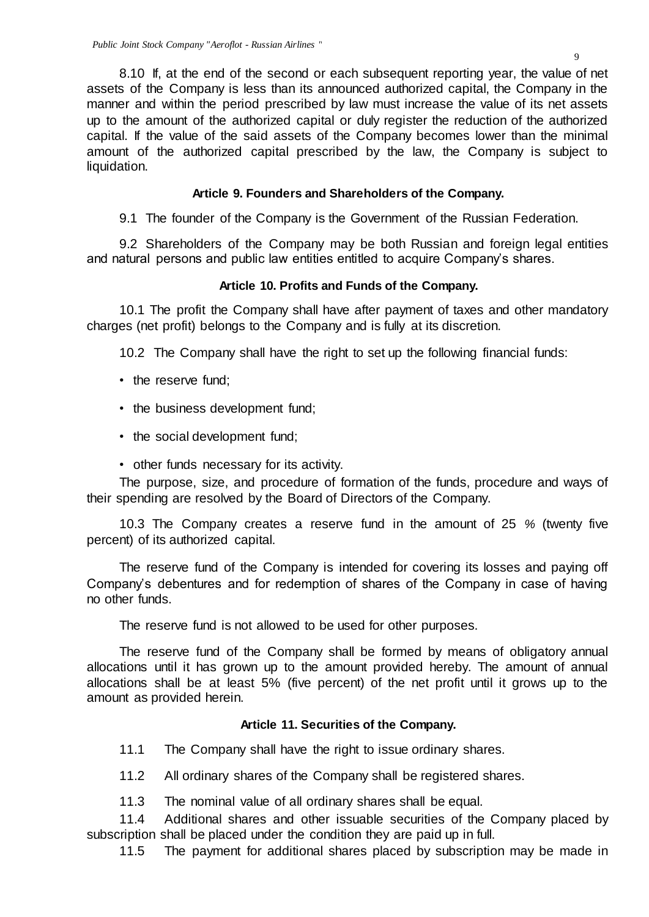8.10 If, at the end of the second or each subsequent reporting year, the value of net assets of the Company is less than its announced authorized capital, the Company in the manner and within the period prescribed by law must increase the value of its net assets up to the amount of the authorized capital or duly register the reduction of the authorized capital. If the value of the said assets of the Company becomes lower than the minimal amount of the authorized capital prescribed by the law, the Company is subject to liquidation.

### Article 9. Founders and Shareholders of the Company.

9.1 The founder of the Company is the Government of the Russian Federation.

9.2 Shareholders of the Company may be both Russian and foreign legal entities and natural persons and public law entities entitled to acquire Company's shares.

### Article 10. Profits and Funds of the Company.

10.1 The profit the Company shall have after payment of taxes and other mandatory charges (net profit) belongs to the Company and is fully at its discretion.

10.2 The Company shall have the right to set up the following financial funds:

- the reserve fund;
- the business development fund;
- the social development fund;
- other funds necessary for its activity.

The purpose, size, and procedure of formation of the funds, procedure and ways of their spending are resolved by the Board of Directors of the Company.

10.3 The Company creates a reserve fund in the amount of 25 % (twenty five percent) of its authorized capital.

The reserve fund of the Company is intended for covering its losses and paying off Company's debentures and for redemption of shares of the Company in case of having no other funds.

The reserve fund is not allowed to be used for other purposes.

The reserve fund of the Company shall be formed by means of obligatory annual allocations until it has grown up to the amount provided hereby. The amount of annual allocations shall be at least 5% (five percent) of the net profit until it grows up to the amount as provided herein.

### Article 11. Securities of the Company.

11.1 The Company shall have the right to issue ordinary shares.

11.2 All ordinary shares of the Company shall be registered shares.

11.3 The nominal value of all ordinary shares shall be equal.

11.4 Additional shares and other issuable securities of the Company placed by subscription shall be placed under the condition they are paid up in full.

11.5 The payment for additional shares placed by subscription may be made in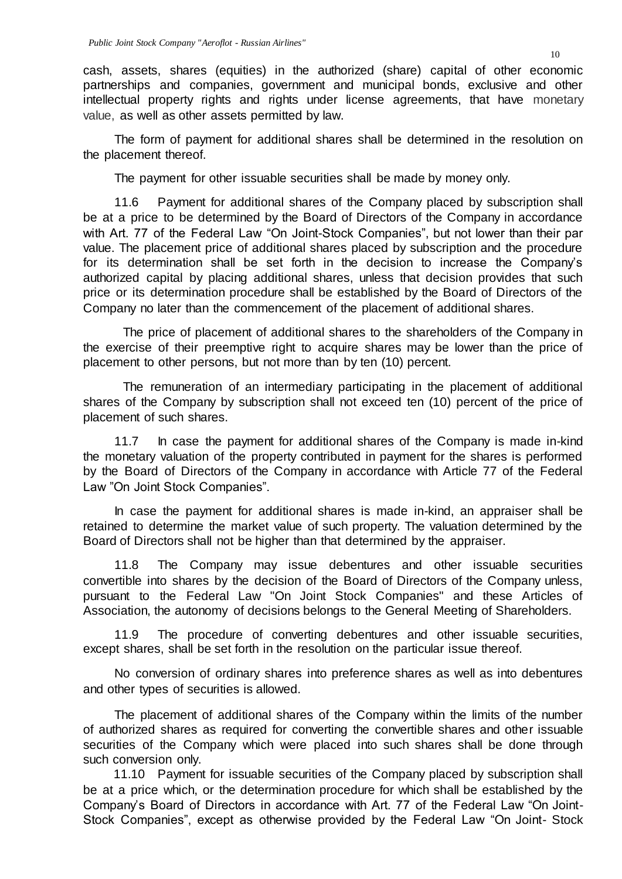cash, assets, shares (equities) in the authorized (share) capital of other economic partnerships and companies, government and municipal bonds, exclusive and other intellectual property rights and rights under license agreements, that have monetary value, as well as other assets permitted by law.

The form of payment for additional shares shall be determined in the resolution on the placement thereof.

The payment for other issuable securities shall be made by money only.

11.6 Payment for additional shares of the Company placed by subscription shall be at a price to be determined by the Board of Directors of the Company in accordance with Art. 77 of the Federal Law "On Joint-Stock Companies", but not lower than their par value. The placement price of additional shares placed by subscription and the procedure for its determination shall be set forth in the decision to increase the Company's authorized capital by placing additional shares, unless that decision provides that such price or its determination procedure shall be established by the Board of Directors of the Company no later than the commencement of the placement of additional shares.

The price of placement of additional shares to the shareholders of the Company in the exercise of their preemptive right to acquire shares may be lower than the price of placement to other persons, but not more than by ten (10) percent.

The remuneration of an intermediary participating in the placement of additional shares of the Company by subscription shall not exceed ten (10) percent of the price of placement of such shares.

11.7 In case the payment for additional shares of the Company is made in-kind the monetary valuation of the property contributed in payment for the shares is performed by the Board of Directors of the Company in accordance with Article 77 of the Federal Law "On Joint Stock Companies".

In case the payment for additional shares is made in-kind, an appraiser shall be retained to determine the market value of such property. The valuation determined by the Board of Directors shall not be higher than that determined by the appraiser.

11.8 The Company may issue debentures and other issuable securities convertible into shares by the decision of the Board of Directors of the Company unless, pursuant to the Federal Law "On Joint Stock Companies" and these Articles of Association, the autonomy of decisions belongs to the General Meeting of Shareholders.

11.9 The procedure of converting debentures and other issuable securities, except shares, shall be set forth in the resolution on the particular issue thereof.

No conversion of ordinary shares into preference shares as well as into debentures and other types of securities is allowed.

The placement of additional shares of the Company within the limits of the number of authorized shares as required for converting the convertible shares and other issuable securities of the Company which were placed into such shares shall be done through such conversion only.

11.10 Payment for issuable securities of the Company placed by subscription shall be at a price which, or the determination procedure for which shall be established by the Company's Board of Directors in accordance with Art. 77 of the Federal Law "On Joint-Stock Companies", except as otherwise provided by the Federal Law "On Joint- Stock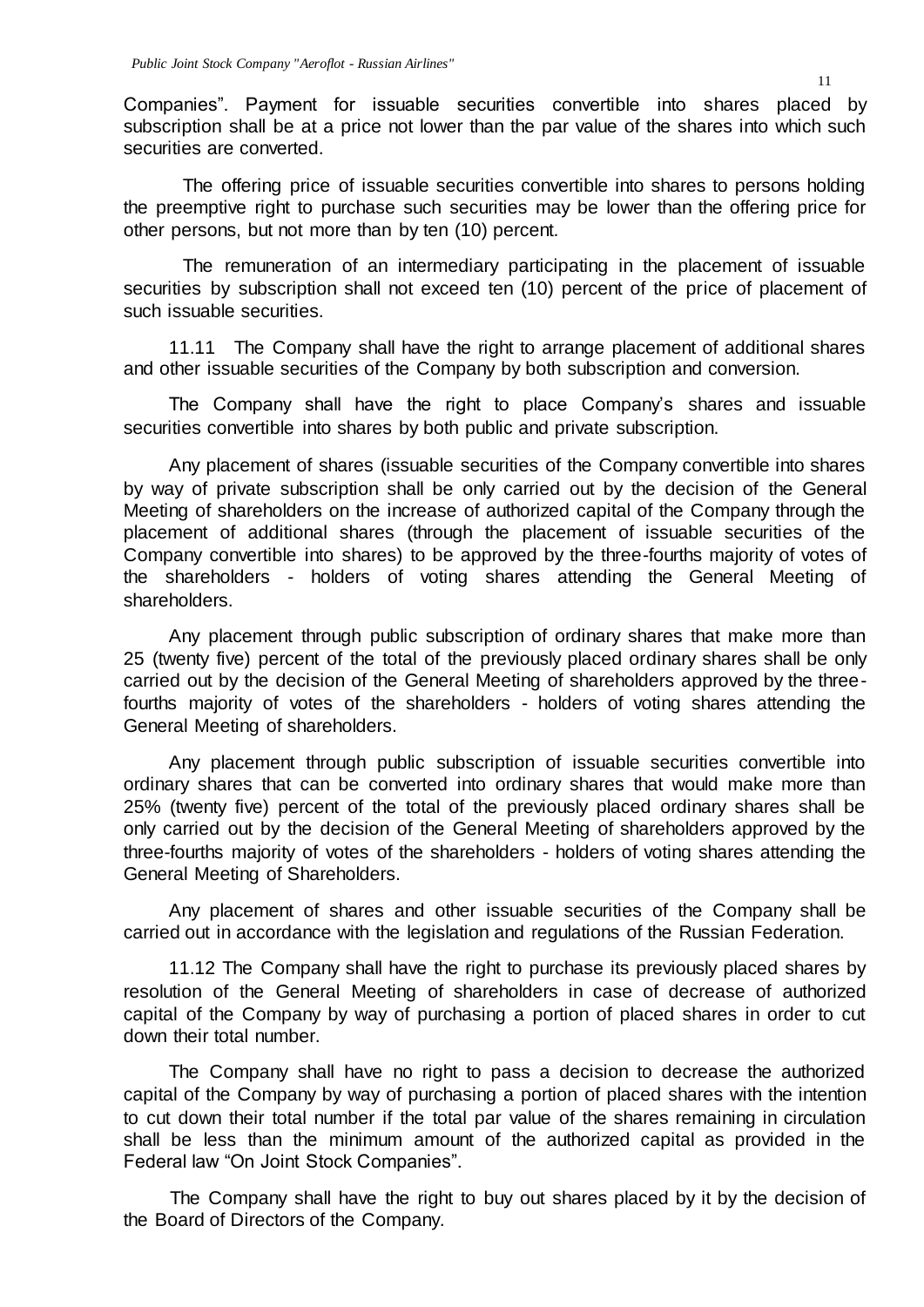Companies". Payment for issuable securities convertible into shares placed by subscription shall be at a price not lower than the par value of the shares into which such securities are converted.

The offering price of issuable securities convertible into shares to persons holding the preemptive right to purchase such securities may be lower than the offering price for other persons, but not more than by ten (10) percent.

The remuneration of an intermediary participating in the placement of issuable securities by subscription shall not exceed ten (10) percent of the price of placement of such issuable securities.

11.11 The Company shall have the right to arrange placement of additional shares and other issuable securities of the Company by both subscription and conversion.

The Company shall have the right to place Company's shares and issuable securities convertible into shares by both public and private subscription.

Any placement of shares (issuable securities of the Company convertible into shares by way of private subscription shall be only carried out by the decision of the General Meeting of shareholders on the increase of authorized capital of the Company through the placement of additional shares (through the placement of issuable securities of the Company convertible into shares) to be approved by the three-fourths majority of votes of the shareholders - holders of voting shares attending the General Meeting of shareholders.

Any placement through public subscription of ordinary shares that make more than 25 (twenty five) percent of the total of the previously placed ordinary shares shall be only carried out by the decision of the General Meeting of shareholders approved by the three-fourths majority of votes of the shareholders - holders of voting shares attending the General Meeting of shareholders.

Any placement through public subscription of issuable securities convertible into ordinary shares that can be converted into ordinary shares that would make more than 25% (twenty five) percent of the total of the previously placed ordinary shares shall be only carried out by the decision of the General Meeting of shareholders approved by the three-fourths majority of votes of the shareholders - holders of voting shares attending the General Meeting of Shareholders.

Any placement of shares and other issuable securities of the Company shall be carried out in accordance with the legislation and regulations of the Russian Federation.

11.12 The Company shall have the right to purchase its previously placed shares by resolution of the General Meeting of shareholders in case of decrease of authorized capital of the Company by way of purchasing a portion of placed shares in order to cut down their total number.

The Company shall have no right to pass a decision to decrease the authorized capital of the Company by way of purchasing a portion of placed shares with the intention to cut down their total number if the total par value of the shares remaining in circulation shall be less than the minimum amount of the authorized capital as provided in the Federal law "On Joint Stock Companies".

The Company shall have the right to buy out shares placed by it by the decision of the Board of Directors of the Company.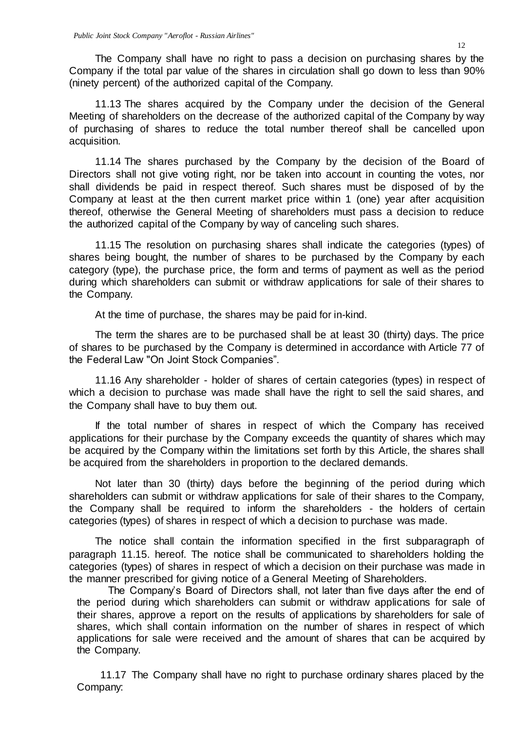The Company shall have no right to pass a decision on purchasing shares by the Company if the total par value of the shares in circulation shall go down to less than 90% (ninety percent) of the authorized capital of the Company.

11.13 The shares acquired by the Company under the decision of the General Meeting of shareholders on the decrease of the authorized capital of the Company by way of purchasing of shares to reduce the total number thereof shall be cancelled upon acquisition.

11.14 The shares purchased by the Company by the decision of the Board of Directors shall not give voting right, nor be taken into account in counting the votes, nor shall dividends be paid in respect thereof. Such shares must be disposed of by the Company at least at the then current market price within 1 (one) year after acquisition thereof, otherwise the General Meeting of shareholders must pass a decision to reduce the authorized capital of the Company by way of canceling such shares.

11.15 The resolution on purchasing shares shall indicate the categories (types) of shares being bought, the number of shares to be purchased by the Company by each category (type), the purchase price, the form and terms of payment as well as the period during which shareholders can submit or withdraw applications for sale of their shares to the Company.

At the time of purchase, the shares may be paid for in-kind.

The term the shares are to be purchased shall be at least 30 (thirty) days. The price of shares to be purchased by the Company is determined in accordance with Article 77 of the Federal Law "On Joint Stock Companies".

11.16 Any shareholder - holder of shares of certain categories (types) in respect of which a decision to purchase was made shall have the right to sell the said shares, and the Company shall have to buy them out.

If the total number of shares in respect of which the Company has received applications for their purchase by the Company exceeds the quantity of shares which may be acquired by the Company within the limitations set forth by this Article, the shares shall be acquired from the shareholders in proportion to the declared demands.

Not later than 30 (thirty) days before the beginning of the period during which shareholders can submit or withdraw applications for sale of their shares to the Company, the Company shall be required to inform the shareholders - the holders of certain categories (types) of shares in respect of which a decision to purchase was made.

The notice shall contain the information specified in the first subparagraph of paragraph 11.15. hereof. The notice shall be communicated to shareholders holding the categories (types) of shares in respect of which a decision on their purchase was made in the manner prescribed for giving notice of a General Meeting of Shareholders.

The Company's Board of Directors shall, not later than five days after the end of the period during which shareholders can submit or withdraw applications for sale of their shares, approve a report on the results of applications by shareholders for sale of shares, which shall contain information on the number of shares in respect of which applications for sale were received and the amount of shares that can be acquired by the Company.

11.17 The Company shall have no right to purchase ordinary shares placed by the Company: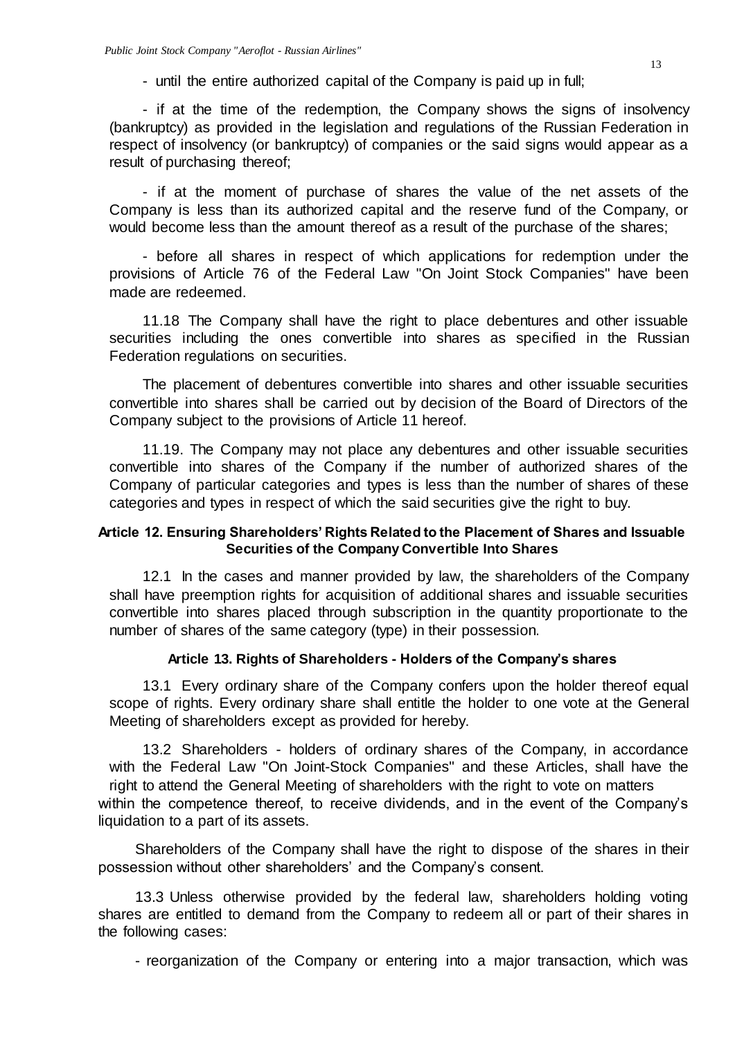- until the entire authorized capital of the Company is paid up in full;

- if at the time of the redemption, the Company shows the signs of insolvency (bankruptcy) as provided in the legislation and regulations of the Russian Federation in respect of insolvency (or bankruptcy) of companies or the said signs would appear as a result of purchasing thereof;

- if at the moment of purchase of shares the value of the net assets of the Company is less than its authorized capital and the reserve fund of the Company, or would become less than the amount thereof as a result of the purchase of the shares;

- before all shares in respect of which applications for redemption under the provisions of Article 76 of the Federal Law "On Joint Stock Companies" have been made are redeemed.

11.18 The Company shall have the right to place debentures and other issuable securities including the ones convertible into shares as specified in the Russian Federation regulations on securities.

The placement of debentures convertible into shares and other issuable securities convertible into shares shall be carried out by decision of the Board of Directors of the Company subject to the provisions of Article 11 hereof.

11.19. The Company may not place any debentures and other issuable securities convertible into shares of the Company if the number of authorized shares of the Company of particular categories and types is less than the number of shares of these categories and types in respect of which the said securities give the right to buy.

### Article 12. Ensuring Shareholders' Rights Related to the Placement of Shares and Issuable Securities of the Company Convertible Into Shares

12.1 In the cases and manner provided by law, the shareholders of the Company shall have preemption rights for acquisition of additional shares and issuable securities convertible into shares placed through subscription in the quantity proportionate to the number of shares of the same category (type) in their possession.

### Article 13. Rights of Shareholders - Holders of the Company's shares

13.1 Every ordinary share of the Company confers upon the holder thereof equal scope of rights. Every ordinary share shall entitle the holder to one vote at the General Meeting of shareholders except as provided for hereby.

13.2 Shareholders - holders of ordinary shares of the Company, in accordance with the Federal Law "On Joint-Stock Companies" and these Articles, shall have the right to attend the General Meeting of shareholders with the right to vote on matters within the competence thereof, to receive dividends, and in the event of the Company's liquidation to a part of its assets.

Shareholders of the Company shall have the right to dispose of the shares in their possession without other shareholders' and the Company's consent.

13.3 Unless otherwise provided by the federal law, shareholders holding voting shares are entitled to demand from the Company to redeem all or part of their shares in the following cases:

- reorganization of the Company or entering into a major transaction, which was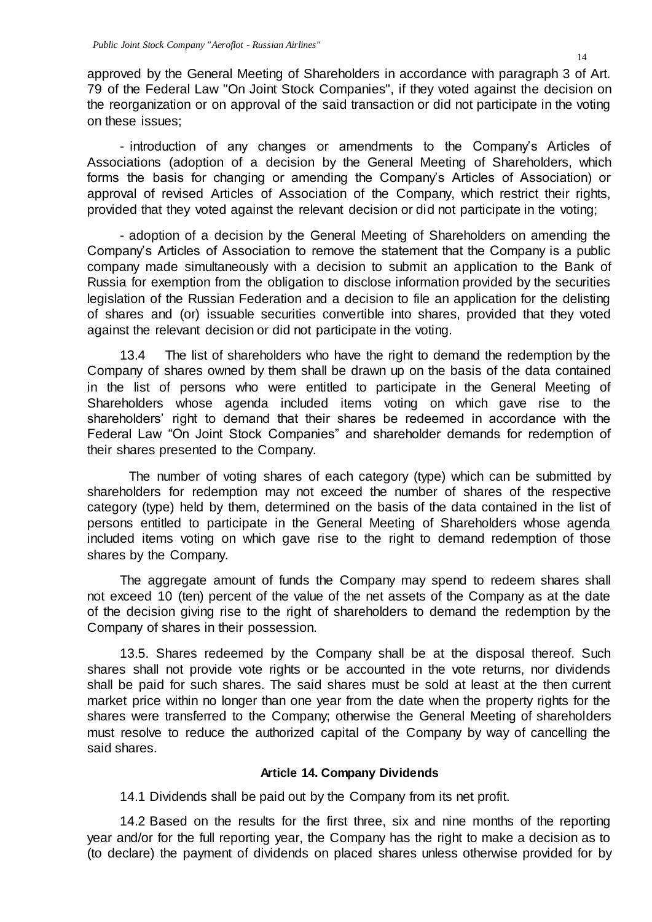approved by the General Meeting of Shareholders in accordance with paragraph 3 of Art. 79 of the Federal Law "On Joint Stock Companies", if they voted against the decision on the reorganization or on approval of the said transaction or did not participate in the voting on these issues;

- introduction of any changes or amendments to the Company's Articles of Associations (adoption of a decision by the General Meeting of Shareholders, which forms the basis for changing or amending the Company's Articles of Association) or approval of revised Articles of Association of the Company, which restrict their rights, provided that they voted against the relevant decision or did not participate in the voting;

- adoption of a decision by the General Meeting of Shareholders on amending the Company's Articles of Association to remove the statement that the Company is a public company made simultaneously with a decision to submit an application to the Bank of Russia for exemption from the obligation to disclose information provided by the securities legislation of the Russian Federation and a decision to file an application for the delisting of shares and (or) issuable securities convertible into shares, provided that they voted against the relevant decision or did not participate in the voting.

13.4 The list of shareholders who have the right to demand the redemption by the Company of shares owned by them shall be drawn up on the basis of the data contained in the list of persons who were entitled to participate in the General Meeting of Shareholders whose agenda included items voting on which gave rise to the shareholders' right to demand that their shares be redeemed in accordance with the Federal Law "On Joint Stock Companies" and shareholder demands for redemption of their shares presented to the Company.

The number of voting shares of each category (type) which can be submitted by shareholders for redemption may not exceed the number of shares of the respective category (type) held by them, determined on the basis of the data contained in the list of persons entitled to participate in the General Meeting of Shareholders whose agenda included items voting on which gave rise to the right to demand redemption of those shares by the Company.

The aggregate amount of funds the Company may spend to redeem shares shall not exceed 10 (ten) percent of the value of the net assets of the Company as at the date of the decision giving rise to the right of shareholders to demand the redemption by the Company of shares in their possession.

13.5. Shares redeemed by the Company shall be at the disposal thereof. Such shares shall not provide vote rights or be accounted in the vote returns, nor dividends shall be paid for such shares. The said shares must be sold at least at the then current market price within no longer than one year from the date when the property rights for the shares were transferred to the Company; otherwise the General Meeting of shareholders must resolve to reduce the authorized capital of the Company by way of cancelling the said shares.

### Article 14. Company Dividends

14.1 Dividends shall be paid out by the Company from its net profit.

14.2 Based on the results for the first three, six and nine months of the reporting year and/or for the full reporting year, the Company has the right to make a decision as to (to declare) the payment of dividends on placed shares unless otherwise provided for by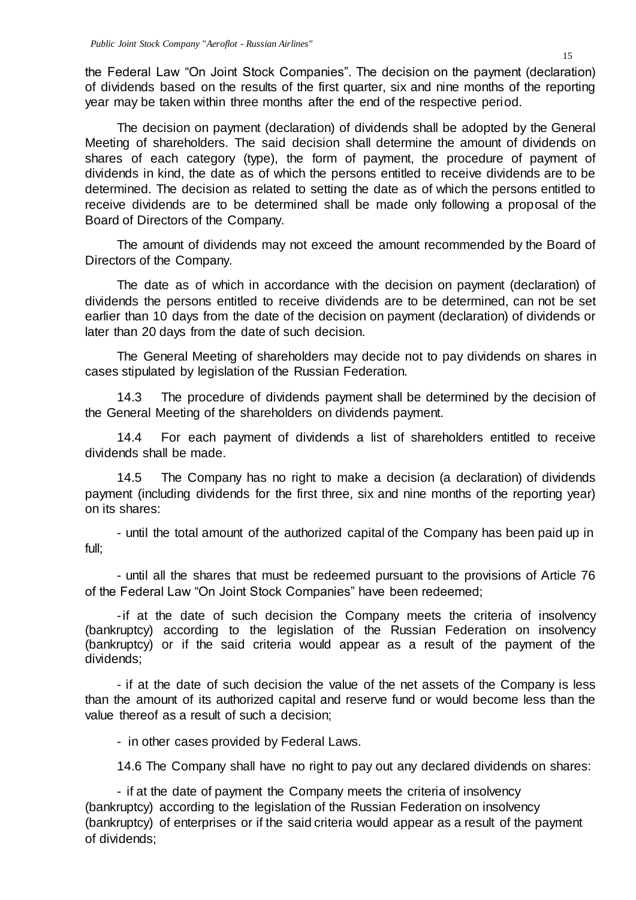the Federal Law “On Joint Stock Companies”. The decision on the payment (declaration) of dividends based on the results of the first quarter, six and nine months of the reporting year may be taken within three months after the end of the respective period.

The decision on payment (declaration) of dividends shall be adopted by the General Meeting of shareholders. The said decision shall determine the amount of dividends on shares of each category (type), the form of payment, the procedure of payment of dividends in kind, the date as of which the persons entitled to receive dividends are to be determined. The decision as related to setting the date as of which the persons entitled to receive dividends are to be determined shall be made only following a proposal of the Board of Directors of the Company.

The amount of dividends may not exceed the amount recommended by the Board of Directors of the Company.

The date as of which in accordance with the decision on payment (declaration) of dividends the persons entitled to receive dividends are to be determined, can not be set earlier than 10 days from the date of the decision on payment (declaration) of dividends or later than 20 days from the date of such decision.

The General Meeting of shareholders may decide not to pay dividends on shares in cases stipulated by legislation of the Russian Federation.

14.3 The procedure of dividends payment shall be determined by the decision of the General Meeting of the shareholders on dividends payment.

14.4 For each payment of dividends a list of shareholders entitled to receive dividends shall be made.

14.5 The Company has no right to make a decision (a declaration) of dividends payment (including dividends for the first three, six and nine months of the reporting year) on its shares:

- until the total amount of the authorized capital of the Company has been paid up in full;

- until all the shares that must be redeemed pursuant to the provisions of Article 76 of the Federal Law “On Joint Stock Companies” have been redeemed;

- if at the date of such decision the Company meets the criteria of insolvency (bankruptcy) according to the legislation of the Russian Federation on insolvency (bankruptcy) or if the said criteria would appear as a result of the payment of the dividends;

- if at the date of such decision the value of the net assets of the Company is less than the amount of its authorized capital and reserve fund or would become less than the value thereof as a result of such a decision;

- in other cases provided by Federal Laws.

14.6 The Company shall have no right to pay out any declared dividends on shares:

- if at the date of payment the Company meets the criteria of insolvency (bankruptcy) according to the legislation of the Russian Federation on insolvency (bankruptcy) of enterprises or if the said criteria would appear as a result of the payment of dividends;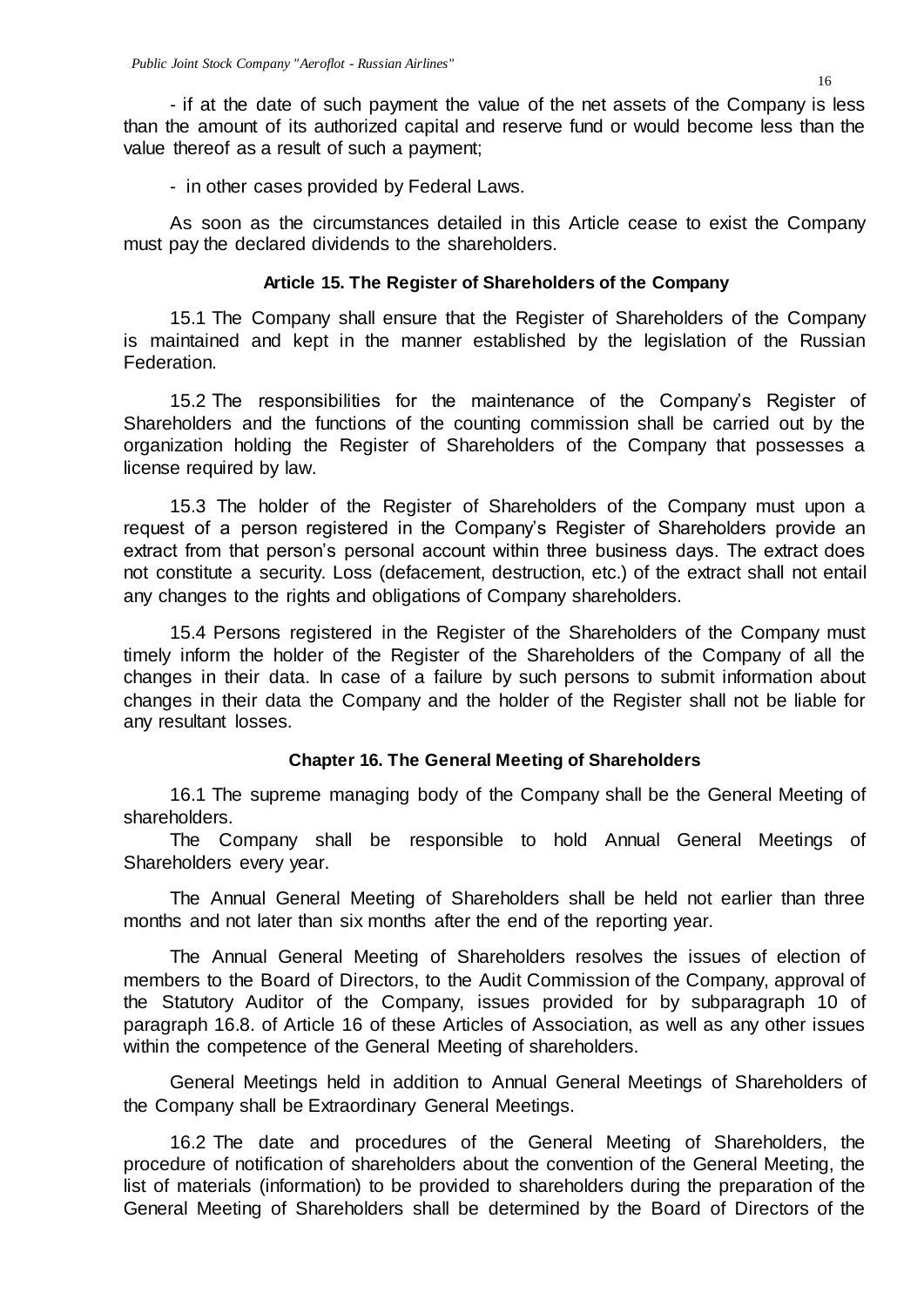- if at the date of such payment the value of the net assets of the Company is less than the amount of its authorized capital and reserve fund or would become less than the value thereof as a result of such a payment;

- in other cases provided by Federal Laws.

As soon as the circumstances detailed in this Article cease to exist the Company must pay the declared dividends to the shareholders.

### Article 15. The Register of Shareholders of the Company

15.1 The Company shall ensure that the Register of Shareholders of the Company is maintained and kept in the manner established by the legislation of the Russian Federation.

15.2 The responsibilities for the maintenance of the Company's Register of Shareholders and the functions of the counting commission shall be carried out by the organization holding the Register of Shareholders of the Company that possesses a license required by law.

15.3 The holder of the Register of Shareholders of the Company must upon a request of a person registered in the Company's Register of Shareholders provide an extract from that person's personal account within three business days. The extract does not constitute a security. Loss (defacement, destruction, etc.) of the extract shall not entail any changes to the rights and obligations of Company shareholders.

15.4 Persons registered in the Register of the Shareholders of the Company must timely inform the holder of the Register of the Shareholders of the Company of all the changes in their data. In case of a failure by such persons to submit information about changes in their data the Company and the holder of the Register shall not be liable for any resultant losses.

### Chapter 16. The General Meeting of Shareholders

16.1 The supreme managing body of the Company shall be the General Meeting of shareholders.

The Company shall be responsible to hold Annual General Meetings of Shareholders every year.

The Annual General Meeting of Shareholders shall be held not earlier than three months and not later than six months after the end of the reporting year.

The Annual General Meeting of Shareholders resolves the issues of election of members to the Board of Directors, to the Audit Commission of the Company, approval of the Statutory Auditor of the Company, issues provided for by subparagraph 10 of paragraph 16.8. of Article 16 of these Articles of Association, as well as any other issues within the competence of the General Meeting of shareholders.

General Meetings held in addition to Annual General Meetings of Shareholders of the Company shall be Extraordinary General Meetings.

16.2 The date and procedures of the General Meeting of Shareholders, the procedure of notification of shareholders about the convention of the General Meeting, the list of materials (information) to be provided to shareholders during the preparation of the General Meeting of Shareholders shall be determined by the Board of Directors of the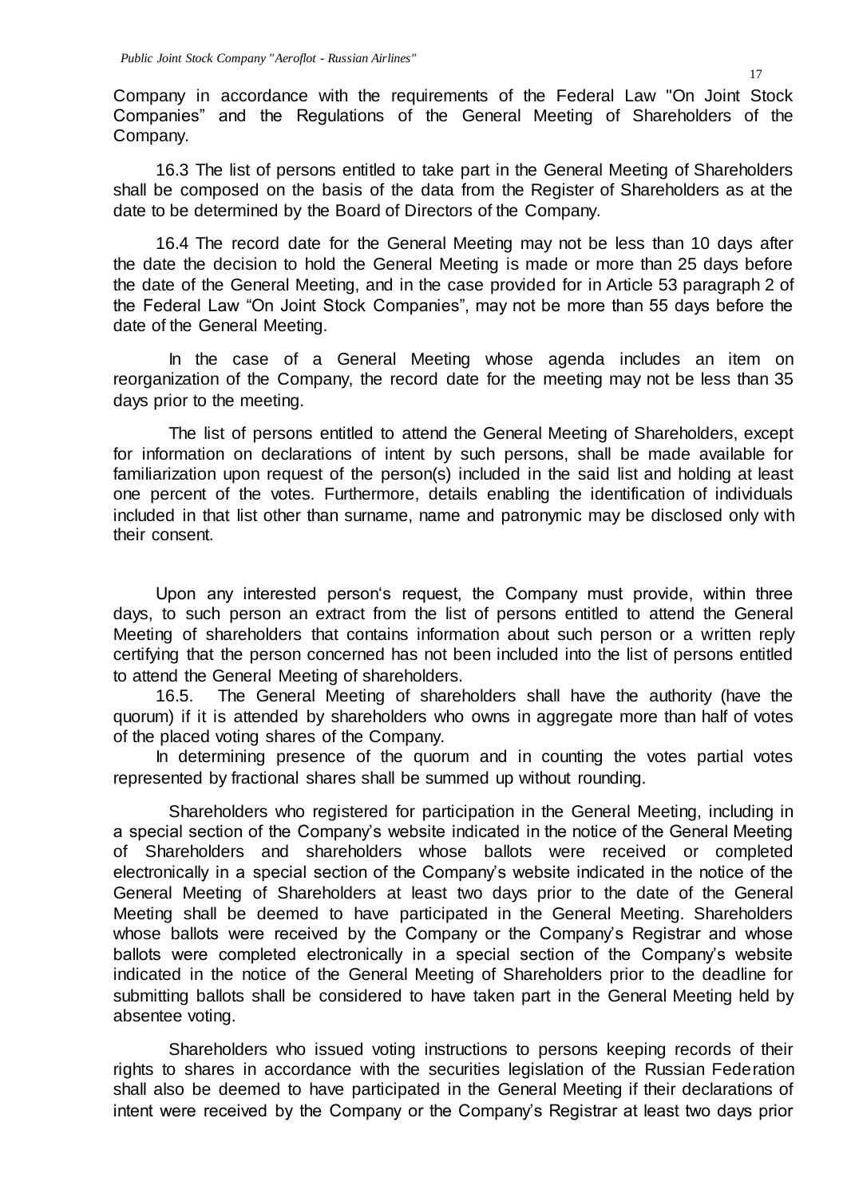Company in accordance with the requirements of the Federal Law "On Joint Stock Companies" and the Regulations of the General Meeting of Shareholders of the Company.

16.3 The list of persons entitled to take part in the General Meeting of Shareholders shall be composed on the basis of the data from the Register of Shareholders as at the date to be determined by the Board of Directors of the Company.

16.4 The record date for the General Meeting may not be less than 10 days after the date the decision to hold the General Meeting is made or more than 25 days before the date of the General Meeting, and in the case provided for in Article 53 paragraph 2 of the Federal Law "On Joint Stock Companies", may not be more than 55 days before the date of the General Meeting.

In the case of a General Meeting whose agenda includes an item on reorganization of the Company, the record date for the meeting may not be less than 35 days prior to the meeting.

The list of persons entitled to attend the General Meeting of Shareholders, except for information on declarations of intent by such persons, shall be made available for familiarization upon request of the person(s) included in the said list and holding at least one percent of the votes. Furthermore, details enabling the identification of individuals included in that list other than surname, name and patronymic may be disclosed only with their consent.

Upon any interested person's request, the Company must provide, within three days, to such person an extract from the list of persons entitled to attend the General Meeting of shareholders that contains information about such person or a written reply certifying that the person concerned has not been included into the list of persons entitled to attend the General Meeting of shareholders.

16.5. The General Meeting of shareholders shall have the authority (have the quorum) if it is attended by shareholders who owns in aggregate more than half of votes of the placed voting shares of the Company.

In determining presence of the quorum and in counting the votes partial votes represented by fractional shares shall be summed up without rounding.

Shareholders who registered for participation in the General Meeting, including in a special section of the Company's website indicated in the notice of the General Meeting of Shareholders and shareholders whose ballots were received or completed electronically in a special section of the Company's website indicated in the notice of the General Meeting of Shareholders at least two days prior to the date of the General Meeting shall be deemed to have participated in the General Meeting. Shareholders whose ballots were received by the Company or the Company's Registrar and whose ballots were completed electronically in a special section of the Company's website indicated in the notice of the General Meeting of Shareholders prior to the deadline for submitting ballots shall be considered to have taken part in the General Meeting held by absentee voting.

Shareholders who issued voting instructions to persons keeping records of their rights to shares in accordance with the securities legislation of the Russian Federation shall also be deemed to have participated in the General Meeting if their declarations of intent were received by the Company or the Company's Registrar at least two days prior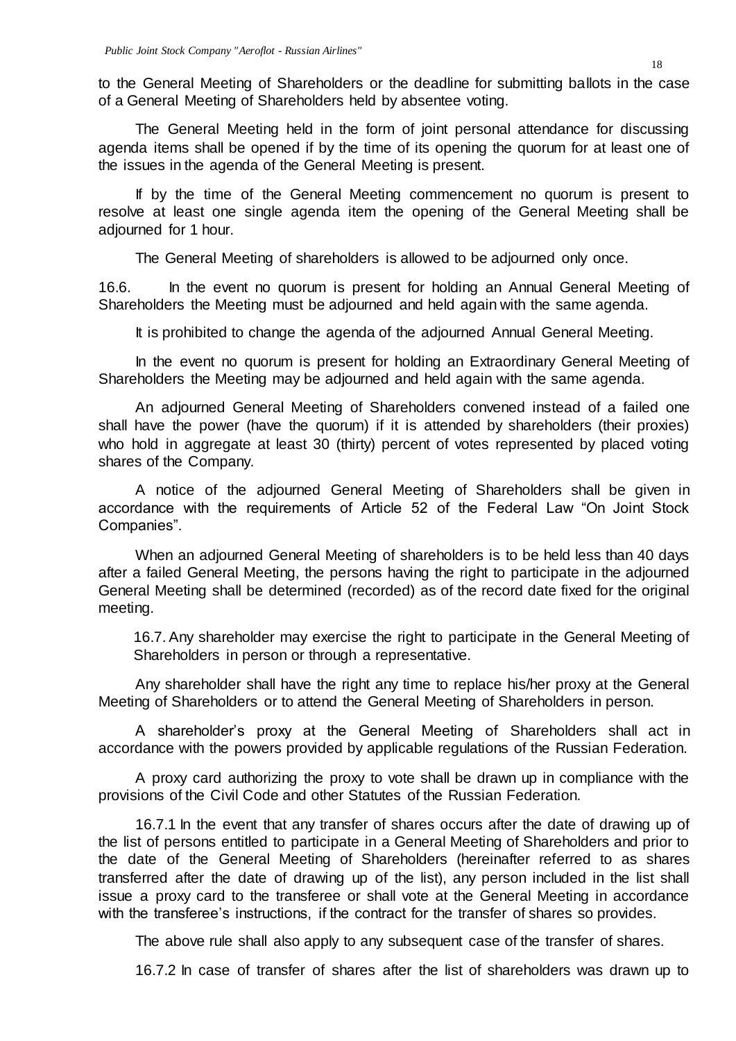to the General Meeting of Shareholders or the deadline for submitting ballots in the case of a General Meeting of Shareholders held by absentee voting.

The General Meeting held in the form of joint personal attendance for discussing agenda items shall be opened if by the time of its opening the quorum for at least one of the issues in the agenda of the General Meeting is present.

If by the time of the General Meeting commencement no quorum is present to resolve at least one single agenda item the opening of the General Meeting shall be adjourned for 1 hour.

The General Meeting of shareholders is allowed to be adjourned only once.

16.6. In the event no quorum is present for holding an Annual General Meeting of Shareholders the Meeting must be adjourned and held again with the same agenda.

It is prohibited to change the agenda of the adjourned Annual General Meeting.

In the event no quorum is present for holding an Extraordinary General Meeting of Shareholders the Meeting may be adjourned and held again with the same agenda.

An adjourned General Meeting of Shareholders convened instead of a failed one shall have the power (have the quorum) if it is attended by shareholders (their proxies) who hold in aggregate at least 30 (thirty) percent of votes represented by placed voting shares of the Company.

A notice of the adjourned General Meeting of Shareholders shall be given in accordance with the requirements of Article 52 of the Federal Law "On Joint Stock Companies".

When an adjourned General Meeting of shareholders is to be held less than 40 days after a failed General Meeting, the persons having the right to participate in the adjourned General Meeting shall be determined (recorded) as of the record date fixed for the original meeting.

16.7. Any shareholder may exercise the right to participate in the General Meeting of Shareholders in person or through a representative.

Any shareholder shall have the right any time to replace his/her proxy at the General Meeting of Shareholders or to attend the General Meeting of Shareholders in person.

A shareholder's proxy at the General Meeting of Shareholders shall act in accordance with the powers provided by applicable regulations of the Russian Federation.

A proxy card authorizing the proxy to vote shall be drawn up in compliance with the provisions of the Civil Code and other Statutes of the Russian Federation.

16.7.1 In the event that any transfer of shares occurs after the date of drawing up of the list of persons entitled to participate in a General Meeting of Shareholders and prior to the date of the General Meeting of Shareholders (hereinafter referred to as shares transferred after the date of drawing up of the list), any person included in the list shall issue a proxy card to the transferee or shall vote at the General Meeting in accordance with the transferee's instructions, if the contract for the transfer of shares so provides.

The above rule shall also apply to any subsequent case of the transfer of shares.

16.7.2 In case of transfer of shares after the list of shareholders was drawn up to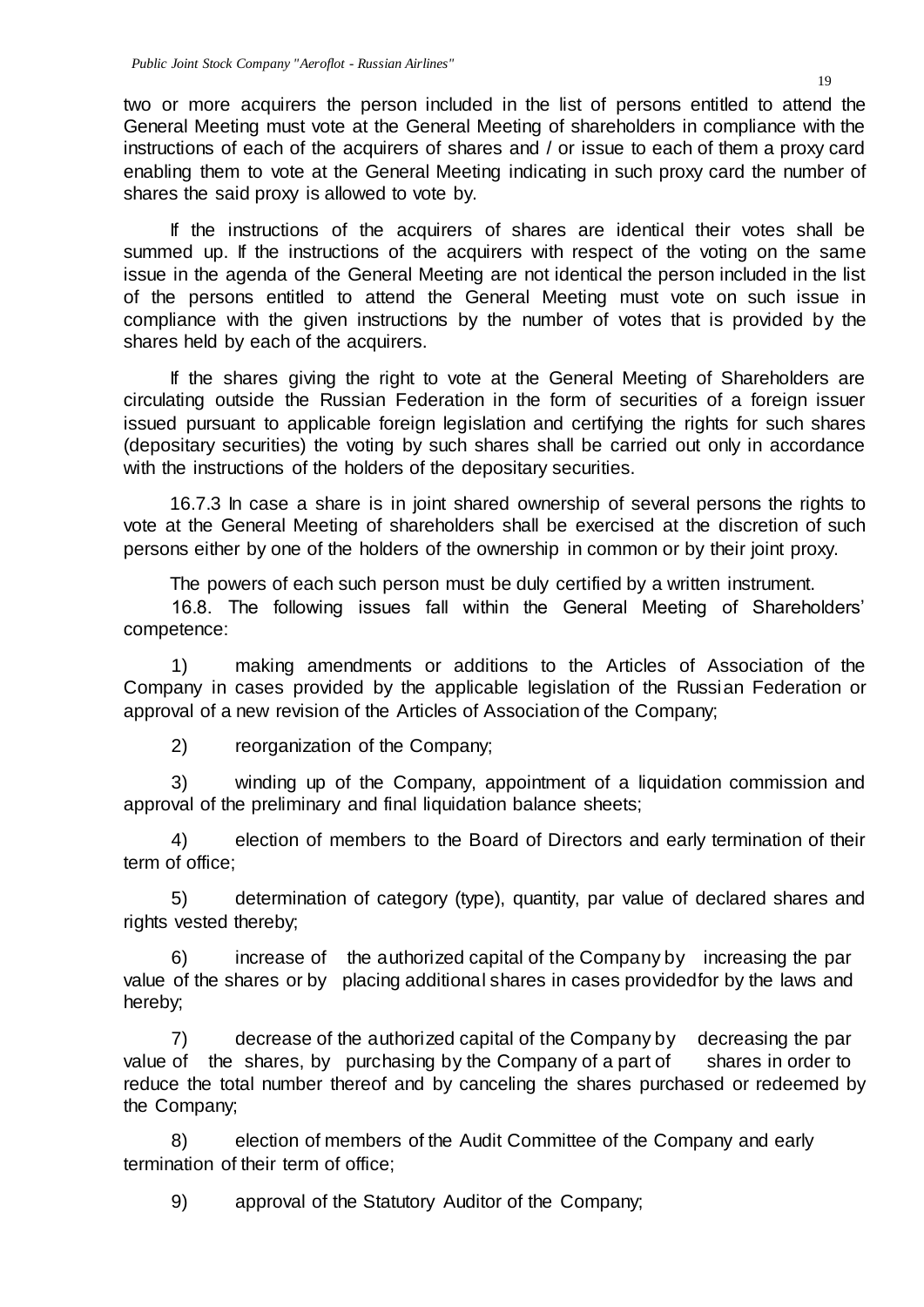two or more acquirers the person included in the list of persons entitled to attend the General Meeting must vote at the General Meeting of shareholders in compliance with the instructions of each of the acquirers of shares and / or issue to each of them a proxy card enabling them to vote at the General Meeting indicating in such proxy card the number of shares the said proxy is allowed to vote by.

If the instructions of the acquirers of shares are identical their votes shall be summed up. If the instructions of the acquirers with respect of the voting on the same issue in the agenda of the General Meeting are not identical the person included in the list of the persons entitled to attend the General Meeting must vote on such issue in compliance with the given instructions by the number of votes that is provided by the shares held by each of the acquirers.

If the shares giving the right to vote at the General Meeting of Shareholders are circulating outside the Russian Federation in the form of securities of a foreign issuer issued pursuant to applicable foreign legislation and certifying the rights for such shares (depositary securities) the voting by such shares shall be carried out only in accordance with the instructions of the holders of the depositary securities.

16.7.3 In case a share is in joint shared ownership of several persons the rights to vote at the General Meeting of shareholders shall be exercised at the discretion of such persons either by one of the holders of the ownership in common or by their joint proxy.

The powers of each such person must be duly certified by a written instrument.

16.8. The following issues fall within the General Meeting of Shareholders' competence:

1) making amendments or additions to the Articles of Association of the Company in cases provided by the applicable legislation of the Russian Federation or approval of a new revision of the Articles of Association of the Company;

2) reorganization of the Company;

3) winding up of the Company, appointment of a liquidation commission and approval of the preliminary and final liquidation balance sheets;

4) election of members to the Board of Directors and early termination of their term of office;

5) determination of category (type), quantity, par value of declared shares and rights vested thereby;

6) increase of the authorized capital of the Company by increasing the par value of the shares or by placing additional shares in cases providedfor by the laws and hereby;

7) decrease of the authorized capital of the Company by decreasing the par value of the shares, by purchasing by the Company of a part of shares in order to reduce the total number thereof and by canceling the shares purchased or redeemed by the Company;

8) election of members of the Audit Committee of the Company and early termination of their term of office;

9) approval of the Statutory Auditor of the Company;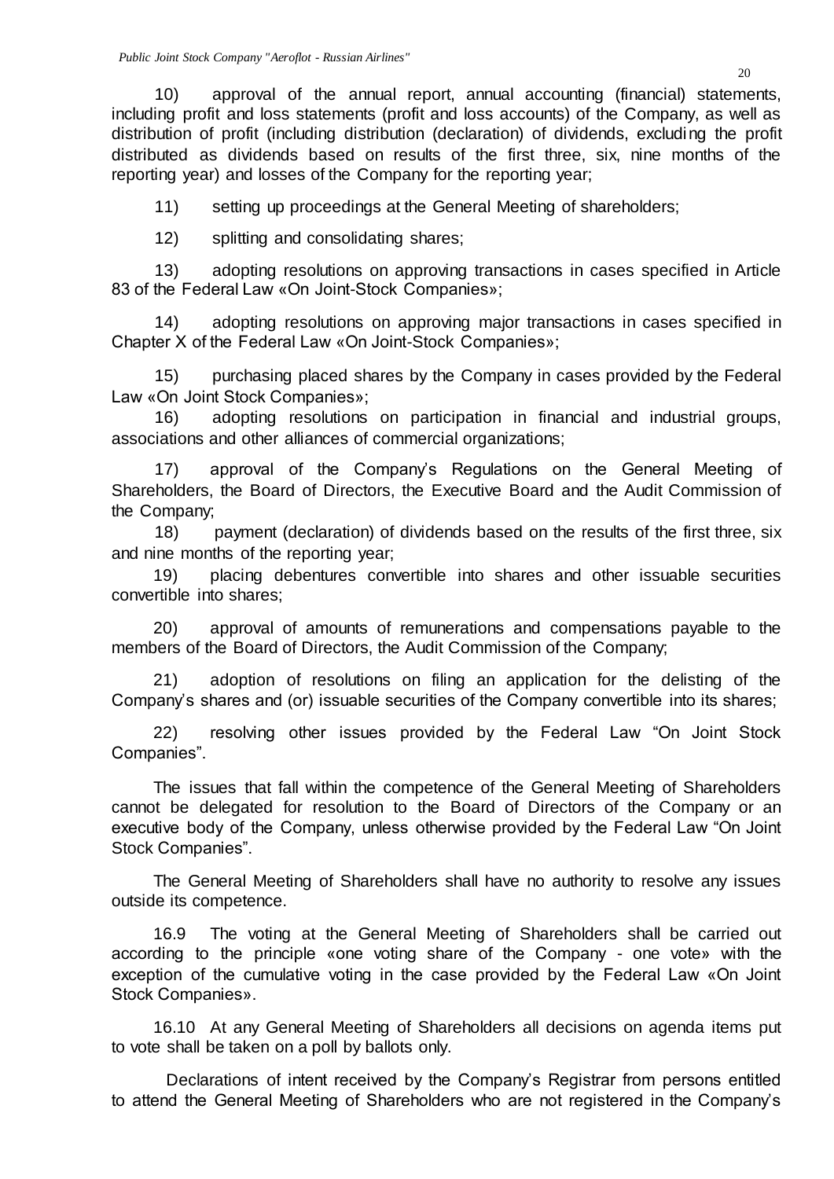10) approval of the annual report, annual accounting (financial) statements, including profit and loss statements (profit and loss accounts) of the Company, as well as distribution of profit (including distribution (declaration) of dividends, excluding the profit distributed as dividends based on results of the first three, six, nine months of the reporting year) and losses of the Company for the reporting year;

11) setting up proceedings at the General Meeting of shareholders;

12) splitting and consolidating shares;

13) adopting resolutions on approving transactions in cases specified in Article 83 of the Federal Law «On Joint-Stock Companies»;

14) adopting resolutions on approving major transactions in cases specified in Chapter X of the Federal Law «On Joint-Stock Companies»;

15) purchasing placed shares by the Company in cases provided by the Federal Law «On Joint Stock Companies»;

16) adopting resolutions on participation in financial and industrial groups, associations and other alliances of commercial organizations;

17) approval of the Company's Regulations on the General Meeting of Shareholders, the Board of Directors, the Executive Board and the Audit Commission of the Company;

18) payment (declaration) of dividends based on the results of the first three, six and nine months of the reporting year;

19) placing debentures convertible into shares and other issuable securities convertible into shares;

20) approval of amounts of remunerations and compensations payable to the members of the Board of Directors, the Audit Commission of the Company;

21) adoption of resolutions on filing an application for the delisting of the Company's shares and (or) issuable securities of the Company convertible into its shares;

22) resolving other issues provided by the Federal Law "On Joint Stock Companies".

The issues that fall within the competence of the General Meeting of Shareholders cannot be delegated for resolution to the Board of Directors of the Company or an executive body of the Company, unless otherwise provided by the Federal Law "On Joint Stock Companies".

The General Meeting of Shareholders shall have no authority to resolve any issues outside its competence.

16.9 The voting at the General Meeting of Shareholders shall be carried out according to the principle «one voting share of the Company - one vote» with the exception of the cumulative voting in the case provided by the Federal Law «On Joint Stock Companies».

16.10 At any General Meeting of Shareholders all decisions on agenda items put to vote shall be taken on a poll by ballots only.

Declarations of intent received by the Company's Registrar from persons entitled to attend the General Meeting of Shareholders who are not registered in the Company's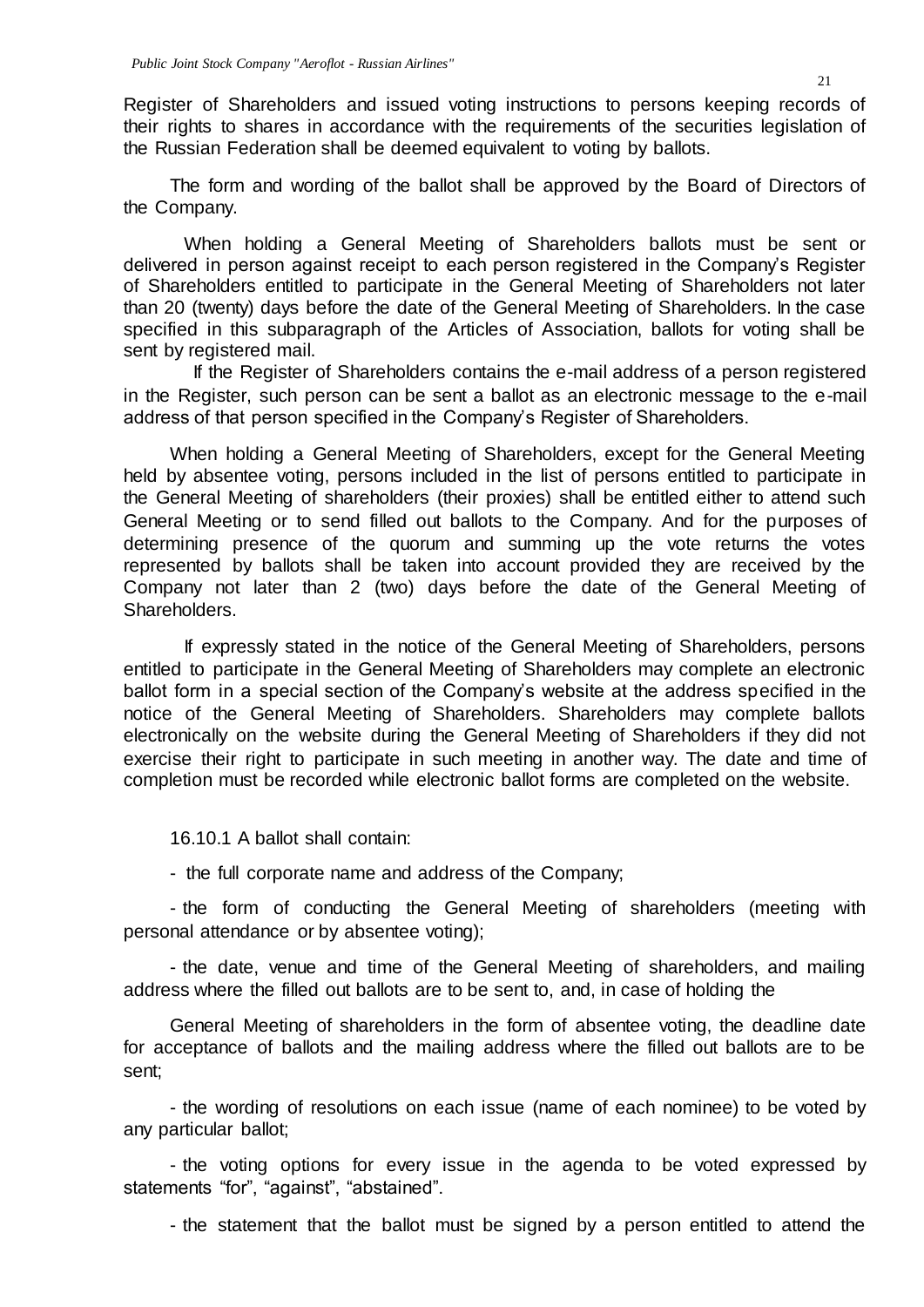Register of Shareholders and issued voting instructions to persons keeping records of their rights to shares in accordance with the requirements of the securities legislation of the Russian Federation shall be deemed equivalent to voting by ballots.

The form and wording of the ballot shall be approved by the Board of Directors of the Company.

When holding a General Meeting of Shareholders ballots must be sent or delivered in person against receipt to each person registered in the Company's Register of Shareholders entitled to participate in the General Meeting of Shareholders not later than 20 (twenty) days before the date of the General Meeting of Shareholders. In the case specified in this subparagraph of the Articles of Association, ballots for voting shall be sent by registered mail.

If the Register of Shareholders contains the e-mail address of a person registered in the Register, such person can be sent a ballot as an electronic message to the e-mail address of that person specified in the Company's Register of Shareholders.

When holding a General Meeting of Shareholders, except for the General Meeting held by absentee voting, persons included in the list of persons entitled to participate in the General Meeting of shareholders (their proxies) shall be entitled either to attend such General Meeting or to send filled out ballots to the Company. And for the purposes of determining presence of the quorum and summing up the vote returns the votes represented by ballots shall be taken into account provided they are received by the Company not later than 2 (two) days before the date of the General Meeting of Shareholders.

If expressly stated in the notice of the General Meeting of Shareholders, persons entitled to participate in the General Meeting of Shareholders may complete an electronic ballot form in a special section of the Company's website at the address specified in the notice of the General Meeting of Shareholders. Shareholders may complete ballots electronically on the website during the General Meeting of Shareholders if they did not exercise their right to participate in such meeting in another way. The date and time of completion must be recorded while electronic ballot forms are completed on the website.

16.10.1 A ballot shall contain:

- the full corporate name and address of the Company;

- the form of conducting the General Meeting of shareholders (meeting with personal attendance or by absentee voting);

- the date, venue and time of the General Meeting of shareholders, and mailing address where the filled out ballots are to be sent to, and, in case of holding the General Meeting of shareholders in the form of absentee voting, the deadline date for acceptance of ballots and the mailing address where the filled out ballots are to be sent;

- the wording of resolutions on each issue (name of each nominee) to be voted by any particular ballot;

- the voting options for every issue in the agenda to be voted expressed by statements "for", "against", "abstained".

- the statement that the ballot must be signed by a person entitled to attend the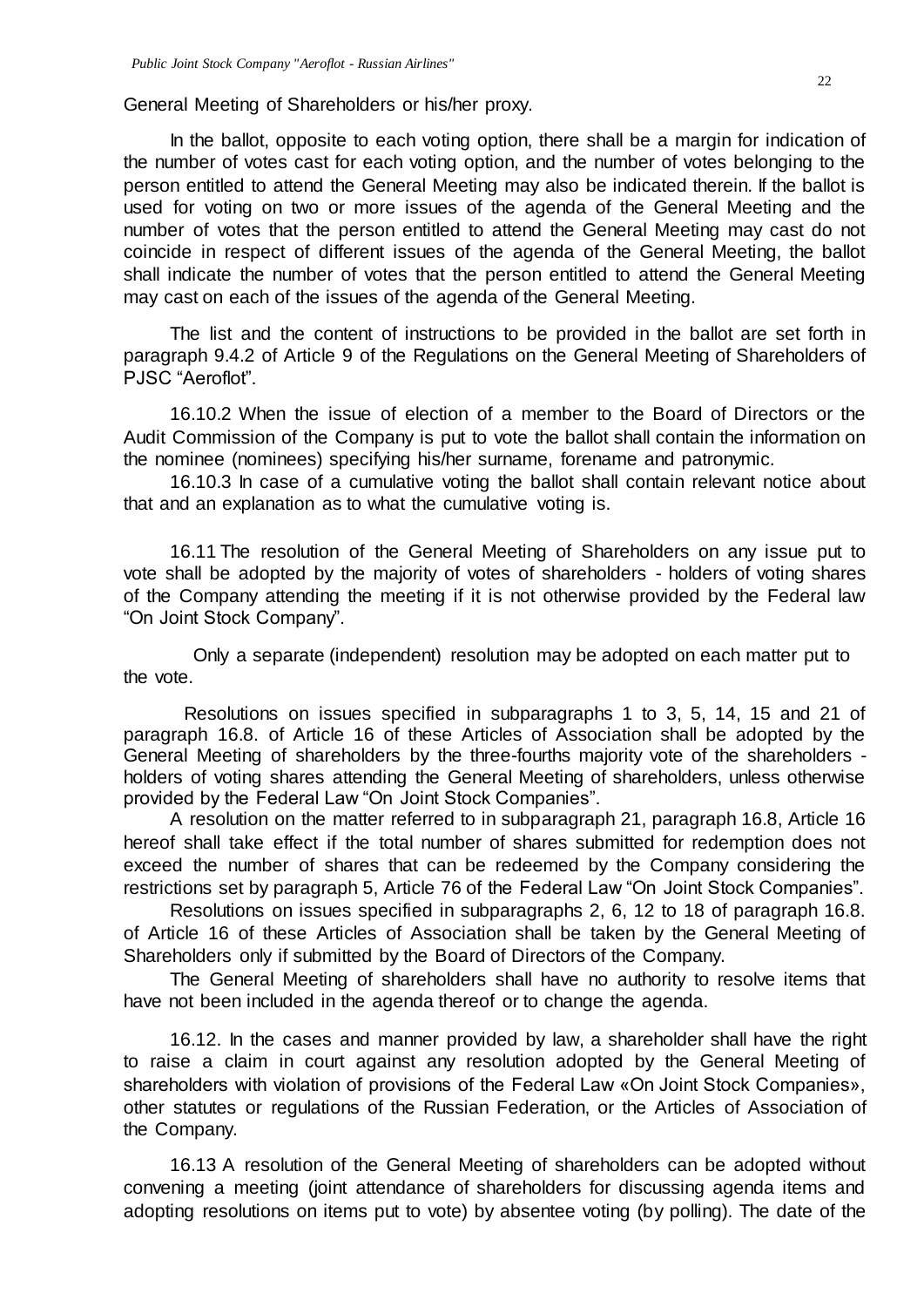General Meeting of Shareholders or his/her proxy.

In the ballot, opposite to each voting option, there shall be a margin for indication of the number of votes cast for each voting option, and the number of votes belonging to the person entitled to attend the General Meeting may also be indicated therein. If the ballot is used for voting on two or more issues of the agenda of the General Meeting and the number of votes that the person entitled to attend the General Meeting may cast do not coincide in respect of different issues of the agenda of the General Meeting, the ballot shall indicate the number of votes that the person entitled to attend the General Meeting may cast on each of the issues of the agenda of the General Meeting.

The list and the content of instructions to be provided in the ballot are set forth in paragraph 9.4.2 of Article 9 of the Regulations on the General Meeting of Shareholders of PJSC "Aeroflot".

16.10.2 When the issue of election of a member to the Board of Directors or the Audit Commission of the Company is put to vote the ballot shall contain the information on the nominee (nominees) specifying his/her surname, forename and patronymic.

16.10.3 In case of a cumulative voting the ballot shall contain relevant notice about that and an explanation as to what the cumulative voting is.

16.11 The resolution of the General Meeting of Shareholders on any issue put to vote shall be adopted by the majority of votes of shareholders - holders of voting shares of the Company attending the meeting if it is not otherwise provided by the Federal law "On Joint Stock Company".

Only a separate (independent) resolution may be adopted on each matter put to the vote.

Resolutions on issues specified in subparagraphs 1 to 3, 5, 14, 15 and 21 of paragraph 16.8. of Article 16 of these Articles of Association shall be adopted by the General Meeting of shareholders by the three-fourths majority vote of the shareholders - holders of voting shares attending the General Meeting of shareholders, unless otherwise provided by the Federal Law "On Joint Stock Companies".

A resolution on the matter referred to in subparagraph 21, paragraph 16.8, Article 16 hereof shall take effect if the total number of shares submitted for redemption does not exceed the number of shares that can be redeemed by the Company considering the restrictions set by paragraph 5, Article 76 of the Federal Law "On Joint Stock Companies".

Resolutions on issues specified in subparagraphs 2, 6, 12 to 18 of paragraph 16.8. of Article 16 of these Articles of Association shall be taken by the General Meeting of Shareholders only if submitted by the Board of Directors of the Company.

The General Meeting of shareholders shall have no authority to resolve items that have not been included in the agenda thereof or to change the agenda.

16.12. In the cases and manner provided by law, a shareholder shall have the right to raise a claim in court against any resolution adopted by the General Meeting of shareholders with violation of provisions of the Federal Law «On Joint Stock Companies», other statutes or regulations of the Russian Federation, or the Articles of Association of the Company.

16.13 A resolution of the General Meeting of shareholders can be adopted without convening a meeting (joint attendance of shareholders for discussing agenda items and adopting resolutions on items put to vote) by absentee voting (by polling). The date of the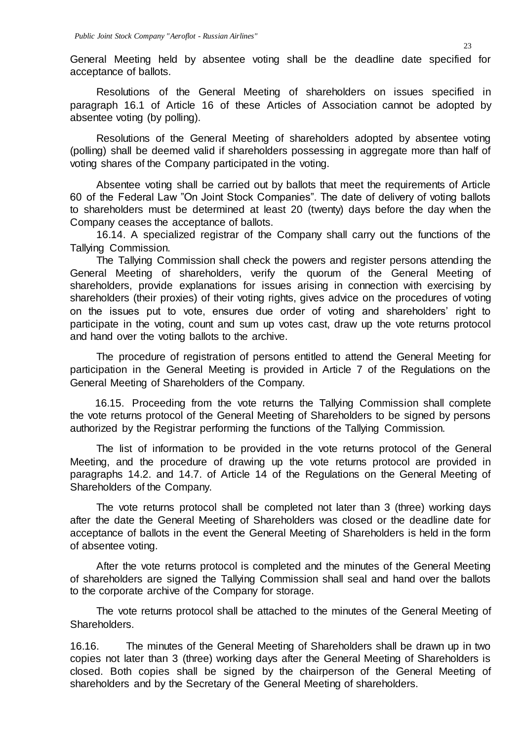General Meeting held by absentee voting shall be the deadline date specified for acceptance of ballots.

Resolutions of the General Meeting of shareholders on issues specified in paragraph 16.1 of Article 16 of these Articles of Association cannot be adopted by absentee voting (by polling).

Resolutions of the General Meeting of shareholders adopted by absentee voting (polling) shall be deemed valid if shareholders possessing in aggregate more than half of voting shares of the Company participated in the voting.

Absentee voting shall be carried out by ballots that meet the requirements of Article 60 of the Federal Law "On Joint Stock Companies". The date of delivery of voting ballots to shareholders must be determined at least 20 (twenty) days before the day when the Company ceases the acceptance of ballots.

16.14. A specialized registrar of the Company shall carry out the functions of the Tallying Commission.

The Tallying Commission shall check the powers and register persons attending the General Meeting of shareholders, verify the quorum of the General Meeting of shareholders, provide explanations for issues arising in connection with exercising by shareholders (their proxies) of their voting rights, gives advice on the procedures of voting on the issues put to vote, ensures due order of voting and shareholders' right to participate in the voting, count and sum up votes cast, draw up the vote returns protocol and hand over the voting ballots to the archive.

The procedure of registration of persons entitled to attend the General Meeting for participation in the General Meeting is provided in Article 7 of the Regulations on the General Meeting of Shareholders of the Company.

16.15. Proceeding from the vote returns the Tallying Commission shall complete the vote returns protocol of the General Meeting of Shareholders to be signed by persons authorized by the Registrar performing the functions of the Tallying Commission.

The list of information to be provided in the vote returns protocol of the General Meeting, and the procedure of drawing up the vote returns protocol are provided in paragraphs 14.2. and 14.7. of Article 14 of the Regulations on the General Meeting of Shareholders of the Company.

The vote returns protocol shall be completed not later than 3 (three) working days after the date the General Meeting of Shareholders was closed or the deadline date for acceptance of ballots in the event the General Meeting of Shareholders is held in the form of absentee voting.

After the vote returns protocol is completed and the minutes of the General Meeting of shareholders are signed the Tallying Commission shall seal and hand over the ballots to the corporate archive of the Company for storage.

The vote returns protocol shall be attached to the minutes of the General Meeting of Shareholders.

16.16. The minutes of the General Meeting of Shareholders shall be drawn up in two copies not later than 3 (three) working days after the General Meeting of Shareholders is closed. Both copies shall be signed by the chairperson of the General Meeting of shareholders and by the Secretary of the General Meeting of shareholders.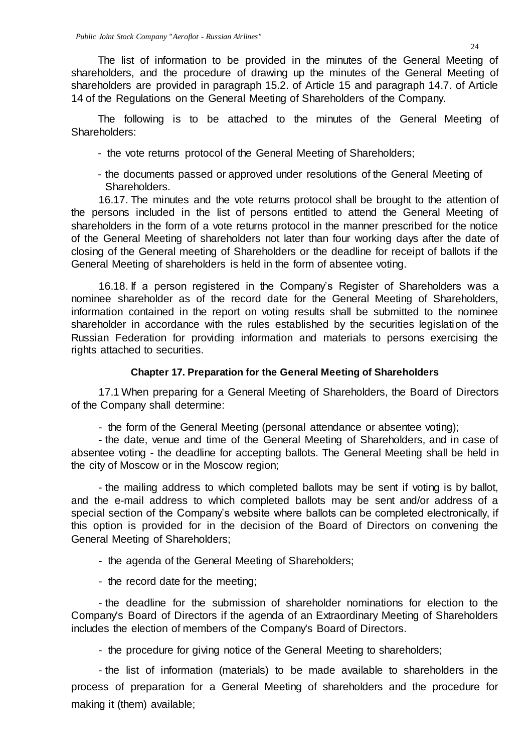The list of information to be provided in the minutes of the General Meeting of shareholders, and the procedure of drawing up the minutes of the General Meeting of shareholders are provided in paragraph 15.2. of Article 15 and paragraph 14.7. of Article 14 of the Regulations on the General Meeting of Shareholders of the Company.

The following is to be attached to the minutes of the General Meeting of Shareholders:

- the vote returns protocol of the General Meeting of Shareholders;
- the documents passed or approved under resolutions of the General Meeting of Shareholders.

16.17. The minutes and the vote returns protocol shall be brought to the attention of the persons included in the list of persons entitled to attend the General Meeting of shareholders in the form of a vote returns protocol in the manner prescribed for the notice of the General Meeting of shareholders not later than four working days after the date of closing of the General meeting of Shareholders or the deadline for receipt of ballots if the General Meeting of shareholders is held in the form of absentee voting.

16.18. If a person registered in the Company's Register of Shareholders was a nominee shareholder as of the record date for the General Meeting of Shareholders, information contained in the report on voting results shall be submitted to the nominee shareholder in accordance with the rules established by the securities legislation of the Russian Federation for providing information and materials to persons exercising the rights attached to securities.

## Chapter 17. Preparation for the General Meeting of Shareholders

17.1 When preparing for a General Meeting of Shareholders, the Board of Directors of the Company shall determine:

- the form of the General Meeting (personal attendance or absentee voting);
- the date, venue and time of the General Meeting of Shareholders, and in case of absentee voting - the deadline for accepting ballots. The General Meeting shall be held in the city of Moscow or in the Moscow region;
- the mailing address to which completed ballots may be sent if voting is by ballot, and the e-mail address to which completed ballots may be sent and/or address of a special section of the Company's website where ballots can be completed electronically, if this option is provided for in the decision of the Board of Directors on convening the General Meeting of Shareholders;
- the agenda of the General Meeting of Shareholders;
- the record date for the meeting;
- the deadline for the submission of shareholder nominations for election to the Company's Board of Directors if the agenda of an Extraordinary Meeting of Shareholders includes the election of members of the Company's Board of Directors.
- the procedure for giving notice of the General Meeting to shareholders;
- the list of information (materials) to be made available to shareholders in the process of preparation for a General Meeting of shareholders and the procedure for making it (them) available;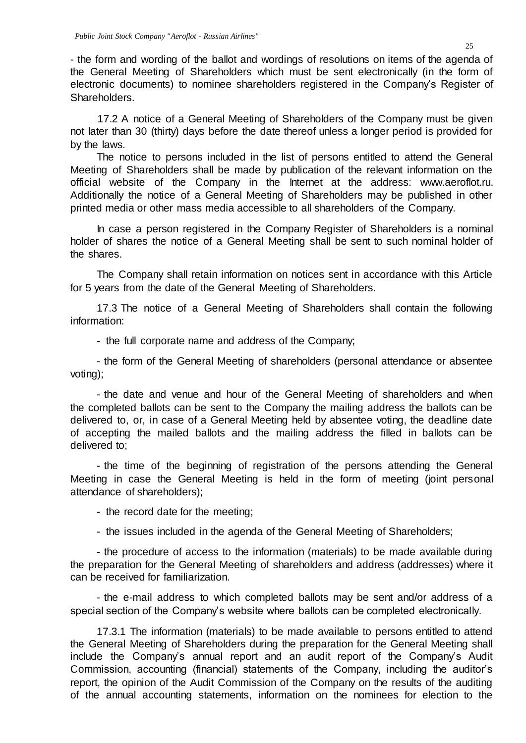- the form and wording of the ballot and wordings of resolutions on items of the agenda of the General Meeting of Shareholders which must be sent electronically (in the form of electronic documents) to nominee shareholders registered in the Company's Register of Shareholders.

17.2 A notice of a General Meeting of Shareholders of the Company must be given not later than 30 (thirty) days before the date thereof unless a longer period is provided for by the laws.

The notice to persons included in the list of persons entitled to attend the General Meeting of Shareholders shall be made by publication of the relevant information on the official website of the Company in the Internet at the address: www.aeroflot.ru. Additionally the notice of a General Meeting of Shareholders may be published in other printed media or other mass media accessible to all shareholders of the Company.

In case a person registered in the Company Register of Shareholders is a nominal holder of shares the notice of a General Meeting shall be sent to such nominal holder of the shares.

The Company shall retain information on notices sent in accordance with this Article for 5 years from the date of the General Meeting of Shareholders.

17.3 The notice of a General Meeting of Shareholders shall contain the following information:

- the full corporate name and address of the Company;

- the form of the General Meeting of shareholders (personal attendance or absentee voting);

- the date and venue and hour of the General Meeting of shareholders and when the completed ballots can be sent to the Company the mailing address the ballots can be delivered to, or, in case of a General Meeting held by absentee voting, the deadline date of accepting the mailed ballots and the mailing address the filled in ballots can be delivered to;

- the time of the beginning of registration of the persons attending the General Meeting in case the General Meeting is held in the form of meeting (joint personal attendance of shareholders);

- the record date for the meeting;

- the issues included in the agenda of the General Meeting of Shareholders;

- the procedure of access to the information (materials) to be made available during the preparation for the General Meeting of shareholders and address (addresses) where it can be received for familiarization.

- the e-mail address to which completed ballots may be sent and/or address of a special section of the Company's website where ballots can be completed electronically.

17.3.1 The information (materials) to be made available to persons entitled to attend the General Meeting of Shareholders during the preparation for the General Meeting shall include the Company's annual report and an audit report of the Company's Audit Commission, accounting (financial) statements of the Company, including the auditor's report, the opinion of the Audit Commission of the Company on the results of the auditing of the annual accounting statements, information on the nominees for election to the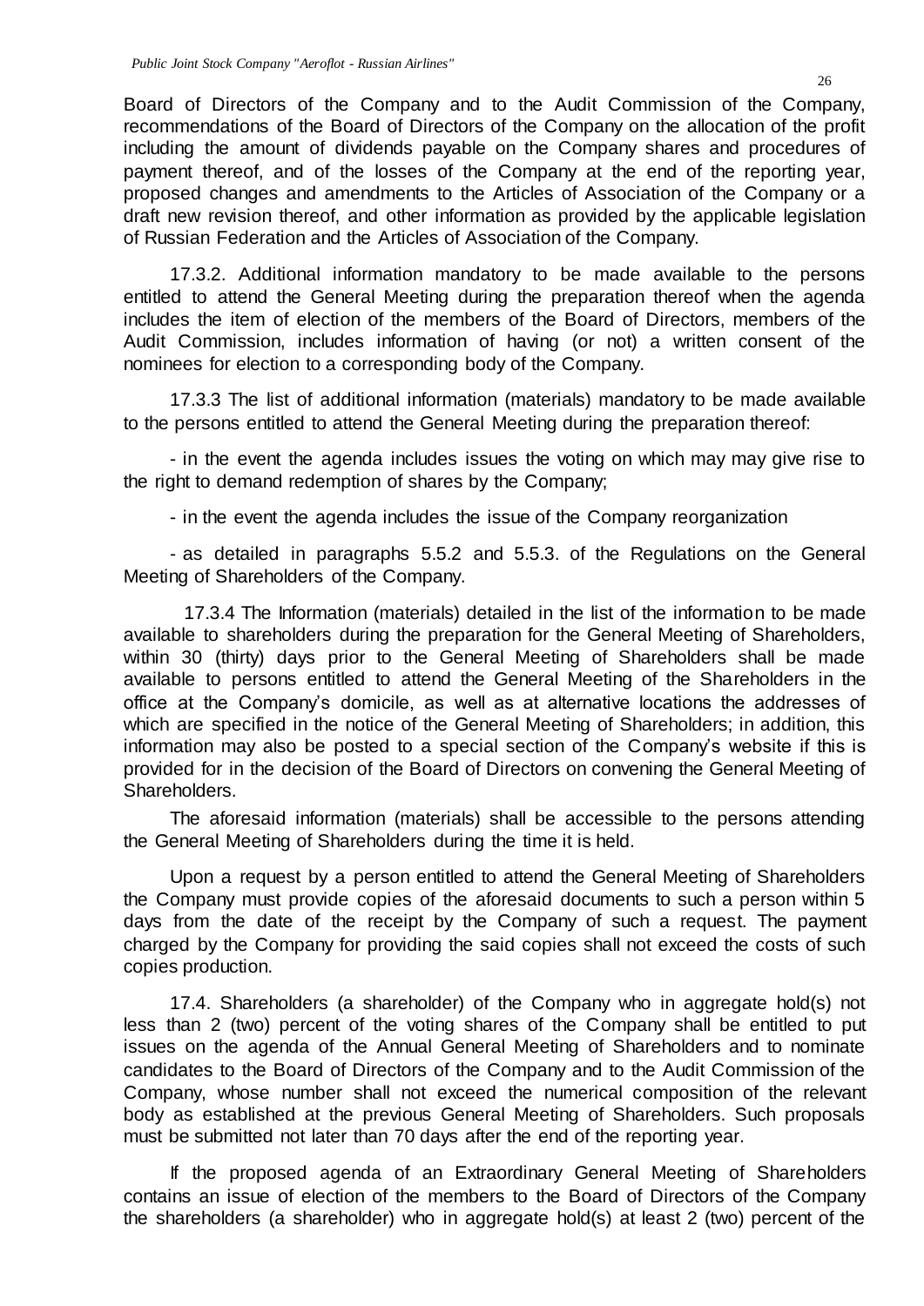Board of Directors of the Company and to the Audit Commission of the Company, recommendations of the Board of Directors of the Company on the allocation of the profit including the amount of dividends payable on the Company shares and procedures of payment thereof, and of the losses of the Company at the end of the reporting year, proposed changes and amendments to the Articles of Association of the Company or a draft new revision thereof, and other information as provided by the applicable legislation of Russian Federation and the Articles of Association of the Company.

17.3.2. Additional information mandatory to be made available to the persons entitled to attend the General Meeting during the preparation thereof when the agenda includes the item of election of the members of the Board of Directors, members of the Audit Commission, includes information of having (or not) a written consent of the nominees for election to a corresponding body of the Company.

17.3.3 The list of additional information (materials) mandatory to be made available to the persons entitled to attend the General Meeting during the preparation thereof:

- in the event the agenda includes issues the voting on which may may give rise to the right to demand redemption of shares by the Company;

- in the event the agenda includes the issue of the Company reorganization

- as detailed in paragraphs 5.5.2 and 5.5.3. of the Regulations on the General Meeting of Shareholders of the Company.

17.3.4 The Information (materials) detailed in the list of the information to be made available to shareholders during the preparation for the General Meeting of Shareholders, within 30 (thirty) days prior to the General Meeting of Shareholders shall be made available to persons entitled to attend the General Meeting of the Shareholders in the office at the Company's domicile, as well as at alternative locations the addresses of which are specified in the notice of the General Meeting of Shareholders; in addition, this information may also be posted to a special section of the Company's website if this is provided for in the decision of the Board of Directors on convening the General Meeting of Shareholders.

The aforesaid information (materials) shall be accessible to the persons attending the General Meeting of Shareholders during the time it is held.

Upon a request by a person entitled to attend the General Meeting of Shareholders the Company must provide copies of the aforesaid documents to such a person within 5 days from the date of the receipt by the Company of such a request. The payment charged by the Company for providing the said copies shall not exceed the costs of such copies production.

17.4. Shareholders (a shareholder) of the Company who in aggregate hold(s) not less than 2 (two) percent of the voting shares of the Company shall be entitled to put issues on the agenda of the Annual General Meeting of Shareholders and to nominate candidates to the Board of Directors of the Company and to the Audit Commission of the Company, whose number shall not exceed the numerical composition of the relevant body as established at the previous General Meeting of Shareholders. Such proposals must be submitted not later than 70 days after the end of the reporting year.

If the proposed agenda of an Extraordinary General Meeting of Shareholders contains an issue of election of the members to the Board of Directors of the Company the shareholders (a shareholder) who in aggregate hold(s) at least 2 (two) percent of the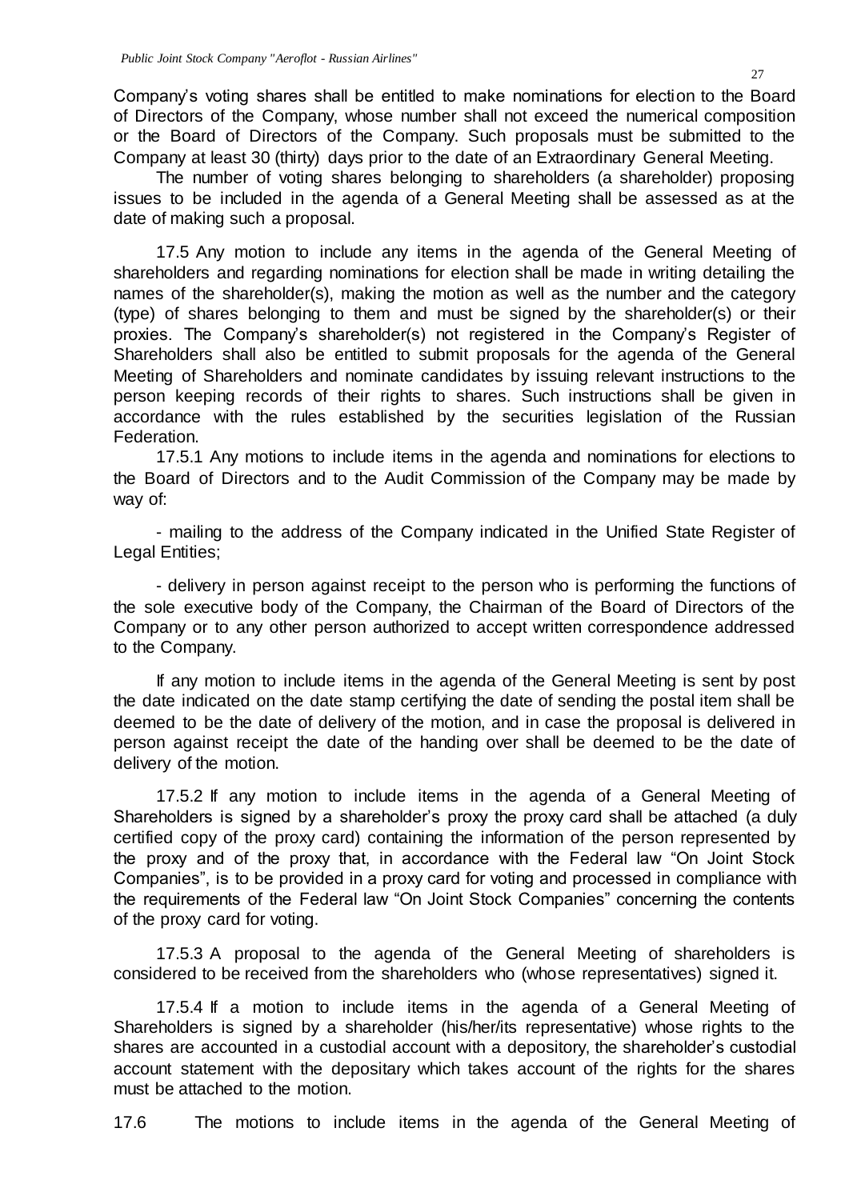Company's voting shares shall be entitled to make nominations for election to the Board of Directors of the Company, whose number shall not exceed the numerical composition or the Board of Directors of the Company. Such proposals must be submitted to the Company at least 30 (thirty) days prior to the date of an Extraordinary General Meeting.

The number of voting shares belonging to shareholders (a shareholder) proposing issues to be included in the agenda of a General Meeting shall be assessed as at the date of making such a proposal.

17.5 Any motion to include any items in the agenda of the General Meeting of shareholders and regarding nominations for election shall be made in writing detailing the names of the shareholder(s), making the motion as well as the number and the category (type) of shares belonging to them and must be signed by the shareholder(s) or their proxies. The Company's shareholder(s) not registered in the Company's Register of Shareholders shall also be entitled to submit proposals for the agenda of the General Meeting of Shareholders and nominate candidates by issuing relevant instructions to the person keeping records of their rights to shares. Such instructions shall be given in accordance with the rules established by the securities legislation of the Russian Federation.

17.5.1 Any motions to include items in the agenda and nominations for elections to the Board of Directors and to the Audit Commission of the Company may be made by way of:

- mailing to the address of the Company indicated in the Unified State Register of Legal Entities;

- delivery in person against receipt to the person who is performing the functions of the sole executive body of the Company, the Chairman of the Board of Directors of the Company or to any other person authorized to accept written correspondence addressed to the Company.

If any motion to include items in the agenda of the General Meeting is sent by post the date indicated on the date stamp certifying the date of sending the postal item shall be deemed to be the date of delivery of the motion, and in case the proposal is delivered in person against receipt the date of the handing over shall be deemed to be the date of delivery of the motion.

17.5.2 If any motion to include items in the agenda of a General Meeting of Shareholders is signed by a shareholder's proxy the proxy card shall be attached (a duly certified copy of the proxy card) containing the information of the person represented by the proxy and of the proxy that, in accordance with the Federal law "On Joint Stock Companies", is to be provided in a proxy card for voting and processed in compliance with the requirements of the Federal law "On Joint Stock Companies" concerning the contents of the proxy card for voting.

17.5.3 A proposal to the agenda of the General Meeting of shareholders is considered to be received from the shareholders who (whose representatives) signed it.

17.5.4 If a motion to include items in the agenda of a General Meeting of Shareholders is signed by a shareholder (his/her/its representative) whose rights to the shares are accounted in a custodial account with a depository, the shareholder's custodial account statement with the depositary which takes account of the rights for the shares must be attached to the motion.

17.6 The motions to include items in the agenda of the General Meeting of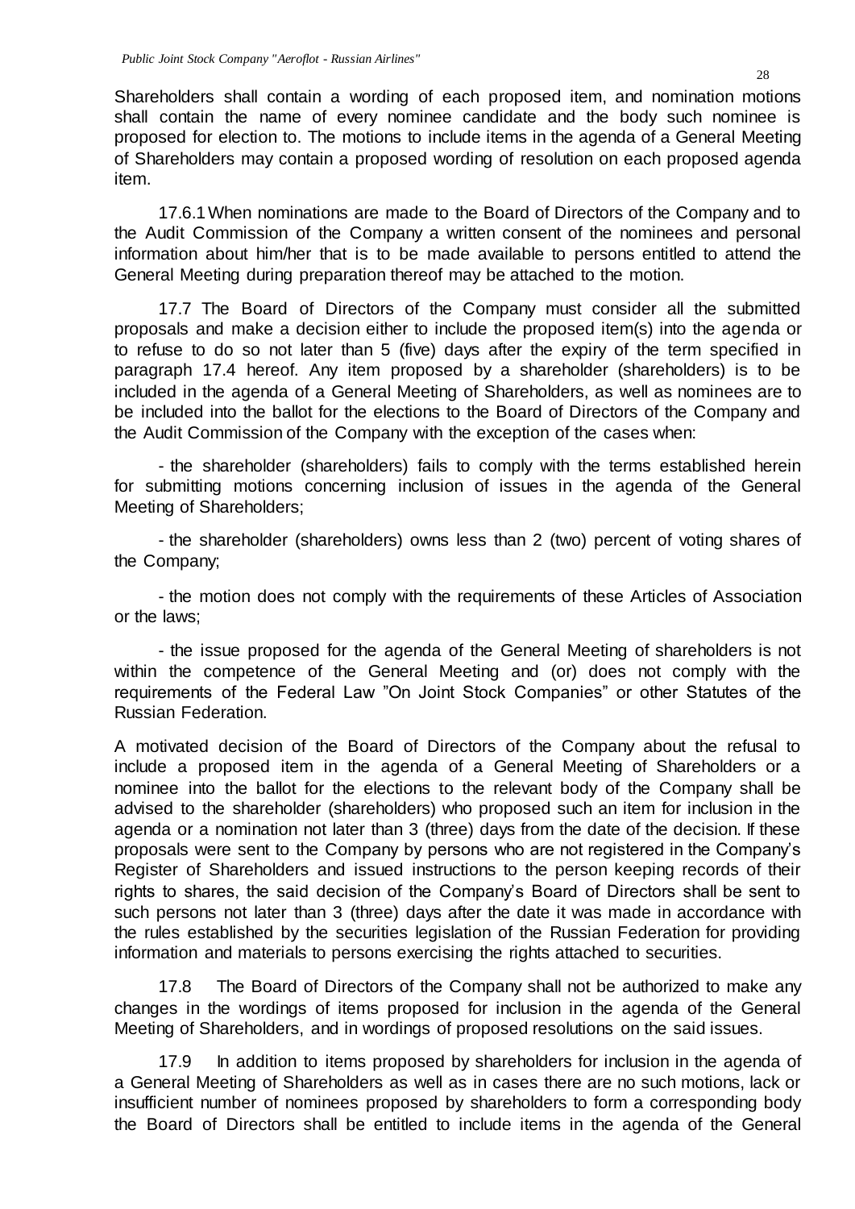Shareholders shall contain a wording of each proposed item, and nomination motions shall contain the name of every nominee candidate and the body such nominee is proposed for election to. The motions to include items in the agenda of a General Meeting of Shareholders may contain a proposed wording of resolution on each proposed agenda item.

17.6.1 When nominations are made to the Board of Directors of the Company and to the Audit Commission of the Company a written consent of the nominees and personal information about him/her that is to be made available to persons entitled to attend the General Meeting during preparation thereof may be attached to the motion.

17.7 The Board of Directors of the Company must consider all the submitted proposals and make a decision either to include the proposed item(s) into the agenda or to refuse to do so not later than 5 (five) days after the expiry of the term specified in paragraph 17.4 hereof. Any item proposed by a shareholder (shareholders) is to be included in the agenda of a General Meeting of Shareholders, as well as nominees are to be included into the ballot for the elections to the Board of Directors of the Company and the Audit Commission of the Company with the exception of the cases when:

- the shareholder (shareholders) fails to comply with the terms established herein for submitting motions concerning inclusion of issues in the agenda of the General Meeting of Shareholders;

- the shareholder (shareholders) owns less than 2 (two) percent of voting shares of the Company;

- the motion does not comply with the requirements of these Articles of Association or the laws;

- the issue proposed for the agenda of the General Meeting of shareholders is not within the competence of the General Meeting and (or) does not comply with the requirements of the Federal Law "On Joint Stock Companies" or other Statutes of the Russian Federation.

A motivated decision of the Board of Directors of the Company about the refusal to include a proposed item in the agenda of a General Meeting of Shareholders or a nominee into the ballot for the elections to the relevant body of the Company shall be advised to the shareholder (shareholders) who proposed such an item for inclusion in the agenda or a nomination not later than 3 (three) days from the date of the decision. If these proposals were sent to the Company by persons who are not registered in the Company's Register of Shareholders and issued instructions to the person keeping records of their rights to shares, the said decision of the Company's Board of Directors shall be sent to such persons not later than 3 (three) days after the date it was made in accordance with the rules established by the securities legislation of the Russian Federation for providing information and materials to persons exercising the rights attached to securities.

17.8 The Board of Directors of the Company shall not be authorized to make any changes in the wordings of items proposed for inclusion in the agenda of the General Meeting of Shareholders, and in wordings of proposed resolutions on the said issues.

17.9 In addition to items proposed by shareholders for inclusion in the agenda of a General Meeting of Shareholders as well as in cases there are no such motions, lack or insufficient number of nominees proposed by shareholders to form a corresponding body the Board of Directors shall be entitled to include items in the agenda of the General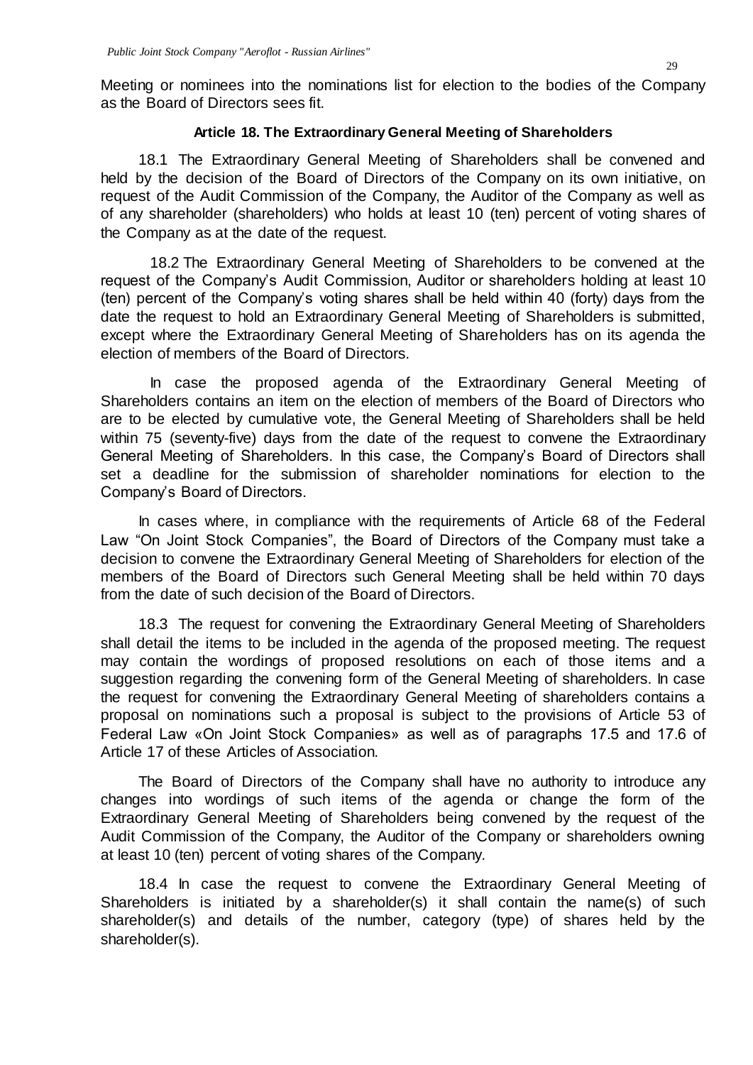Meeting or nominees into the nominations list for election to the bodies of the Company as the Board of Directors sees fit.

### Article 18. The Extraordinary General Meeting of Shareholders

18.1 The Extraordinary General Meeting of Shareholders shall be convened and held by the decision of the Board of Directors of the Company on its own initiative, on request of the Audit Commission of the Company, the Auditor of the Company as well as of any shareholder (shareholders) who holds at least 10 (ten) percent of voting shares of the Company as at the date of the request.

18.2 The Extraordinary General Meeting of Shareholders to be convened at the request of the Company's Audit Commission, Auditor or shareholders holding at least 10 (ten) percent of the Company's voting shares shall be held within 40 (forty) days from the date the request to hold an Extraordinary General Meeting of Shareholders is submitted, except where the Extraordinary General Meeting of Shareholders has on its agenda the election of members of the Board of Directors.

In case the proposed agenda of the Extraordinary General Meeting of Shareholders contains an item on the election of members of the Board of Directors who are to be elected by cumulative vote, the General Meeting of Shareholders shall be held within 75 (seventy-five) days from the date of the request to convene the Extraordinary General Meeting of Shareholders. In this case, the Company's Board of Directors shall set a deadline for the submission of shareholder nominations for election to the Company's Board of Directors.

In cases where, in compliance with the requirements of Article 68 of the Federal Law "On Joint Stock Companies", the Board of Directors of the Company must take a decision to convene the Extraordinary General Meeting of Shareholders for election of the members of the Board of Directors such General Meeting shall be held within 70 days from the date of such decision of the Board of Directors.

18.3 The request for convening the Extraordinary General Meeting of Shareholders shall detail the items to be included in the agenda of the proposed meeting. The request may contain the wordings of proposed resolutions on each of those items and a suggestion regarding the convening form of the General Meeting of shareholders. In case the request for convening the Extraordinary General Meeting of shareholders contains a proposal on nominations such a proposal is subject to the provisions of Article 53 of Federal Law «On Joint Stock Companies» as well as of paragraphs 17.5 and 17.6 of Article 17 of these Articles of Association.

The Board of Directors of the Company shall have no authority to introduce any changes into wordings of such items of the agenda or change the form of the Extraordinary General Meeting of Shareholders being convened by the request of the Audit Commission of the Company, the Auditor of the Company or shareholders owning at least 10 (ten) percent of voting shares of the Company.

18.4 In case the request to convene the Extraordinary General Meeting of Shareholders is initiated by a shareholder(s) it shall contain the name(s) of such shareholder(s) and details of the number, category (type) of shares held by the shareholder(s).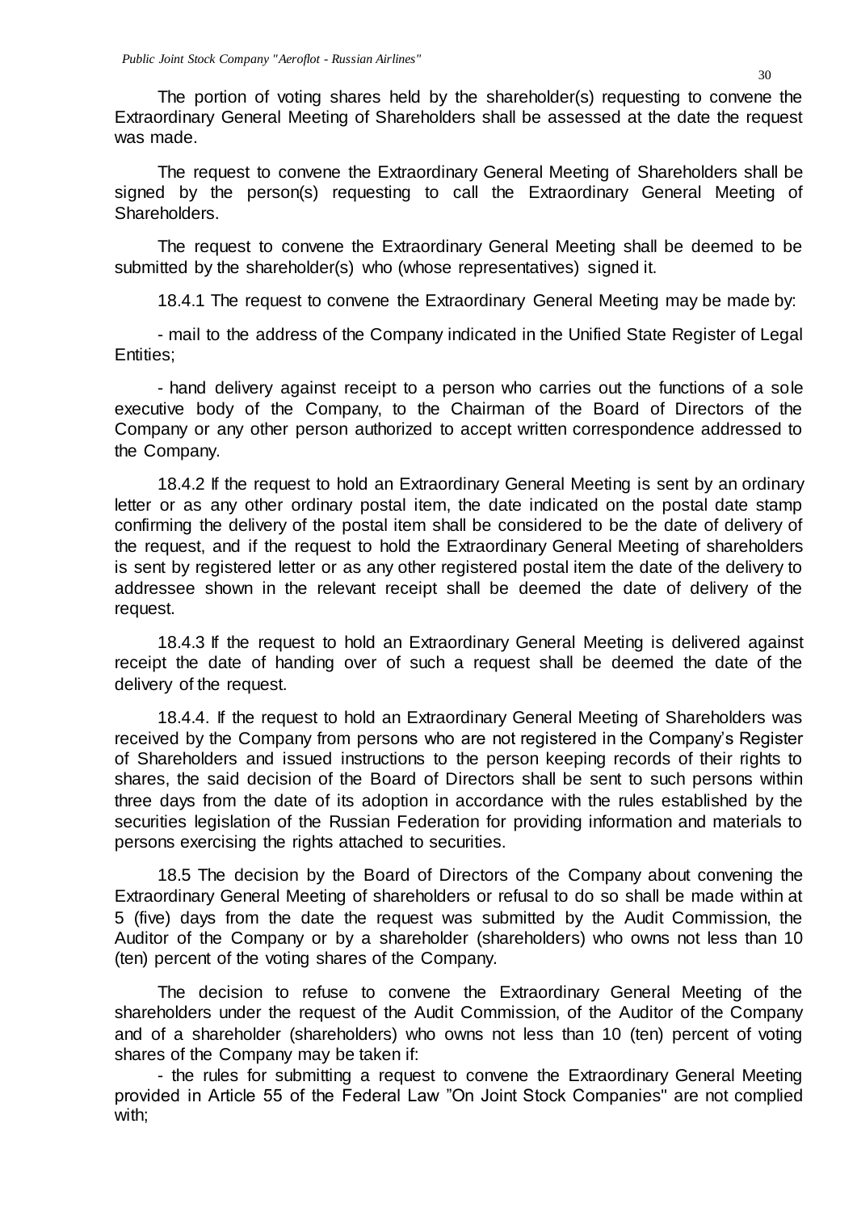The portion of voting shares held by the shareholder(s) requesting to convene the Extraordinary General Meeting of Shareholders shall be assessed at the date the request was made.

The request to convene the Extraordinary General Meeting of Shareholders shall be signed by the person(s) requesting to call the Extraordinary General Meeting of Shareholders.

The request to convene the Extraordinary General Meeting shall be deemed to be submitted by the shareholder(s) who (whose representatives) signed it.

18.4.1 The request to convene the Extraordinary General Meeting may be made by:

- mail to the address of the Company indicated in the Unified State Register of Legal Entities;

- hand delivery against receipt to a person who carries out the functions of a sole executive body of the Company, to the Chairman of the Board of Directors of the Company or any other person authorized to accept written correspondence addressed to the Company.

18.4.2 If the request to hold an Extraordinary General Meeting is sent by an ordinary letter or as any other ordinary postal item, the date indicated on the postal date stamp confirming the delivery of the postal item shall be considered to be the date of delivery of the request, and if the request to hold the Extraordinary General Meeting of shareholders is sent by registered letter or as any other registered postal item the date of the delivery to addressee shown in the relevant receipt shall be deemed the date of delivery of the request.

18.4.3 If the request to hold an Extraordinary General Meeting is delivered against receipt the date of handing over of such a request shall be deemed the date of the delivery of the request.

18.4.4. If the request to hold an Extraordinary General Meeting of Shareholders was received by the Company from persons who are not registered in the Company's Register of Shareholders and issued instructions to the person keeping records of their rights to shares, the said decision of the Board of Directors shall be sent to such persons within three days from the date of its adoption in accordance with the rules established by the securities legislation of the Russian Federation for providing information and materials to persons exercising the rights attached to securities.

18.5 The decision by the Board of Directors of the Company about convening the Extraordinary General Meeting of shareholders or refusal to do so shall be made within at 5 (five) days from the date the request was submitted by the Audit Commission, the Auditor of the Company or by a shareholder (shareholders) who owns not less than 10 (ten) percent of the voting shares of the Company.

The decision to refuse to convene the Extraordinary General Meeting of the shareholders under the request of the Audit Commission, of the Auditor of the Company and of a shareholder (shareholders) who owns not less than 10 (ten) percent of voting shares of the Company may be taken if:

- the rules for submitting a request to convene the Extraordinary General Meeting provided in Article 55 of the Federal Law "On Joint Stock Companies" are not complied with;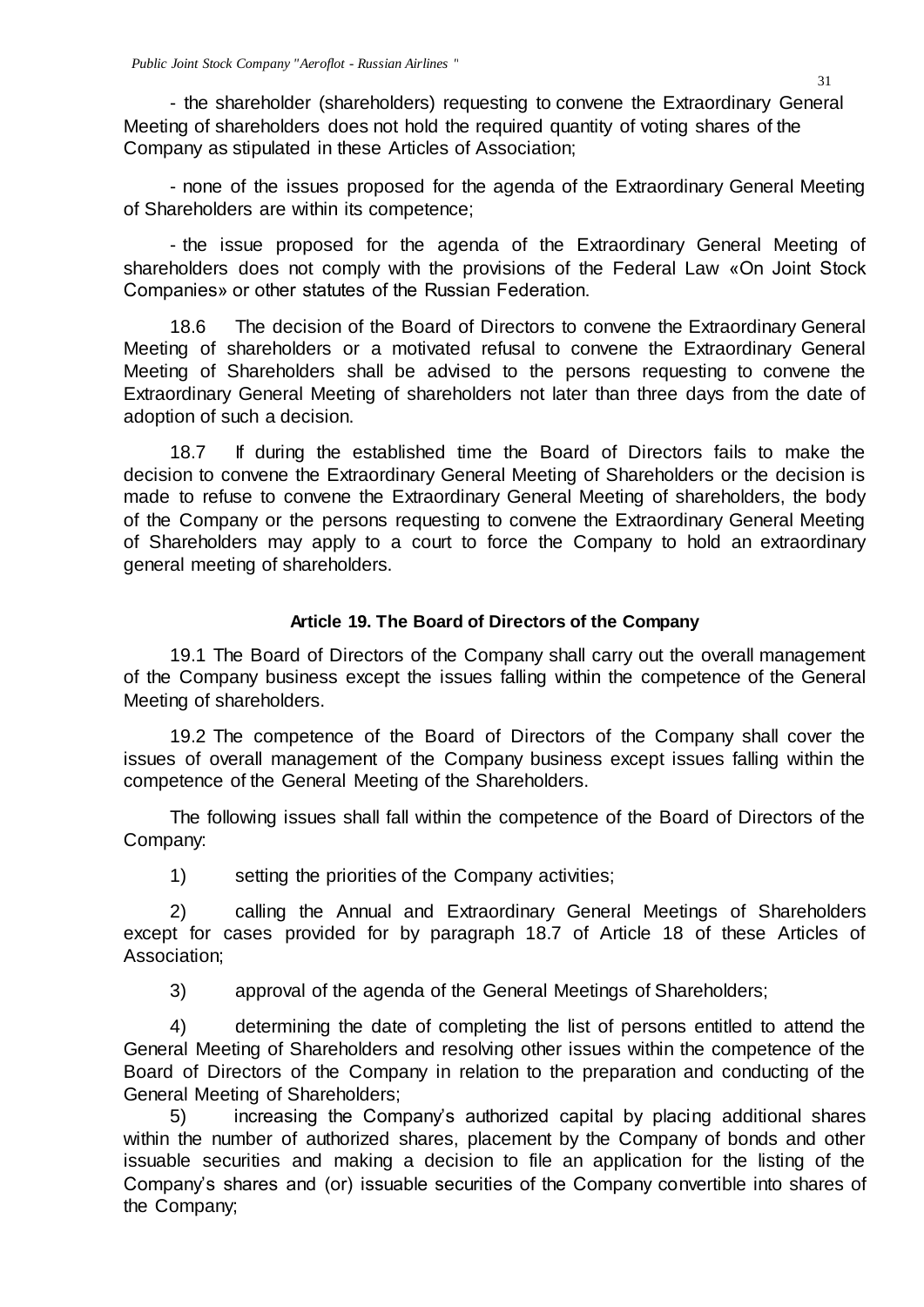- the shareholder (shareholders) requesting to convene the Extraordinary General Meeting of shareholders does not hold the required quantity of voting shares of the Company as stipulated in these Articles of Association;

- none of the issues proposed for the agenda of the Extraordinary General Meeting of Shareholders are within its competence;

- the issue proposed for the agenda of the Extraordinary General Meeting of shareholders does not comply with the provisions of the Federal Law «On Joint Stock Companies» or other statutes of the Russian Federation.

18.6 The decision of the Board of Directors to convene the Extraordinary General Meeting of shareholders or a motivated refusal to convene the Extraordinary General Meeting of Shareholders shall be advised to the persons requesting to convene the Extraordinary General Meeting of shareholders not later than three days from the date of adoption of such a decision.

18.7 If during the established time the Board of Directors fails to make the decision to convene the Extraordinary General Meeting of Shareholders or the decision is made to refuse to convene the Extraordinary General Meeting of shareholders, the body of the Company or the persons requesting to convene the Extraordinary General Meeting of Shareholders may apply to a court to force the Company to hold an extraordinary general meeting of shareholders.

**Article 19. The Board of Directors of the Company**

19.1 The Board of Directors of the Company shall carry out the overall management of the Company business except the issues falling within the competence of the General Meeting of shareholders.

19.2 The competence of the Board of Directors of the Company shall cover the issues of overall management of the Company business except issues falling within the competence of the General Meeting of the Shareholders.

The following issues shall fall within the competence of the Board of Directors of the Company:

1) setting the priorities of the Company activities;

2) calling the Annual and Extraordinary General Meetings of Shareholders except for cases provided for by paragraph 18.7 of Article 18 of these Articles of Association;

3) approval of the agenda of the General Meetings of Shareholders;

4) determining the date of completing the list of persons entitled to attend the General Meeting of Shareholders and resolving other issues within the competence of the Board of Directors of the Company in relation to the preparation and conducting of the General Meeting of Shareholders;

5) increasing the Company's authorized capital by placing additional shares within the number of authorized shares, placement by the Company of bonds and other issuable securities and making a decision to file an application for the listing of the Company's shares and (or) issuable securities of the Company convertible into shares of the Company;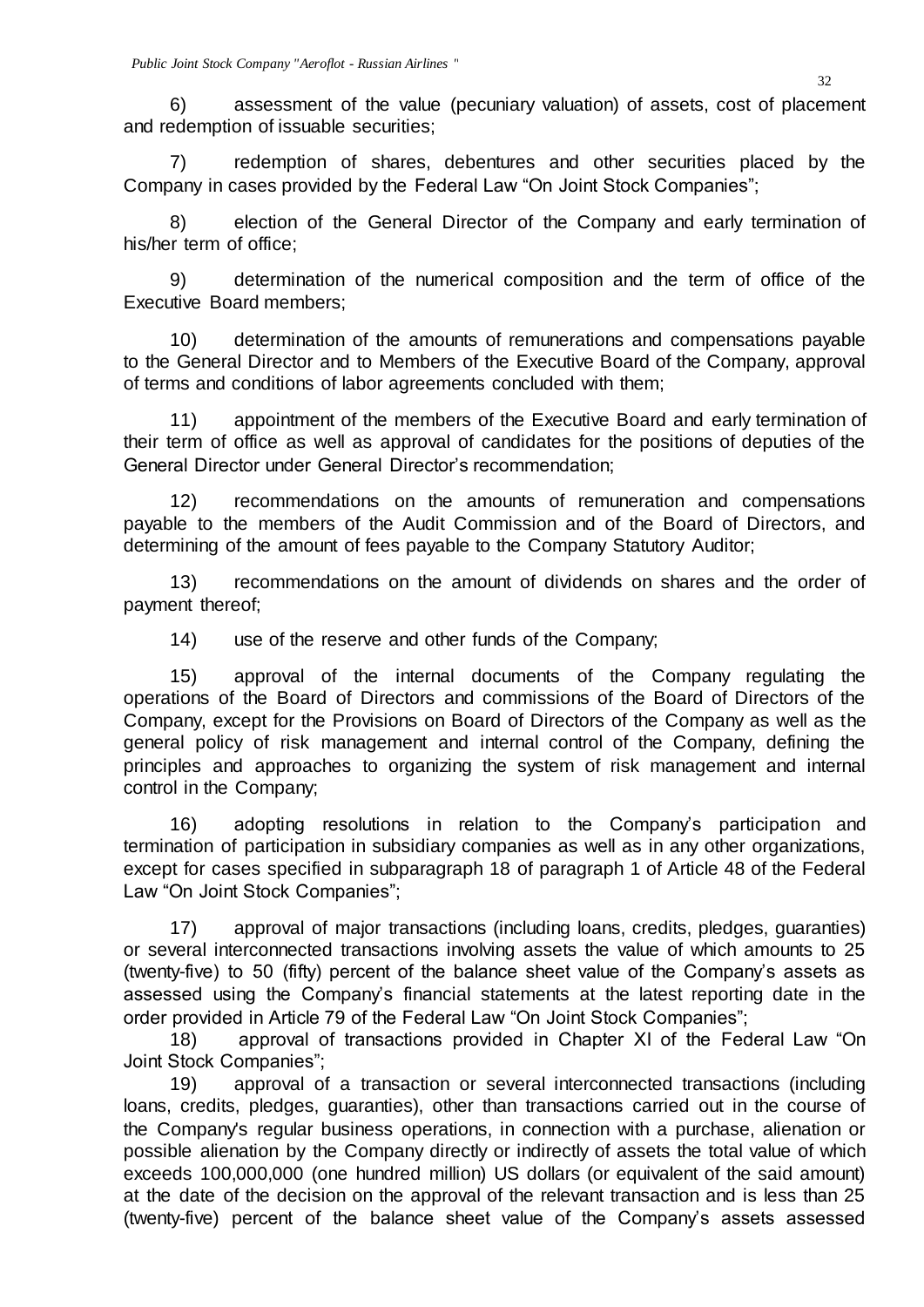6) assessment of the value (pecuniary valuation) of assets, cost of placement and redemption of issuable securities;

7) redemption of shares, debentures and other securities placed by the Company in cases provided by the Federal Law "On Joint Stock Companies";

8) election of the General Director of the Company and early termination of his/her term of office;

9) determination of the numerical composition and the term of office of the Executive Board members;

10) determination of the amounts of remunerations and compensations payable to the General Director and to Members of the Executive Board of the Company, approval of terms and conditions of labor agreements concluded with them;

11) appointment of the members of the Executive Board and early termination of their term of office as well as approval of candidates for the positions of deputies of the General Director under General Director's recommendation;

12) recommendations on the amounts of remuneration and compensations payable to the members of the Audit Commission and of the Board of Directors, and determining of the amount of fees payable to the Company Statutory Auditor;

13) recommendations on the amount of dividends on shares and the order of payment thereof;

14) use of the reserve and other funds of the Company;

15) approval of the internal documents of the Company regulating the operations of the Board of Directors and commissions of the Board of Directors of the Company, except for the Provisions on Board of Directors of the Company as well as the general policy of risk management and internal control of the Company, defining the principles and approaches to organizing the system of risk management and internal control in the Company;

16) adopting resolutions in relation to the Company's participation and termination of participation in subsidiary companies as well as in any other organizations, except for cases specified in subparagraph 18 of paragraph 1 of Article 48 of the Federal Law "On Joint Stock Companies";

17) approval of major transactions (including loans, credits, pledges, guaranties) or several interconnected transactions involving assets the value of which amounts to 25 (twenty-five) to 50 (fifty) percent of the balance sheet value of the Company's assets as assessed using the Company's financial statements at the latest reporting date in the order provided in Article 79 of the Federal Law "On Joint Stock Companies";

18) approval of transactions provided in Chapter XI of the Federal Law "On Joint Stock Companies";

19) approval of a transaction or several interconnected transactions (including loans, credits, pledges, guaranties), other than transactions carried out in the course of the Company's regular business operations, in connection with a purchase, alienation or possible alienation by the Company directly or indirectly of assets the total value of which exceeds 100,000,000 (one hundred million) US dollars (or equivalent of the said amount) at the date of the decision on the approval of the relevant transaction and is less than 25 (twenty-five) percent of the balance sheet value of the Company's assets assessed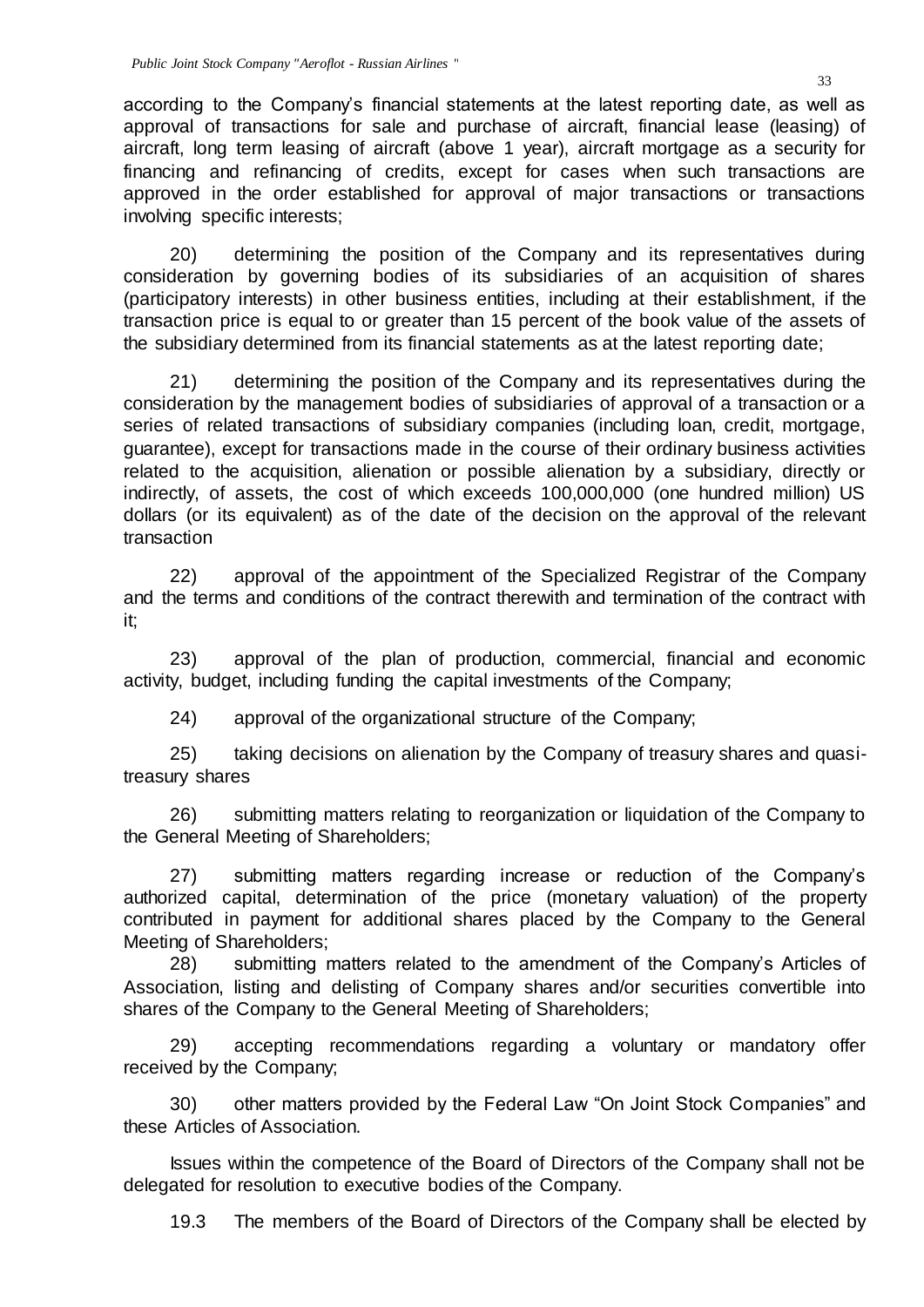according to the Company's financial statements at the latest reporting date, as well as approval of transactions for sale and purchase of aircraft, financial lease (leasing) of aircraft, long term leasing of aircraft (above 1 year), aircraft mortgage as a security for financing and refinancing of credits, except for cases when such transactions are approved in the order established for approval of major transactions or transactions involving specific interests;

20) determining the position of the Company and its representatives during consideration by governing bodies of its subsidiaries of an acquisition of shares (participatory interests) in other business entities, including at their establishment, if the transaction price is equal to or greater than 15 percent of the book value of the assets of the subsidiary determined from its financial statements as at the latest reporting date;

21) determining the position of the Company and its representatives during the consideration by the management bodies of subsidiaries of approval of a transaction or a series of related transactions of subsidiary companies (including loan, credit, mortgage, guarantee), except for transactions made in the course of their ordinary business activities related to the acquisition, alienation or possible alienation by a subsidiary, directly or indirectly, of assets, the cost of which exceeds 100,000,000 (one hundred million) US dollars (or its equivalent) as of the date of the decision on the approval of the relevant transaction

22) approval of the appointment of the Specialized Registrar of the Company and the terms and conditions of the contract therewith and termination of the contract with it;

23) approval of the plan of production, commercial, financial and economic activity, budget, including funding the capital investments of the Company;

24) approval of the organizational structure of the Company;

25) taking decisions on alienation by the Company of treasury shares and quasi-treasury shares

26) submitting matters relating to reorganization or liquidation of the Company to the General Meeting of Shareholders;

27) submitting matters regarding increase or reduction of the Company's authorized capital, determination of the price (monetary valuation) of the property contributed in payment for additional shares placed by the Company to the General Meeting of Shareholders;

28) submitting matters related to the amendment of the Company's Articles of Association, listing and delisting of Company shares and/or securities convertible into shares of the Company to the General Meeting of Shareholders;

29) accepting recommendations regarding a voluntary or mandatory offer received by the Company;

30) other matters provided by the Federal Law "On Joint Stock Companies" and these Articles of Association.

Issues within the competence of the Board of Directors of the Company shall not be delegated for resolution to executive bodies of the Company.

19.3 The members of the Board of Directors of the Company shall be elected by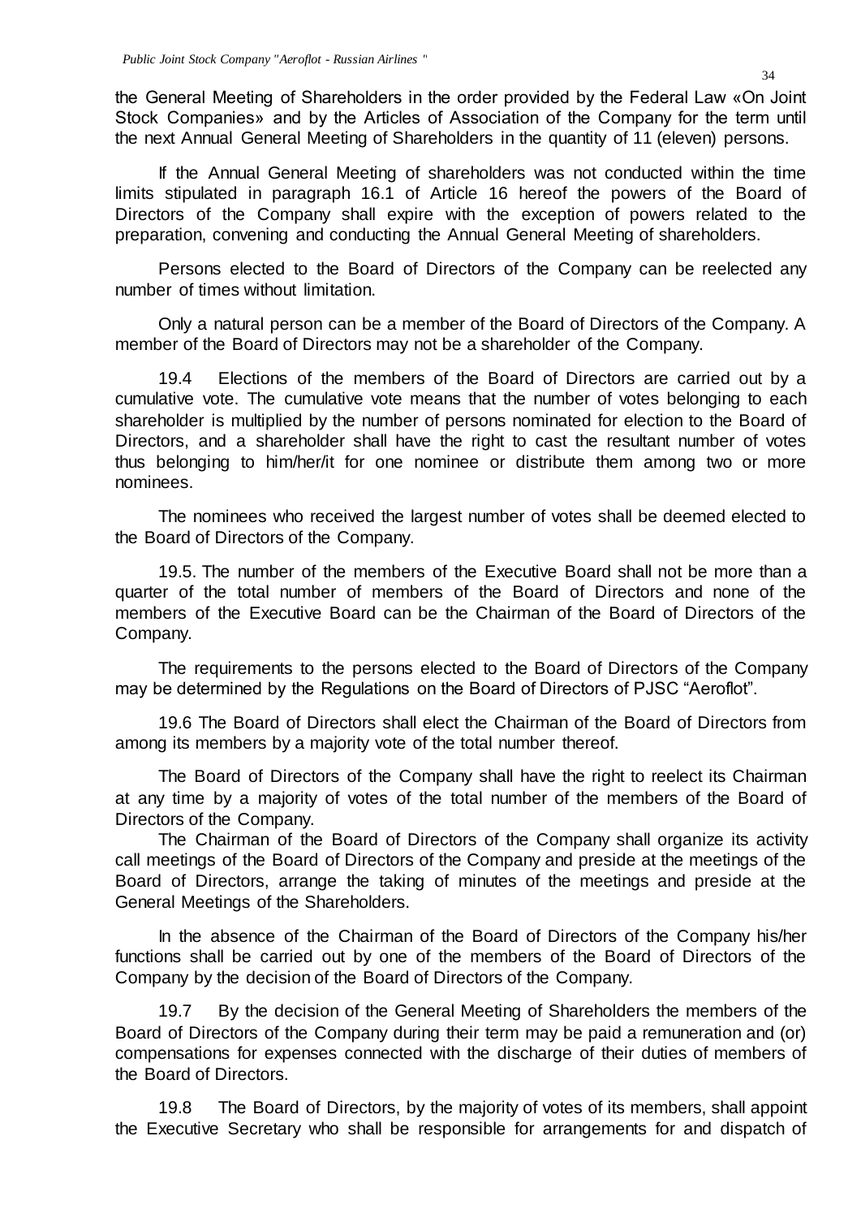the General Meeting of Shareholders in the order provided by the Federal Law «On Joint Stock Companies» and by the Articles of Association of the Company for the term until the next Annual General Meeting of Shareholders in the quantity of 11 (eleven) persons.

If the Annual General Meeting of shareholders was not conducted within the time limits stipulated in paragraph 16.1 of Article 16 hereof the powers of the Board of Directors of the Company shall expire with the exception of powers related to the preparation, convening and conducting the Annual General Meeting of shareholders.

Persons elected to the Board of Directors of the Company can be reelected any number of times without limitation.

Only a natural person can be a member of the Board of Directors of the Company. A member of the Board of Directors may not be a shareholder of the Company.

19.4 Elections of the members of the Board of Directors are carried out by a cumulative vote. The cumulative vote means that the number of votes belonging to each shareholder is multiplied by the number of persons nominated for election to the Board of Directors, and a shareholder shall have the right to cast the resultant number of votes thus belonging to him/her/it for one nominee or distribute them among two or more nominees.

The nominees who received the largest number of votes shall be deemed elected to the Board of Directors of the Company.

19.5. The number of the members of the Executive Board shall not be more than a quarter of the total number of members of the Board of Directors and none of the members of the Executive Board can be the Chairman of the Board of Directors of the Company.

The requirements to the persons elected to the Board of Directors of the Company may be determined by the Regulations on the Board of Directors of PJSC "Aeroflot".

19.6 The Board of Directors shall elect the Chairman of the Board of Directors from among its members by a majority vote of the total number thereof.

The Board of Directors of the Company shall have the right to reelect its Chairman at any time by a majority of votes of the total number of the members of the Board of Directors of the Company.

The Chairman of the Board of Directors of the Company shall organize its activity call meetings of the Board of Directors of the Company and preside at the meetings of the Board of Directors, arrange the taking of minutes of the meetings and preside at the General Meetings of the Shareholders.

In the absence of the Chairman of the Board of Directors of the Company his/her functions shall be carried out by one of the members of the Board of Directors of the Company by the decision of the Board of Directors of the Company.

19.7 By the decision of the General Meeting of Shareholders the members of the Board of Directors of the Company during their term may be paid a remuneration and (or) compensations for expenses connected with the discharge of their duties of members of the Board of Directors.

19.8 The Board of Directors, by the majority of votes of its members, shall appoint the Executive Secretary who shall be responsible for arrangements for and dispatch of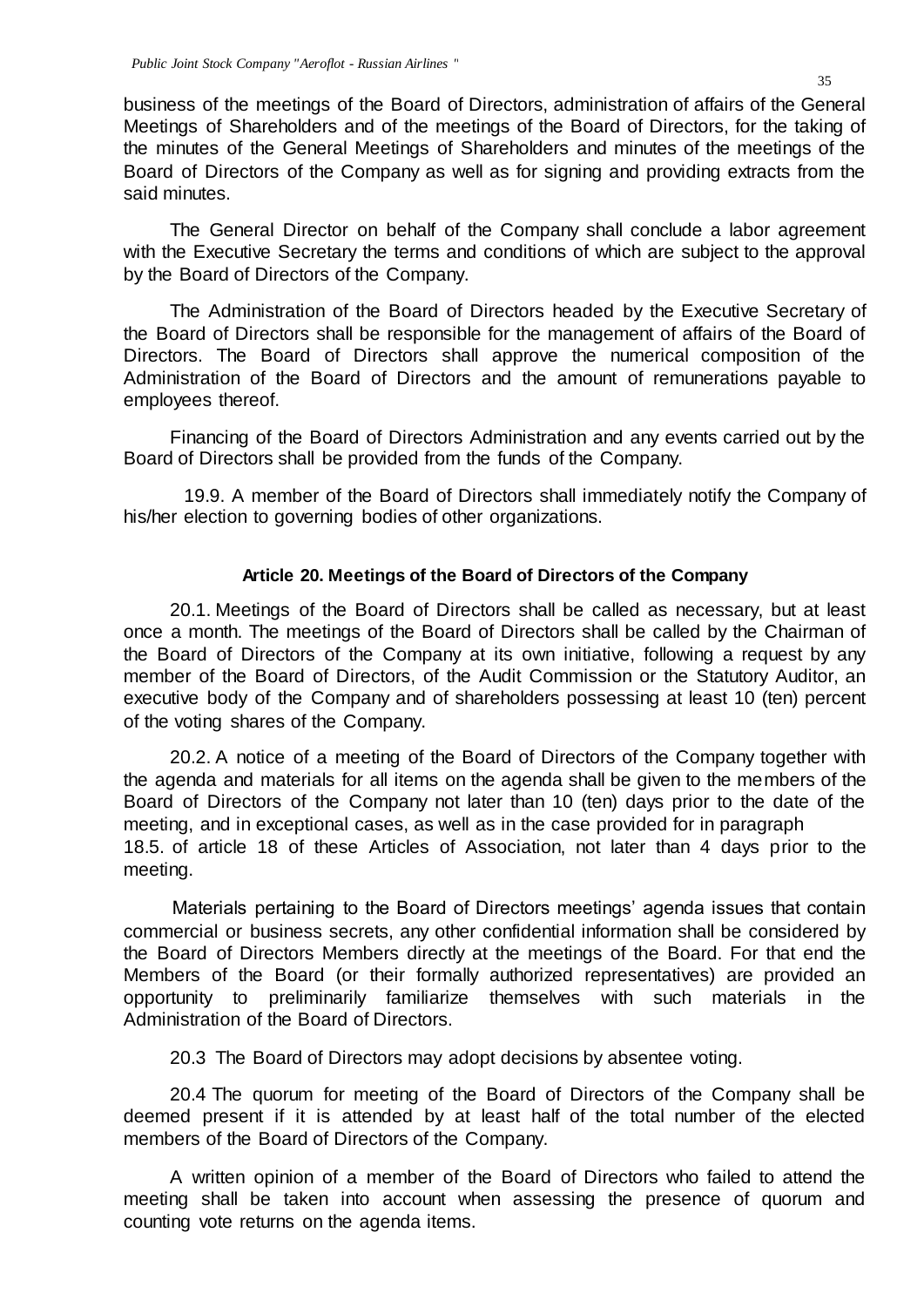business of the meetings of the Board of Directors, administration of affairs of the General Meetings of Shareholders and of the meetings of the Board of Directors, for the taking of the minutes of the General Meetings of Shareholders and minutes of the meetings of the Board of Directors of the Company as well as for signing and providing extracts from the said minutes.

The General Director on behalf of the Company shall conclude a labor agreement with the Executive Secretary the terms and conditions of which are subject to the approval by the Board of Directors of the Company.

The Administration of the Board of Directors headed by the Executive Secretary of the Board of Directors shall be responsible for the management of affairs of the Board of Directors. The Board of Directors shall approve the numerical composition of the Administration of the Board of Directors and the amount of remunerations payable to employees thereof.

Financing of the Board of Directors Administration and any events carried out by the Board of Directors shall be provided from the funds of the Company.

19.9. A member of the Board of Directors shall immediately notify the Company of his/her election to governing bodies of other organizations.

#### Article 20. Meetings of the Board of Directors of the Company

20.1. Meetings of the Board of Directors shall be called as necessary, but at least once a month. The meetings of the Board of Directors shall be called by the Chairman of the Board of Directors of the Company at its own initiative, following a request by any member of the Board of Directors, of the Audit Commission or the Statutory Auditor, an executive body of the Company and of shareholders possessing at least 10 (ten) percent of the voting shares of the Company.

20.2. A notice of a meeting of the Board of Directors of the Company together with the agenda and materials for all items on the agenda shall be given to the members of the Board of Directors of the Company not later than 10 (ten) days prior to the date of the meeting, and in exceptional cases, as well as in the case provided for in paragraph 18.5. of article 18 of these Articles of Association, not later than 4 days prior to the meeting.

Materials pertaining to the Board of Directors meetings' agenda issues that contain commercial or business secrets, any other confidential information shall be considered by the Board of Directors Members directly at the meetings of the Board. For that end the Members of the Board (or their formally authorized representatives) are provided an opportunity to preliminarily familiarize themselves with such materials in the Administration of the Board of Directors.

20.3 The Board of Directors may adopt decisions by absentee voting.

20.4 The quorum for meeting of the Board of Directors of the Company shall be deemed present if it is attended by at least half of the total number of the elected members of the Board of Directors of the Company.

A written opinion of a member of the Board of Directors who failed to attend the meeting shall be taken into account when assessing the presence of quorum and counting vote returns on the agenda items.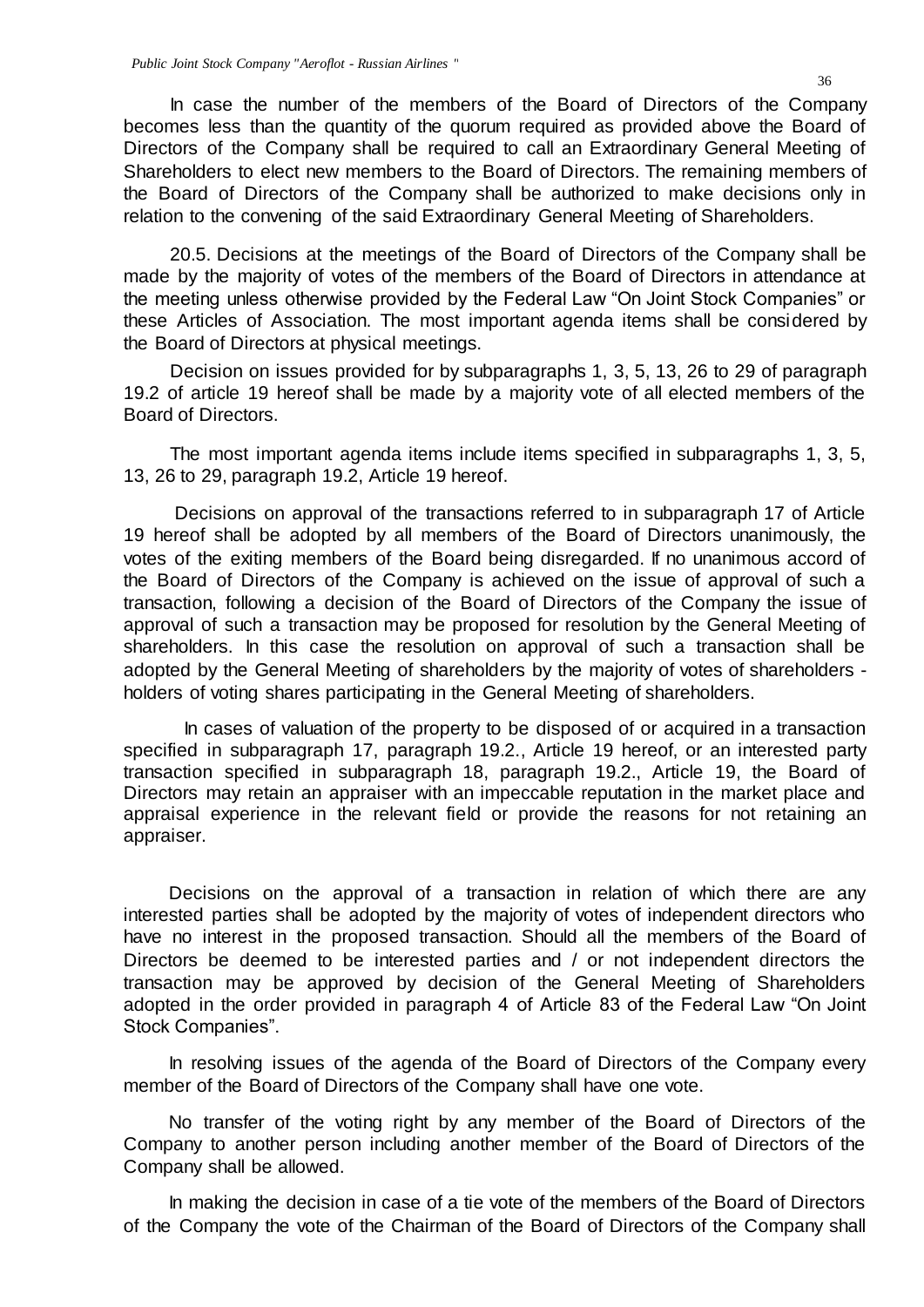In case the number of the members of the Board of Directors of the Company becomes less than the quantity of the quorum required as provided above the Board of Directors of the Company shall be required to call an Extraordinary General Meeting of Shareholders to elect new members to the Board of Directors. The remaining members of the Board of Directors of the Company shall be authorized to make decisions only in relation to the convening of the said Extraordinary General Meeting of Shareholders.

20.5. Decisions at the meetings of the Board of Directors of the Company shall be made by the majority of votes of the members of the Board of Directors in attendance at the meeting unless otherwise provided by the Federal Law "On Joint Stock Companies" or these Articles of Association. The most important agenda items shall be considered by the Board of Directors at physical meetings.

Decision on issues provided for by subparagraphs 1, 3, 5, 13, 26 to 29 of paragraph 19.2 of article 19 hereof shall be made by a majority vote of all elected members of the Board of Directors.

The most important agenda items include items specified in subparagraphs 1, 3, 5, 13, 26 to 29, paragraph 19.2, Article 19 hereof.

Decisions on approval of the transactions referred to in subparagraph 17 of Article 19 hereof shall be adopted by all members of the Board of Directors unanimously, the votes of the exiting members of the Board being disregarded. If no unanimous accord of the Board of Directors of the Company is achieved on the issue of approval of such a transaction, following a decision of the Board of Directors of the Company the issue of approval of such a transaction may be proposed for resolution by the General Meeting of shareholders. In this case the resolution on approval of such a transaction shall be adopted by the General Meeting of shareholders by the majority of votes of shareholders - holders of voting shares participating in the General Meeting of shareholders.

In cases of valuation of the property to be disposed of or acquired in a transaction specified in subparagraph 17, paragraph 19.2., Article 19 hereof, or an interested party transaction specified in subparagraph 18, paragraph 19.2., Article 19, the Board of Directors may retain an appraiser with an impeccable reputation in the market place and appraisal experience in the relevant field or provide the reasons for not retaining an appraiser.

Decisions on the approval of a transaction in relation of which there are any interested parties shall be adopted by the majority of votes of independent directors who have no interest in the proposed transaction. Should all the members of the Board of Directors be deemed to be interested parties and / or not independent directors the transaction may be approved by decision of the General Meeting of Shareholders adopted in the order provided in paragraph 4 of Article 83 of the Federal Law "On Joint Stock Companies".

In resolving issues of the agenda of the Board of Directors of the Company every member of the Board of Directors of the Company shall have one vote.

No transfer of the voting right by any member of the Board of Directors of the Company to another person including another member of the Board of Directors of the Company shall be allowed.

In making the decision in case of a tie vote of the members of the Board of Directors of the Company the vote of the Chairman of the Board of Directors of the Company shall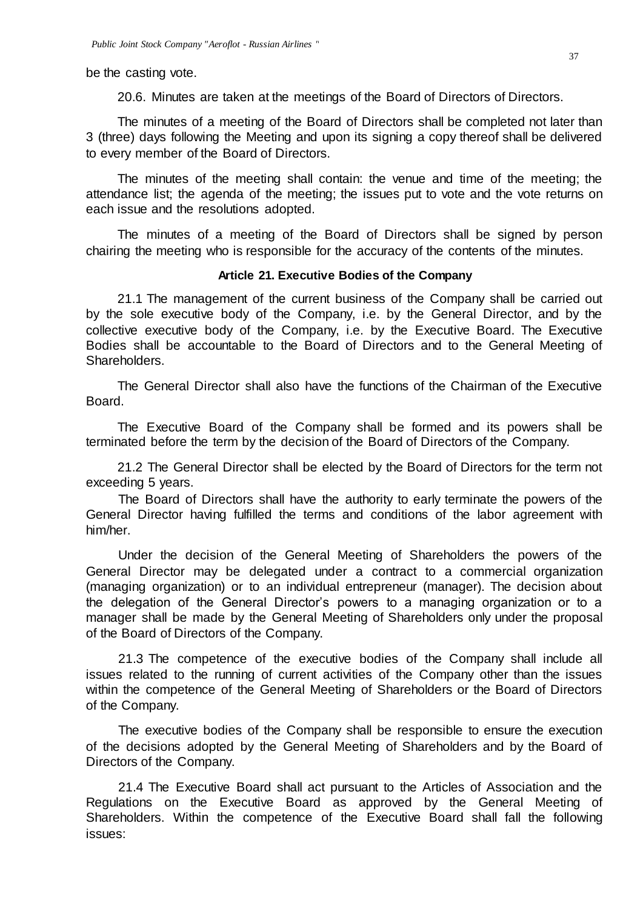be the casting vote.

20.6. Minutes are taken at the meetings of the Board of Directors of Directors.

The minutes of a meeting of the Board of Directors shall be completed not later than 3 (three) days following the Meeting and upon its signing a copy thereof shall be delivered to every member of the Board of Directors.

The minutes of the meeting shall contain: the venue and time of the meeting; the attendance list; the agenda of the meeting; the issues put to vote and the vote returns on each issue and the resolutions adopted.

The minutes of a meeting of the Board of Directors shall be signed by person chairing the meeting who is responsible for the accuracy of the contents of the minutes.

**Article 21. Executive Bodies of the Company**

21.1 The management of the current business of the Company shall be carried out by the sole executive body of the Company, i.e. by the General Director, and by the collective executive body of the Company, i.e. by the Executive Board. The Executive Bodies shall be accountable to the Board of Directors and to the General Meeting of Shareholders.

The General Director shall also have the functions of the Chairman of the Executive Board.

The Executive Board of the Company shall be formed and its powers shall be terminated before the term by the decision of the Board of Directors of the Company.

21.2 The General Director shall be elected by the Board of Directors for the term not exceeding 5 years.

The Board of Directors shall have the authority to early terminate the powers of the General Director having fulfilled the terms and conditions of the labor agreement with him/her.

Under the decision of the General Meeting of Shareholders the powers of the General Director may be delegated under a contract to a commercial organization (managing organization) or to an individual entrepreneur (manager). The decision about the delegation of the General Director's powers to a managing organization or to a manager shall be made by the General Meeting of Shareholders only under the proposal of the Board of Directors of the Company.

21.3 The competence of the executive bodies of the Company shall include all issues related to the running of current activities of the Company other than the issues within the competence of the General Meeting of Shareholders or the Board of Directors of the Company.

The executive bodies of the Company shall be responsible to ensure the execution of the decisions adopted by the General Meeting of Shareholders and by the Board of Directors of the Company.

21.4 The Executive Board shall act pursuant to the Articles of Association and the Regulations on the Executive Board as approved by the General Meeting of Shareholders. Within the competence of the Executive Board shall fall the following issues: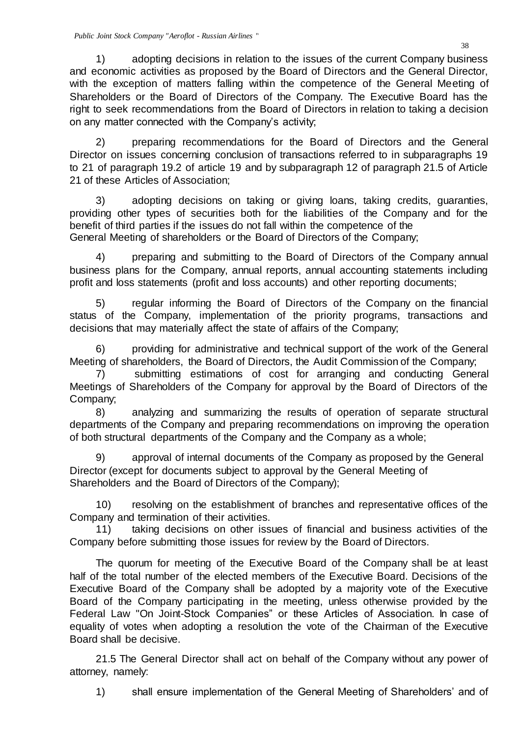1) adopting decisions in relation to the issues of the current Company business and economic activities as proposed by the Board of Directors and the General Director, with the exception of matters falling within the competence of the General Meeting of Shareholders or the Board of Directors of the Company. The Executive Board has the right to seek recommendations from the Board of Directors in relation to taking a decision on any matter connected with the Company's activity;

2) preparing recommendations for the Board of Directors and the General Director on issues concerning conclusion of transactions referred to in subparagraphs 19 to 21 of paragraph 19.2 of article 19 and by subparagraph 12 of paragraph 21.5 of Article 21 of these Articles of Association;

3) adopting decisions on taking or giving loans, taking credits, guaranties, providing other types of securities both for the liabilities of the Company and for the benefit of third parties if the issues do not fall within the competence of the General Meeting of shareholders or the Board of Directors of the Company;

4) preparing and submitting to the Board of Directors of the Company annual business plans for the Company, annual reports, annual accounting statements including profit and loss statements (profit and loss accounts) and other reporting documents;

5) regular informing the Board of Directors of the Company on the financial status of the Company, implementation of the priority programs, transactions and decisions that may materially affect the state of affairs of the Company;

6) providing for administrative and technical support of the work of the General Meeting of shareholders, the Board of Directors, the Audit Commission of the Company;

7) submitting estimations of cost for arranging and conducting General Meetings of Shareholders of the Company for approval by the Board of Directors of the Company;

8) analyzing and summarizing the results of operation of separate structural departments of the Company and preparing recommendations on improving the operation of both structural departments of the Company and the Company as a whole;

9) approval of internal documents of the Company as proposed by the General Director (except for documents subject to approval by the General Meeting of Shareholders and the Board of Directors of the Company);

10) resolving on the establishment of branches and representative offices of the Company and termination of their activities.

11) taking decisions on other issues of financial and business activities of the Company before submitting those issues for review by the Board of Directors.

The quorum for meeting of the Executive Board of the Company shall be at least half of the total number of the elected members of the Executive Board. Decisions of the Executive Board of the Company shall be adopted by a majority vote of the Executive Board of the Company participating in the meeting, unless otherwise provided by the Federal Law "On Joint-Stock Companies" or these Articles of Association. In case of equality of votes when adopting a resolution the vote of the Chairman of the Executive Board shall be decisive.

21.5 The General Director shall act on behalf of the Company without any power of attorney, namely:

1) shall ensure implementation of the General Meeting of Shareholders' and of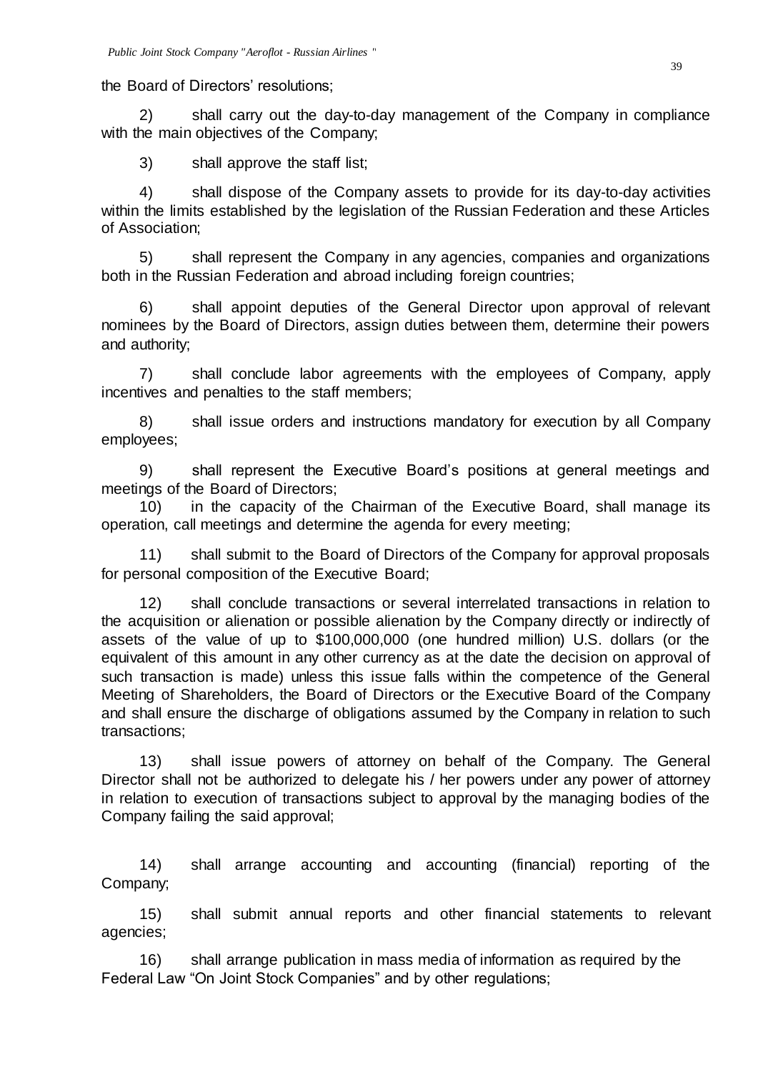the Board of Directors' resolutions;

2) shall carry out the day-to-day management of the Company in compliance with the main objectives of the Company;

3) shall approve the staff list;

4) shall dispose of the Company assets to provide for its day-to-day activities within the limits established by the legislation of the Russian Federation and these Articles of Association;

5) shall represent the Company in any agencies, companies and organizations both in the Russian Federation and abroad including foreign countries;

6) shall appoint deputies of the General Director upon approval of relevant nominees by the Board of Directors, assign duties between them, determine their powers and authority;

7) shall conclude labor agreements with the employees of Company, apply incentives and penalties to the staff members;

8) shall issue orders and instructions mandatory for execution by all Company employees;

9) shall represent the Executive Board's positions at general meetings and meetings of the Board of Directors;

10) in the capacity of the Chairman of the Executive Board, shall manage its operation, call meetings and determine the agenda for every meeting;

11) shall submit to the Board of Directors of the Company for approval proposals for personal composition of the Executive Board;

12) shall conclude transactions or several interrelated transactions in relation to the acquisition or alienation or possible alienation by the Company directly or indirectly of assets of the value of up to $100,000,000 (one hundred million) U.S. dollars (or the equivalent of this amount in any other currency as at the date the decision on approval of such transaction is made) unless this issue falls within the competence of the General Meeting of Shareholders, the Board of Directors or the Executive Board of the Company and shall ensure the discharge of obligations assumed by the Company in relation to such transactions;

13) shall issue powers of attorney on behalf of the Company. The General Director shall not be authorized to delegate his / her powers under any power of attorney in relation to execution of transactions subject to approval by the managing bodies of the Company failing the said approval;

14) shall arrange accounting and accounting (financial) reporting of the Company;

15) shall submit annual reports and other financial statements to relevant agencies;

16) shall arrange publication in mass media of information as required by the Federal Law "On Joint Stock Companies" and by other regulations;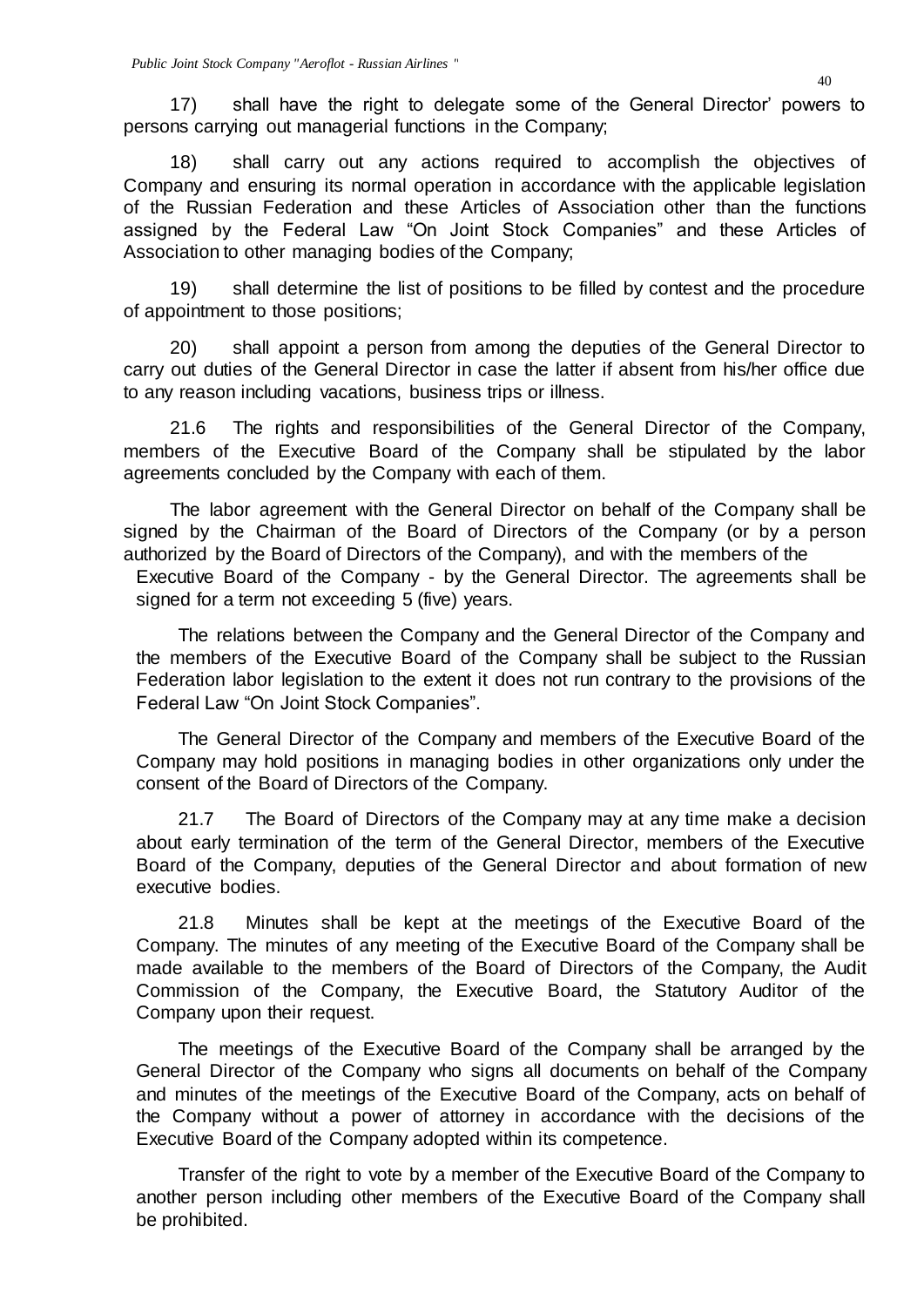17) shall have the right to delegate some of the General Director' powers to persons carrying out managerial functions in the Company;

18) shall carry out any actions required to accomplish the objectives of Company and ensuring its normal operation in accordance with the applicable legislation of the Russian Federation and these Articles of Association other than the functions assigned by the Federal Law "On Joint Stock Companies" and these Articles of Association to other managing bodies of the Company;

19) shall determine the list of positions to be filled by contest and the procedure of appointment to those positions;

20) shall appoint a person from among the deputies of the General Director to carry out duties of the General Director in case the latter if absent from his/her office due to any reason including vacations, business trips or illness.

21.6 The rights and responsibilities of the General Director of the Company, members of the Executive Board of the Company shall be stipulated by the labor agreements concluded by the Company with each of them.

The labor agreement with the General Director on behalf of the Company shall be signed by the Chairman of the Board of Directors of the Company (or by a person authorized by the Board of Directors of the Company), and with the members of the Executive Board of the Company - by the General Director. The agreements shall be signed for a term not exceeding 5 (five) years.

The relations between the Company and the General Director of the Company and the members of the Executive Board of the Company shall be subject to the Russian Federation labor legislation to the extent it does not run contrary to the provisions of the Federal Law "On Joint Stock Companies".

The General Director of the Company and members of the Executive Board of the Company may hold positions in managing bodies in other organizations only under the consent of the Board of Directors of the Company.

21.7 The Board of Directors of the Company may at any time make a decision about early termination of the term of the General Director, members of the Executive Board of the Company, deputies of the General Director and about formation of new executive bodies.

21.8 Minutes shall be kept at the meetings of the Executive Board of the Company. The minutes of any meeting of the Executive Board of the Company shall be made available to the members of the Board of Directors of the Company, the Audit Commission of the Company, the Executive Board, the Statutory Auditor of the Company upon their request.

The meetings of the Executive Board of the Company shall be arranged by the General Director of the Company who signs all documents on behalf of the Company and minutes of the meetings of the Executive Board of the Company, acts on behalf of the Company without a power of attorney in accordance with the decisions of the Executive Board of the Company adopted within its competence.

Transfer of the right to vote by a member of the Executive Board of the Company to another person including other members of the Executive Board of the Company shall be prohibited.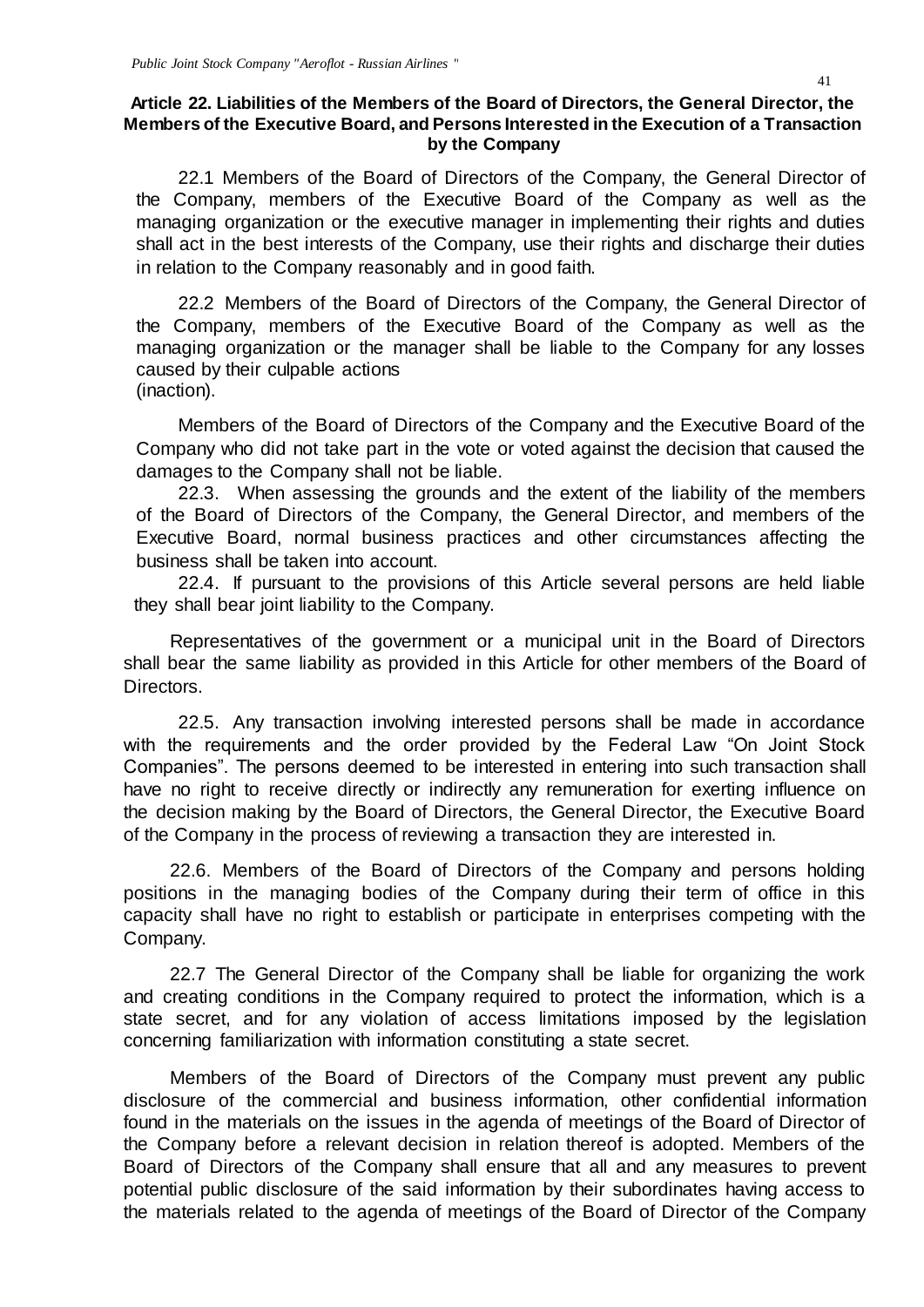**Article 22. Liabilities of the Members of the Board of Directors, the General Director, the Members of the Executive Board, and Persons Interested in the Execution of a Transaction by the Company**

22.1 Members of the Board of Directors of the Company, the General Director of the Company, members of the Executive Board of the Company as well as the managing organization or the executive manager in implementing their rights and duties shall act in the best interests of the Company, use their rights and discharge their duties in relation to the Company reasonably and in good faith.

22.2 Members of the Board of Directors of the Company, the General Director of the Company, members of the Executive Board of the Company as well as the managing organization or the manager shall be liable to the Company for any losses caused by their culpable actions (inaction).

Members of the Board of Directors of the Company and the Executive Board of the Company who did not take part in the vote or voted against the decision that caused the damages to the Company shall not be liable.

22.3. When assessing the grounds and the extent of the liability of the members of the Board of Directors of the Company, the General Director, and members of the Executive Board, normal business practices and other circumstances affecting the business shall be taken into account.

22.4. If pursuant to the provisions of this Article several persons are held liable they shall bear joint liability to the Company.

Representatives of the government or a municipal unit in the Board of Directors shall bear the same liability as provided in this Article for other members of the Board of Directors.

22.5. Any transaction involving interested persons shall be made in accordance with the requirements and the order provided by the Federal Law "On Joint Stock Companies". The persons deemed to be interested in entering into such transaction shall have no right to receive directly or indirectly any remuneration for exerting influence on the decision making by the Board of Directors, the General Director, the Executive Board of the Company in the process of reviewing a transaction they are interested in.

22.6. Members of the Board of Directors of the Company and persons holding positions in the managing bodies of the Company during their term of office in this capacity shall have no right to establish or participate in enterprises competing with the Company.

22.7 The General Director of the Company shall be liable for organizing the work and creating conditions in the Company required to protect the information, which is a state secret, and for any violation of access limitations imposed by the legislation concerning familiarization with information constituting a state secret.

Members of the Board of Directors of the Company must prevent any public disclosure of the commercial and business information, other confidential information found in the materials on the issues in the agenda of meetings of the Board of Director of the Company before a relevant decision in relation thereof is adopted. Members of the Board of Directors of the Company shall ensure that all and any measures to prevent potential public disclosure of the said information by their subordinates having access to the materials related to the agenda of meetings of the Board of Director of the Company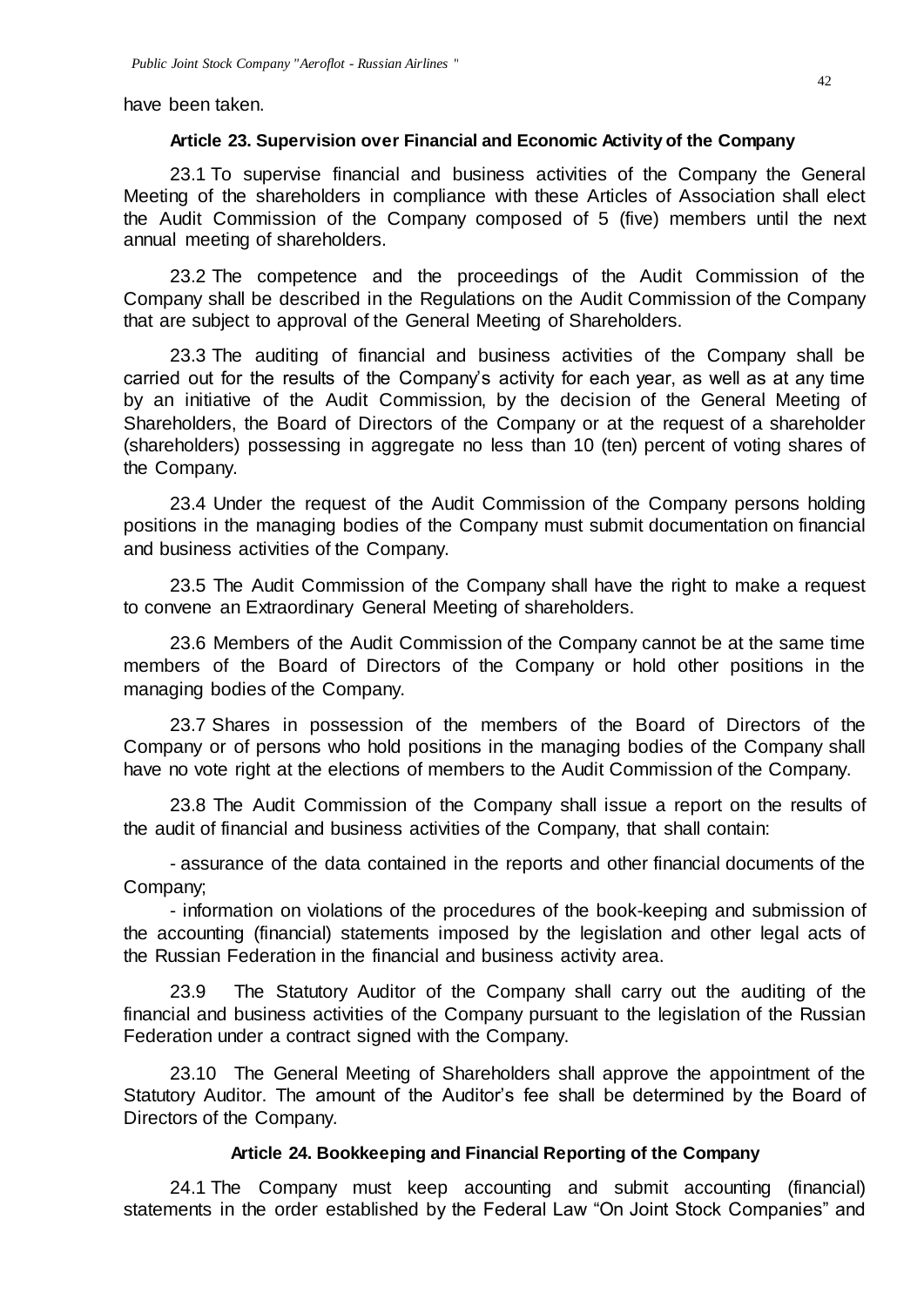have been taken.

#### Article 23. Supervision over Financial and Economic Activity of the Company

23.1 To supervise financial and business activities of the Company the General Meeting of the shareholders in compliance with these Articles of Association shall elect the Audit Commission of the Company composed of 5 (five) members until the next annual meeting of shareholders.

23.2 The competence and the proceedings of the Audit Commission of the Company shall be described in the Regulations on the Audit Commission of the Company that are subject to approval of the General Meeting of Shareholders.

23.3 The auditing of financial and business activities of the Company shall be carried out for the results of the Company's activity for each year, as well as at any time by an initiative of the Audit Commission, by the decision of the General Meeting of Shareholders, the Board of Directors of the Company or at the request of a shareholder (shareholders) possessing in aggregate no less than 10 (ten) percent of voting shares of the Company.

23.4 Under the request of the Audit Commission of the Company persons holding positions in the managing bodies of the Company must submit documentation on financial and business activities of the Company.

23.5 The Audit Commission of the Company shall have the right to make a request to convene an Extraordinary General Meeting of shareholders.

23.6 Members of the Audit Commission of the Company cannot be at the same time members of the Board of Directors of the Company or hold other positions in the managing bodies of the Company.

23.7 Shares in possession of the members of the Board of Directors of the Company or of persons who hold positions in the managing bodies of the Company shall have no vote right at the elections of members to the Audit Commission of the Company.

23.8 The Audit Commission of the Company shall issue a report on the results of the audit of financial and business activities of the Company, that shall contain:

- assurance of the data contained in the reports and other financial documents of the Company;
- information on violations of the procedures of the book-keeping and submission of the accounting (financial) statements imposed by the legislation and other legal acts of the Russian Federation in the financial and business activity area.

23.9 The Statutory Auditor of the Company shall carry out the auditing of the financial and business activities of the Company pursuant to the legislation of the Russian Federation under a contract signed with the Company.

23.10 The General Meeting of Shareholders shall approve the appointment of the Statutory Auditor. The amount of the Auditor's fee shall be determined by the Board of Directors of the Company.

#### Article 24. Bookkeeping and Financial Reporting of the Company

24.1 The Company must keep accounting and submit accounting (financial) statements in the order established by the Federal Law "On Joint Stock Companies" and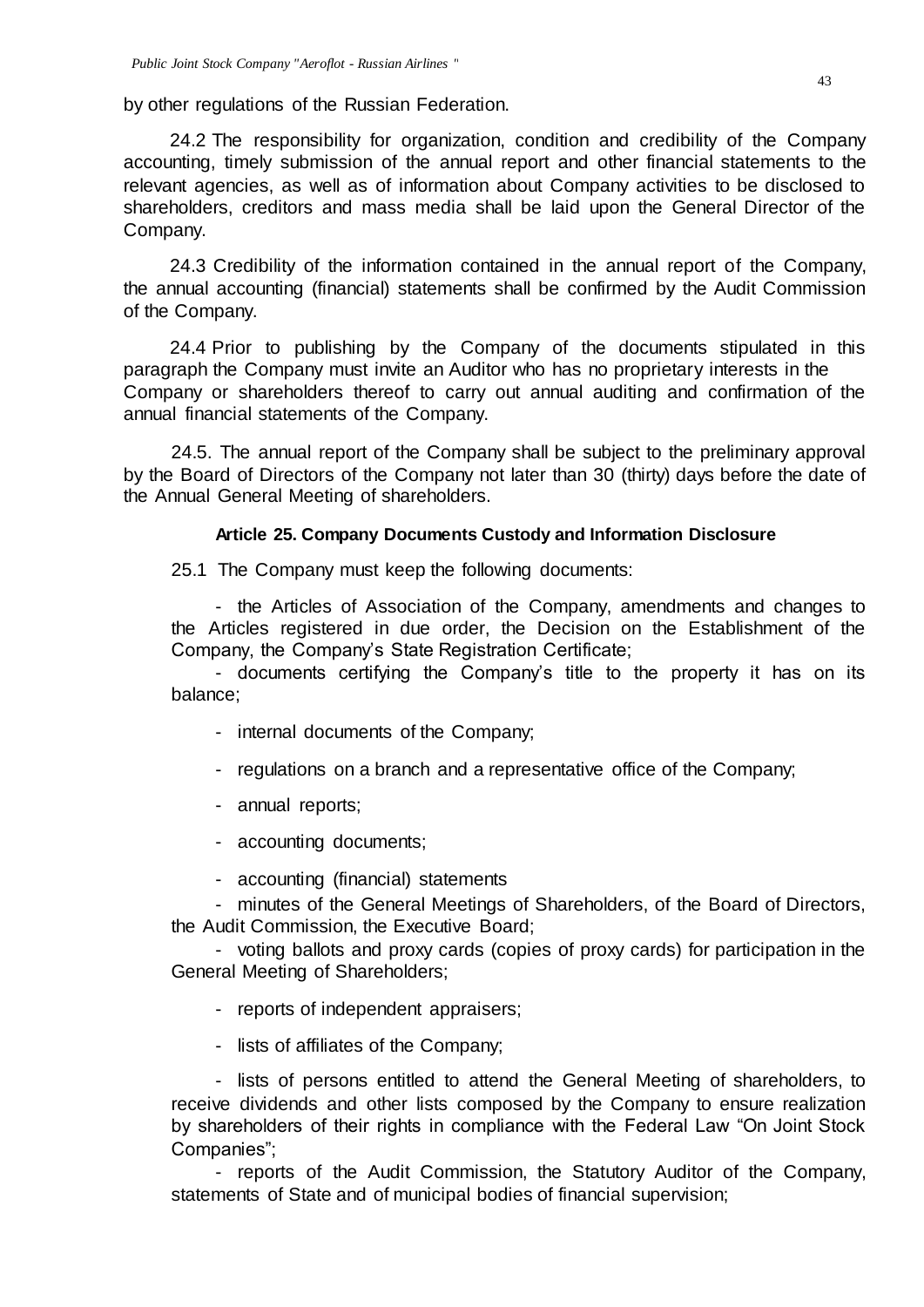by other regulations of the Russian Federation.

24.2 The responsibility for organization, condition and credibility of the Company accounting, timely submission of the annual report and other financial statements to the relevant agencies, as well as of information about Company activities to be disclosed to shareholders, creditors and mass media shall be laid upon the General Director of the Company.

24.3 Credibility of the information contained in the annual report of the Company, the annual accounting (financial) statements shall be confirmed by the Audit Commission of the Company.

24.4 Prior to publishing by the Company of the documents stipulated in this paragraph the Company must invite an Auditor who has no proprietary interests in the Company or shareholders thereof to carry out annual auditing and confirmation of the annual financial statements of the Company.

24.5. The annual report of the Company shall be subject to the preliminary approval by the Board of Directors of the Company not later than 30 (thirty) days before the date of the Annual General Meeting of shareholders.

#### Article 25. Company Documents Custody and Information Disclosure

25.1 The Company must keep the following documents:

- the Articles of Association of the Company, amendments and changes to the Articles registered in due order, the Decision on the Establishment of the Company, the Company's State Registration Certificate;
- documents certifying the Company's title to the property it has on its balance;
- internal documents of the Company;
- regulations on a branch and a representative office of the Company;
- annual reports;
- accounting documents;
- accounting (financial) statements
- minutes of the General Meetings of Shareholders, of the Board of Directors, the Audit Commission, the Executive Board;
- voting ballots and proxy cards (copies of proxy cards) for participation in the General Meeting of Shareholders;
- reports of independent appraisers;
- lists of affiliates of the Company;
- lists of persons entitled to attend the General Meeting of shareholders, to receive dividends and other lists composed by the Company to ensure realization by shareholders of their rights in compliance with the Federal Law "On Joint Stock Companies";
- reports of the Audit Commission, the Statutory Auditor of the Company, statements of State and of municipal bodies of financial supervision;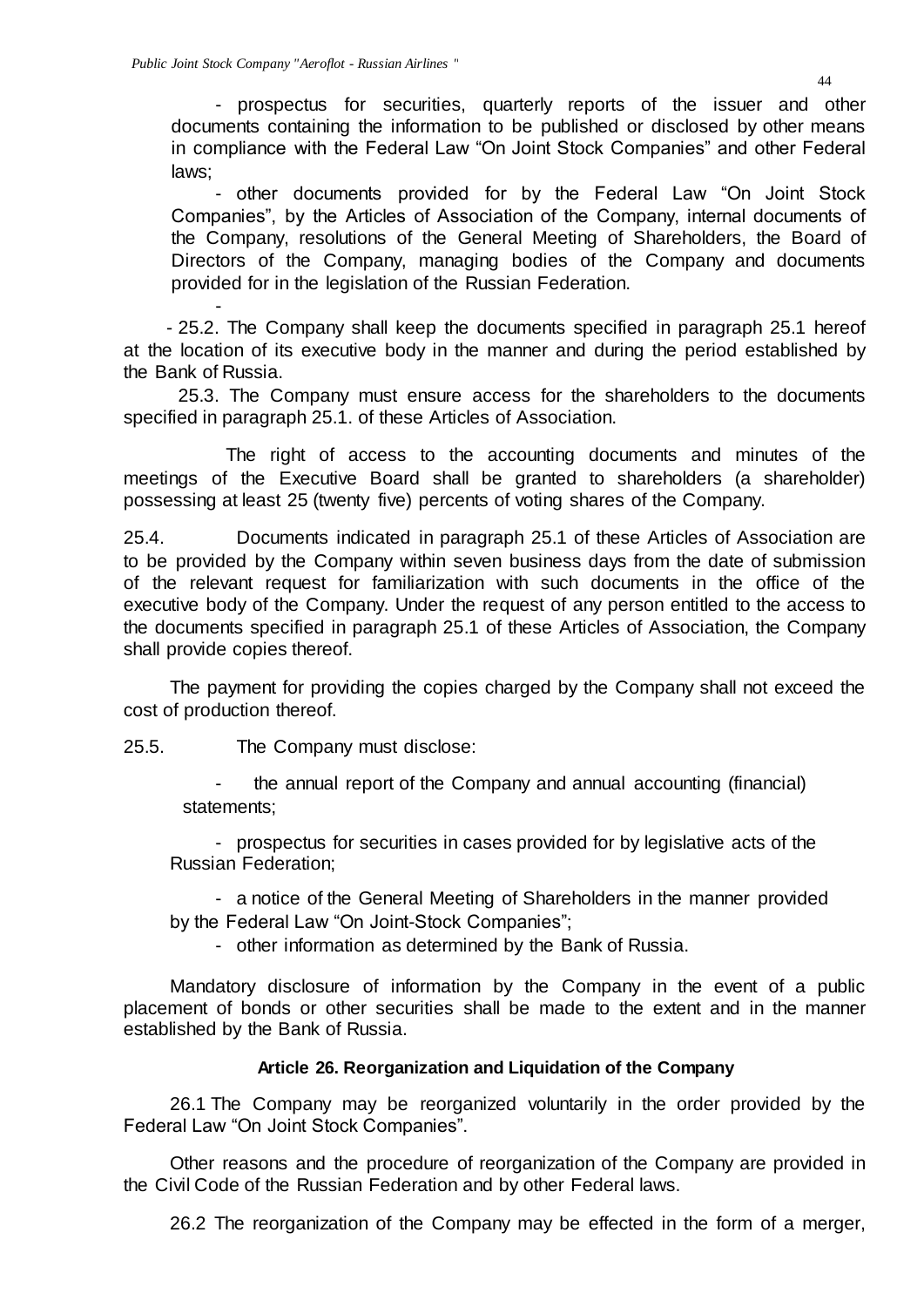- prospectus for securities, quarterly reports of the issuer and other documents containing the information to be published or disclosed by other means in compliance with the Federal Law "On Joint Stock Companies" and other Federal laws;

- other documents provided for by the Federal Law "On Joint Stock Companies", by the Articles of Association of the Company, internal documents of the Company, resolutions of the General Meeting of Shareholders, the Board of Directors of the Company, managing bodies of the Company and documents provided for in the legislation of the Russian Federation.

-

- 25.2. The Company shall keep the documents specified in paragraph 25.1 hereof at the location of its executive body in the manner and during the period established by the Bank of Russia.

25.3. The Company must ensure access for the shareholders to the documents specified in paragraph 25.1. of these Articles of Association.

The right of access to the accounting documents and minutes of the meetings of the Executive Board shall be granted to shareholders (a shareholder) possessing at least 25 (twenty five) percents of voting shares of the Company.

25.4. Documents indicated in paragraph 25.1 of these Articles of Association are to be provided by the Company within seven business days from the date of submission of the relevant request for familiarization with such documents in the office of the executive body of the Company. Under the request of any person entitled to the access to the documents specified in paragraph 25.1 of these Articles of Association, the Company shall provide copies thereof.

The payment for providing the copies charged by the Company shall not exceed the cost of production thereof.

25.5. The Company must disclose:

- the annual report of the Company and annual accounting (financial) statements;
- prospectus for securities in cases provided for by legislative acts of the Russian Federation;
- a notice of the General Meeting of Shareholders in the manner provided by the Federal Law "On Joint-Stock Companies";
- other information as determined by the Bank of Russia.

Mandatory disclosure of information by the Company in the event of a public placement of bonds or other securities shall be made to the extent and in the manner established by the Bank of Russia.

**Article 26. Reorganization and Liquidation of the Company**

26.1 The Company may be reorganized voluntarily in the order provided by the Federal Law "On Joint Stock Companies".

Other reasons and the procedure of reorganization of the Company are provided in the Civil Code of the Russian Federation and by other Federal laws.

26.2 The reorganization of the Company may be effected in the form of a merger,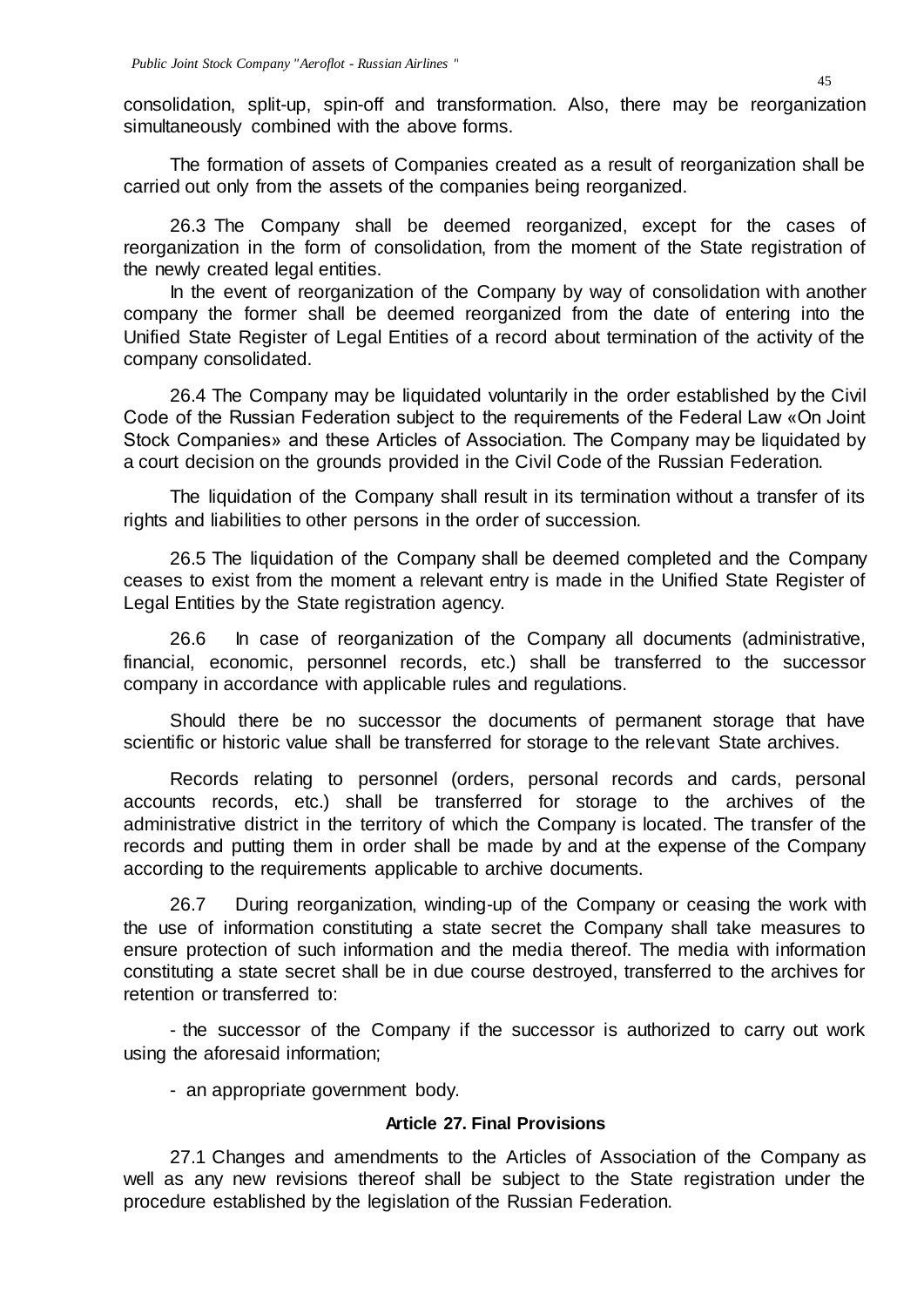consolidation, split-up, spin-off and transformation. Also, there may be reorganization simultaneously combined with the above forms.

The formation of assets of Companies created as a result of reorganization shall be carried out only from the assets of the companies being reorganized.

26.3 The Company shall be deemed reorganized, except for the cases of reorganization in the form of consolidation, from the moment of the State registration of the newly created legal entities.

In the event of reorganization of the Company by way of consolidation with another company the former shall be deemed reorganized from the date of entering into the Unified State Register of Legal Entities of a record about termination of the activity of the company consolidated.

26.4 The Company may be liquidated voluntarily in the order established by the Civil Code of the Russian Federation subject to the requirements of the Federal Law «On Joint Stock Companies» and these Articles of Association. The Company may be liquidated by a court decision on the grounds provided in the Civil Code of the Russian Federation.

The liquidation of the Company shall result in its termination without a transfer of its rights and liabilities to other persons in the order of succession.

26.5 The liquidation of the Company shall be deemed completed and the Company ceases to exist from the moment a relevant entry is made in the Unified State Register of Legal Entities by the State registration agency.

26.6 In case of reorganization of the Company all documents (administrative, financial, economic, personnel records, etc.) shall be transferred to the successor company in accordance with applicable rules and regulations.

Should there be no successor the documents of permanent storage that have scientific or historic value shall be transferred for storage to the relevant State archives.

Records relating to personnel (orders, personal records and cards, personal accounts records, etc.) shall be transferred for storage to the archives of the administrative district in the territory of which the Company is located. The transfer of the records and putting them in order shall be made by and at the expense of the Company according to the requirements applicable to archive documents.

26.7 During reorganization, winding-up of the Company or ceasing the work with the use of information constituting a state secret the Company shall take measures to ensure protection of such information and the media thereof. The media with information constituting a state secret shall be in due course destroyed, transferred to the archives for retention or transferred to:

- the successor of the Company if the successor is authorized to carry out work using the aforesaid information;

- an appropriate government body.

### Article 27. Final Provisions

27.1 Changes and amendments to the Articles of Association of the Company as well as any new revisions thereof shall be subject to the State registration under the procedure established by the legislation of the Russian Federation.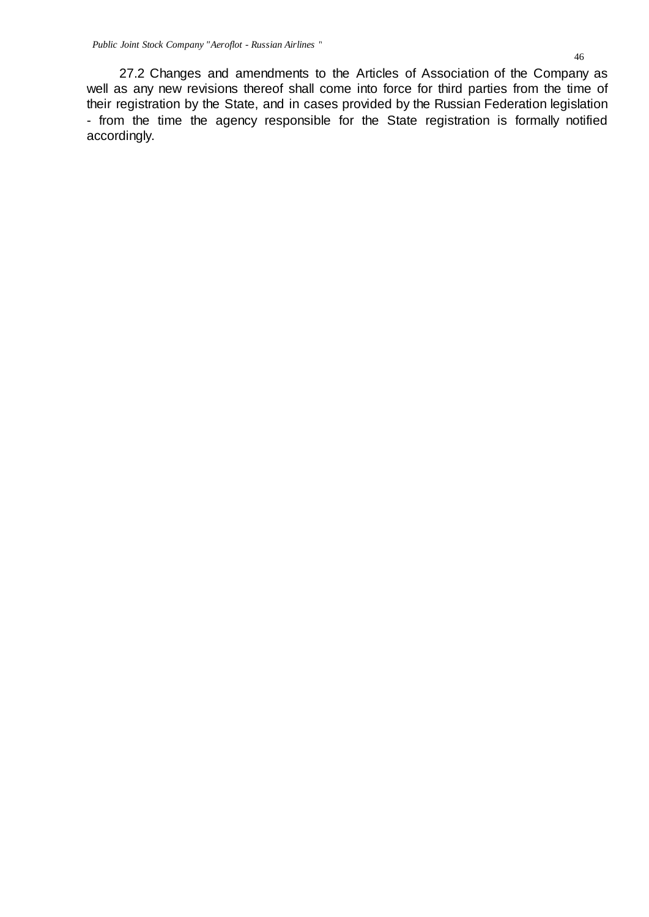27.2 Changes and amendments to the Articles of Association of the Company as well as any new revisions thereof shall come into force for third parties from the time of their registration by the State, and in cases provided by the Russian Federation legislation - from the time the agency responsible for the State registration is formally notified accordingly.